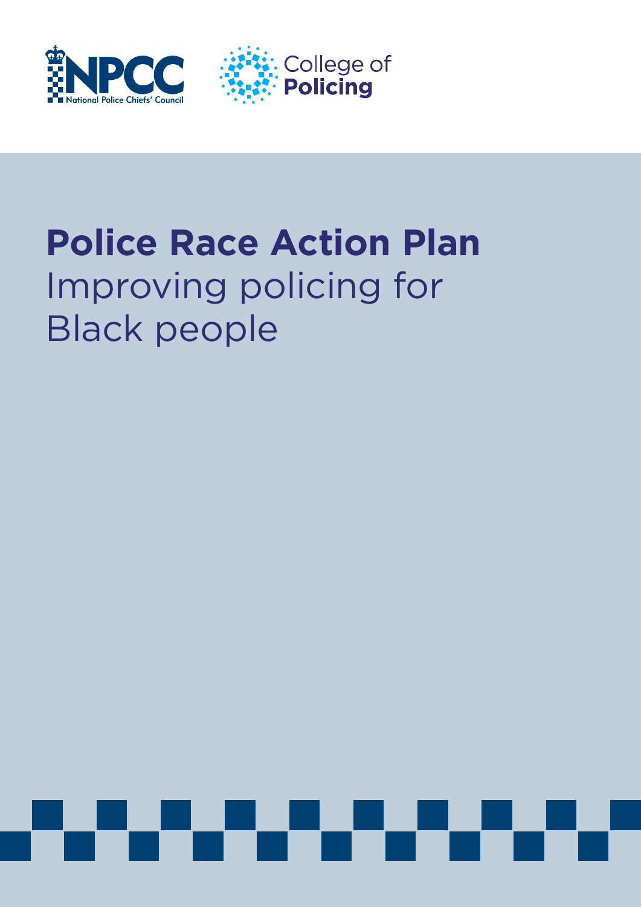NPCC
National Police Chiefs' Council

College of **Policing**

# Police Race Action Plan

Improving policing for Black people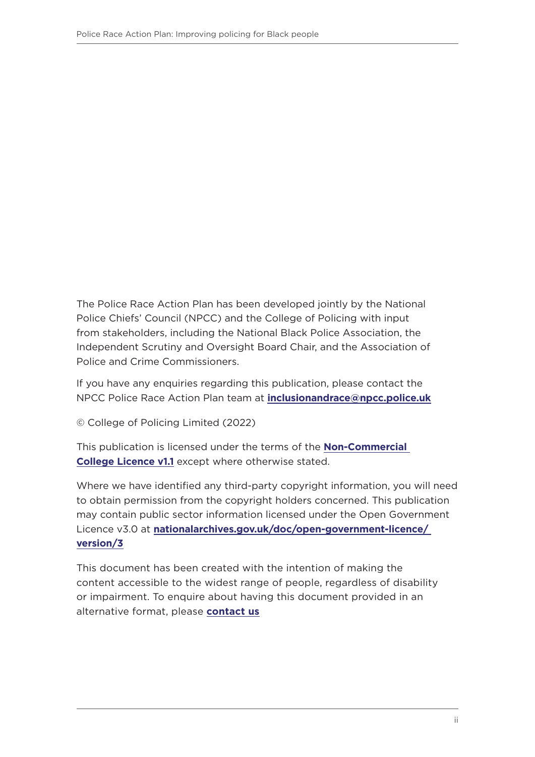The Police Race Action Plan has been developed jointly by the National Police Chiefs' Council (NPCC) and the College of Policing with input from stakeholders, including the National Black Police Association, the Independent Scrutiny and Oversight Board Chair, and the Association of Police and Crime Commissioners.

If you have any enquiries regarding this publication, please contact the NPCC Police Race Action Plan team at **inclusionandrace@npcc.police.uk**

© College of Policing Limited (2022)

This publication is licensed under the terms of the **Non-Commercial College Licence v1.1** except where otherwise stated.

Where we have identified any third-party copyright information, you will need to obtain permission from the copyright holders concerned. This publication may contain public sector information licensed under the Open Government Licence v3.0 at **nationalarchives.gov.uk/doc/open-government-licence/version/3**

This document has been created with the intention of making the content accessible to the widest range of people, regardless of disability or impairment. To enquire about having this document provided in an alternative format, please **contact us**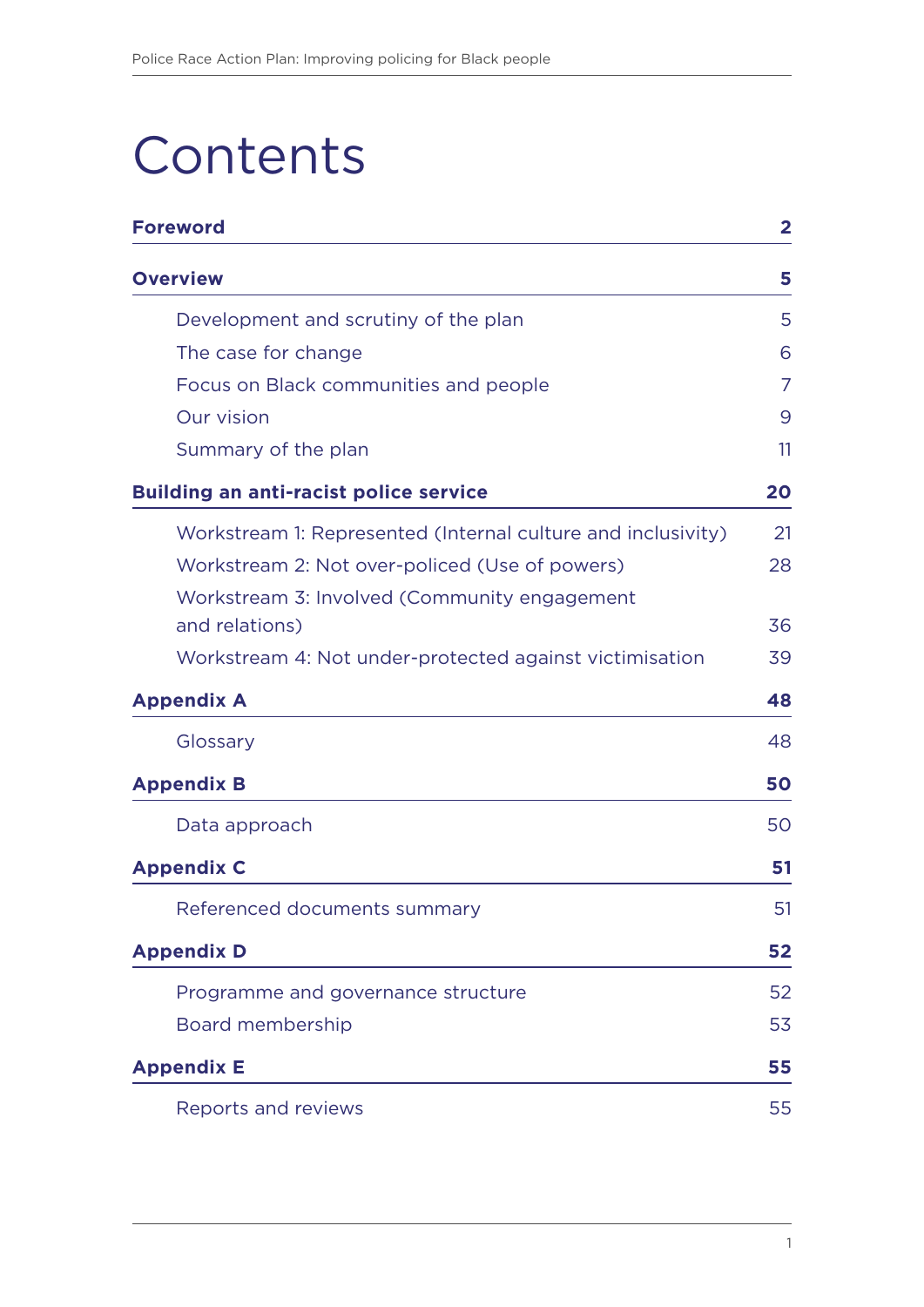# Contents

| | |
|---|---|
| **Foreword** | **2** |
| **Overview** | **5** |
| Development and scrutiny of the plan | 5 |
| The case for change | 6 |
| Focus on Black communities and people | 7 |
| Our vision | 9 |
| Summary of the plan | 11 |
| **Building an anti-racist police service** | **20** |
| Workstream 1: Represented (Internal culture and inclusivity) | 21 |
| Workstream 2: Not over-policed (Use of powers) | 28 |
| Workstream 3: Involved (Community engagement and relations) | 36 |
| Workstream 4: Not under-protected against victimisation | 39 |
| **Appendix A** | **48** |
| Glossary | 48 |
| **Appendix B** | **50** |
| Data approach | 50 |
| **Appendix C** | **51** |
| Referenced documents summary | 51 |
| **Appendix D** | **52** |
| Programme and governance structure | 52 |
| Board membership | 53 |
| **Appendix E** | **55** |
| Reports and reviews | 55 |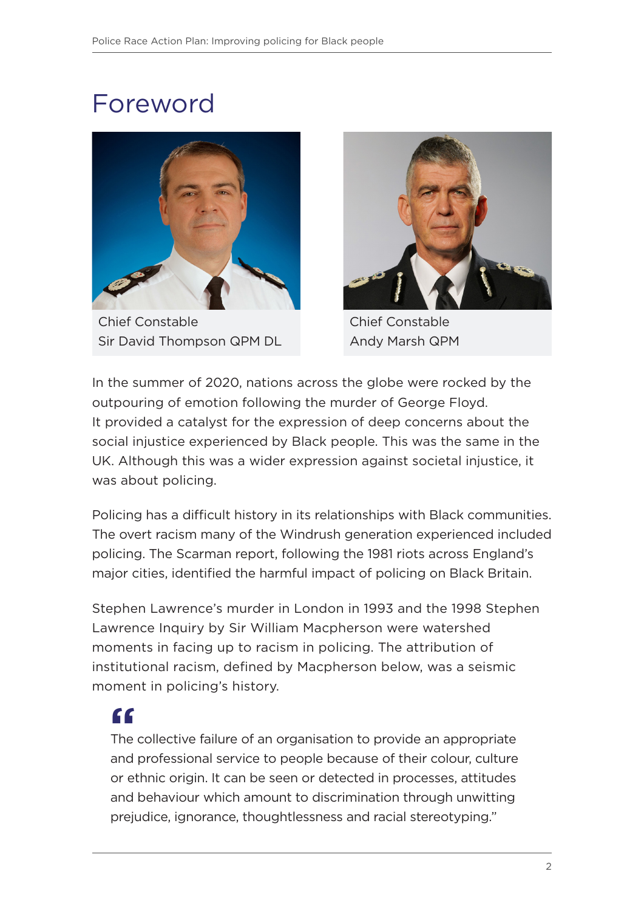# Foreword

Chief Constable
Sir David Thompson QPM DL

Chief Constable
Andy Marsh QPM

In the summer of 2020, nations across the globe were rocked by the outpouring of emotion following the murder of George Floyd. It provided a catalyst for the expression of deep concerns about the social injustice experienced by Black people. This was the same in the UK. Although this was a wider expression against societal injustice, it was about policing.

Policing has a difficult history in its relationships with Black communities. The overt racism many of the Windrush generation experienced included policing. The Scarman report, following the 1981 riots across England's major cities, identified the harmful impact of policing on Black Britain.

Stephen Lawrence's murder in London in 1993 and the 1998 Stephen Lawrence Inquiry by Sir William Macpherson were watershed moments in facing up to racism in policing. The attribution of institutional racism, defined by Macpherson below, was a seismic moment in policing's history.

> "The collective failure of an organisation to provide an appropriate and professional service to people because of their colour, culture or ethnic origin. It can be seen or detected in processes, attitudes and behaviour which amount to discrimination through unwitting prejudice, ignorance, thoughtlessness and racial stereotyping."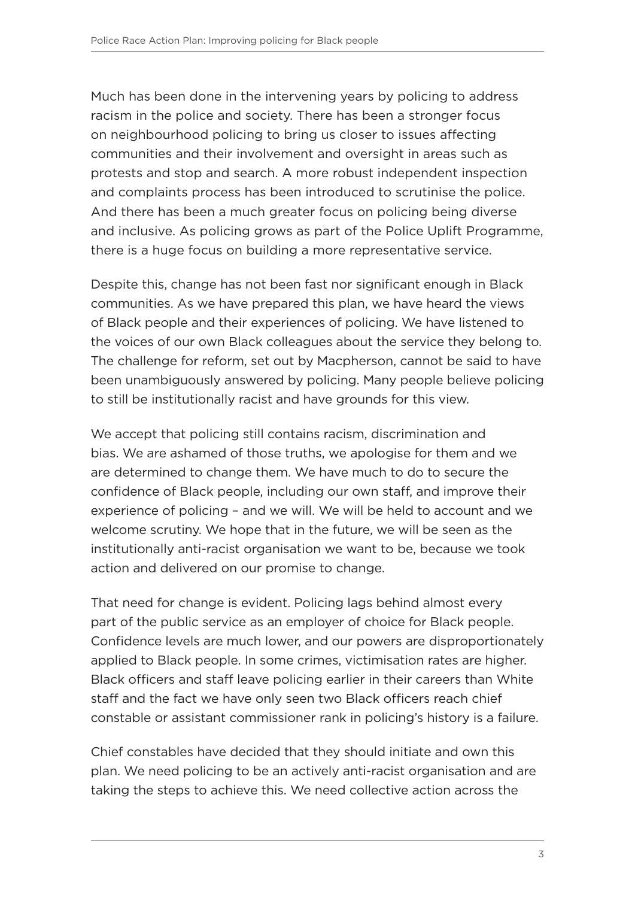Much has been done in the intervening years by policing to address racism in the police and society. There has been a stronger focus on neighbourhood policing to bring us closer to issues affecting communities and their involvement and oversight in areas such as protests and stop and search. A more robust independent inspection and complaints process has been introduced to scrutinise the police. And there has been a much greater focus on policing being diverse and inclusive. As policing grows as part of the Police Uplift Programme, there is a huge focus on building a more representative service.

Despite this, change has not been fast nor significant enough in Black communities. As we have prepared this plan, we have heard the views of Black people and their experiences of policing. We have listened to the voices of our own Black colleagues about the service they belong to. The challenge for reform, set out by Macpherson, cannot be said to have been unambiguously answered by policing. Many people believe policing to still be institutionally racist and have grounds for this view.

We accept that policing still contains racism, discrimination and bias. We are ashamed of those truths, we apologise for them and we are determined to change them. We have much to do to secure the confidence of Black people, including our own staff, and improve their experience of policing – and we will. We will be held to account and we welcome scrutiny. We hope that in the future, we will be seen as the institutionally anti-racist organisation we want to be, because we took action and delivered on our promise to change.

That need for change is evident. Policing lags behind almost every part of the public service as an employer of choice for Black people. Confidence levels are much lower, and our powers are disproportionately applied to Black people. In some crimes, victimisation rates are higher. Black officers and staff leave policing earlier in their careers than White staff and the fact we have only seen two Black officers reach chief constable or assistant commissioner rank in policing's history is a failure.

Chief constables have decided that they should initiate and own this plan. We need policing to be an actively anti-racist organisation and are taking the steps to achieve this. We need collective action across the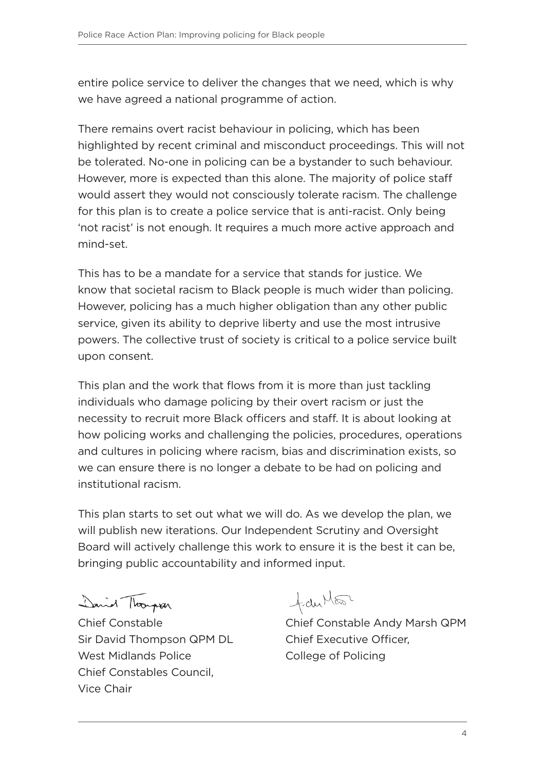entire police service to deliver the changes that we need, which is why we have agreed a national programme of action.

There remains overt racist behaviour in policing, which has been highlighted by recent criminal and misconduct proceedings. This will not be tolerated. No-one in policing can be a bystander to such behaviour. However, more is expected than this alone. The majority of police staff would assert they would not consciously tolerate racism. The challenge for this plan is to create a police service that is anti-racist. Only being 'not racist' is not enough. It requires a much more active approach and mind-set.

This has to be a mandate for a service that stands for justice. We know that societal racism to Black people is much wider than policing. However, policing has a much higher obligation than any other public service, given its ability to deprive liberty and use the most intrusive powers. The collective trust of society is critical to a police service built upon consent.

This plan and the work that flows from it is more than just tackling individuals who damage policing by their overt racism or just the necessity to recruit more Black officers and staff. It is about looking at how policing works and challenging the policies, procedures, operations and cultures in policing where racism, bias and discrimination exists, so we can ensure there is no longer a debate to be had on policing and institutional racism.

This plan starts to set out what we will do. As we develop the plan, we will publish new iterations. Our Independent Scrutiny and Oversight Board will actively challenge this work to ensure it is the best it can be, bringing public accountability and informed input.

Chief Constable
Sir David Thompson QPM DL
West Midlands Police
Chief Constables Council,
Vice Chair

Chief Constable Andy Marsh QPM
Chief Executive Officer,
College of Policing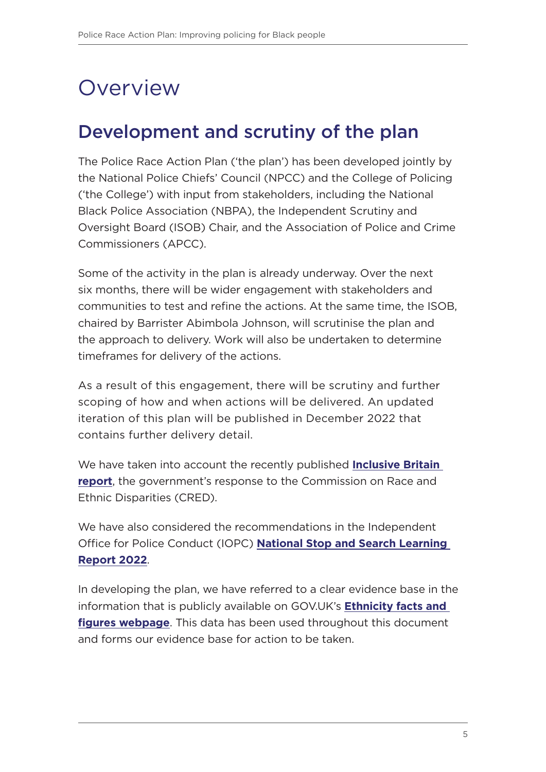# Overview

## Development and scrutiny of the plan

The Police Race Action Plan ('the plan') has been developed jointly by the National Police Chiefs' Council (NPCC) and the College of Policing ('the College') with input from stakeholders, including the National Black Police Association (NBPA), the Independent Scrutiny and Oversight Board (ISOB) Chair, and the Association of Police and Crime Commissioners (APCC).

Some of the activity in the plan is already underway. Over the next six months, there will be wider engagement with stakeholders and communities to test and refine the actions. At the same time, the ISOB, chaired by Barrister Abimbola Johnson, will scrutinise the plan and the approach to delivery. Work will also be undertaken to determine timeframes for delivery of the actions.

As a result of this engagement, there will be scrutiny and further scoping of how and when actions will be delivered. An updated iteration of this plan will be published in December 2022 that contains further delivery detail.

We have taken into account the recently published **Inclusive Britain report**, the government's response to the Commission on Race and Ethnic Disparities (CRED).

We have also considered the recommendations in the Independent Office for Police Conduct (IOPC) **National Stop and Search Learning Report 2022**.

In developing the plan, we have referred to a clear evidence base in the information that is publicly available on GOV.UK's **Ethnicity facts and figures webpage**. This data has been used throughout this document and forms our evidence base for action to be taken.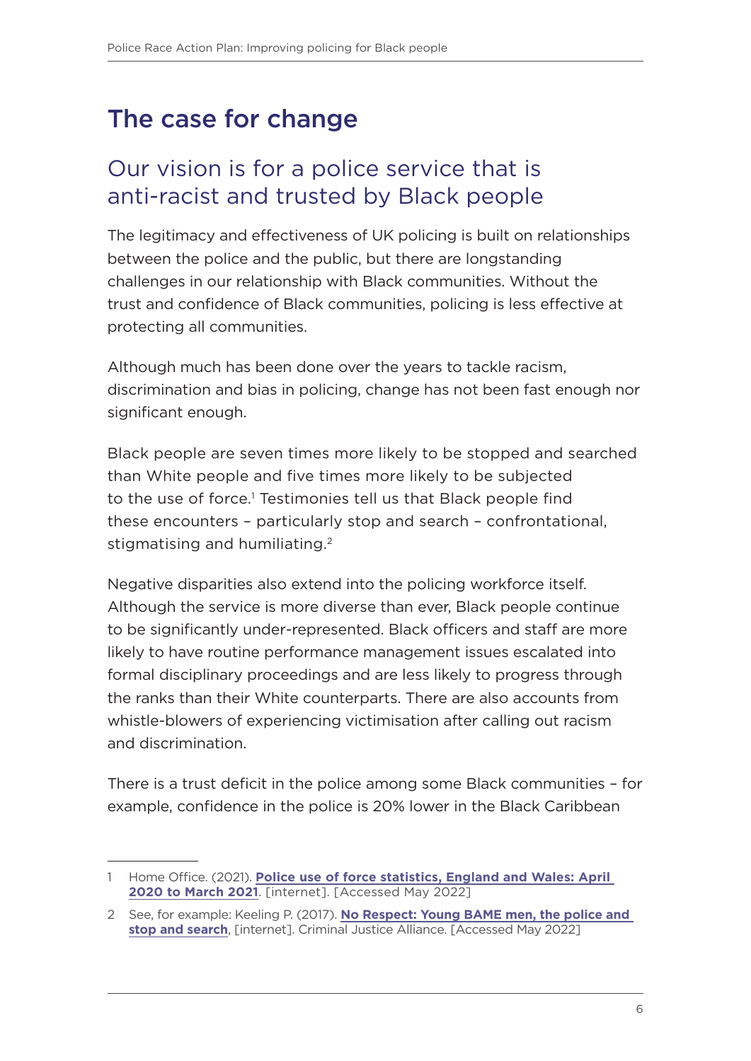# The case for change

## Our vision is for a police service that is anti-racist and trusted by Black people

The legitimacy and effectiveness of UK policing is built on relationships between the police and the public, but there are longstanding challenges in our relationship with Black communities. Without the trust and confidence of Black communities, policing is less effective at protecting all communities.

Although much has been done over the years to tackle racism, discrimination and bias in policing, change has not been fast enough nor significant enough.

Black people are seven times more likely to be stopped and searched than White people and five times more likely to be subjected to the use of force.[1] Testimonies tell us that Black people find these encounters – particularly stop and search – confrontational, stigmatising and humiliating.[2]

Negative disparities also extend into the policing workforce itself. Although the service is more diverse than ever, Black people continue to be significantly under-represented. Black officers and staff are more likely to have routine performance management issues escalated into formal disciplinary proceedings and are less likely to progress through the ranks than their White counterparts. There are also accounts from whistle-blowers of experiencing victimisation after calling out racism and discrimination.

There is a trust deficit in the police among some Black communities – for example, confidence in the police is 20% lower in the Black Caribbean

---

1 Home Office. (2021). **Police use of force statistics, England and Wales: April 2020 to March 2021**. [internet]. [Accessed May 2022]

2 See, for example: Keeling P. (2017). **No Respect: Young BAME men, the police and stop and search**, [internet]. Criminal Justice Alliance. [Accessed May 2022]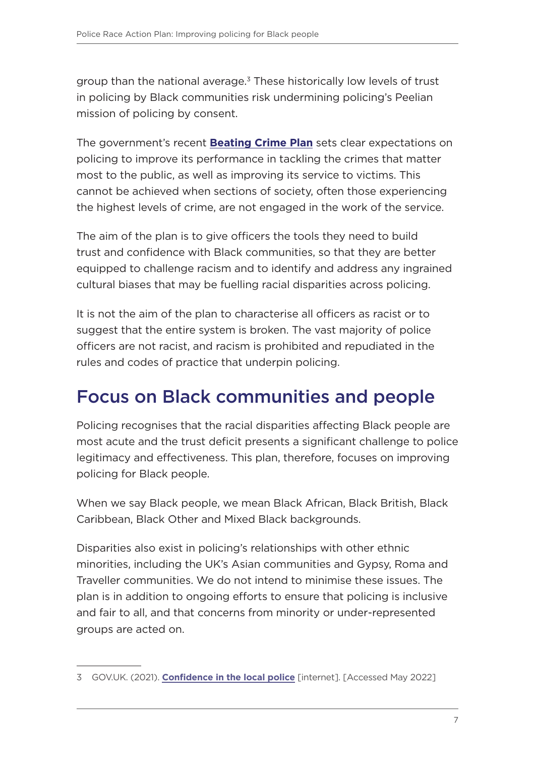group than the national average.[3] These historically low levels of trust in policing by Black communities risk undermining policing's Peelian mission of policing by consent.

The government's recent **Beating Crime Plan** sets clear expectations on policing to improve its performance in tackling the crimes that matter most to the public, as well as improving its service to victims. This cannot be achieved when sections of society, often those experiencing the highest levels of crime, are not engaged in the work of the service.

The aim of the plan is to give officers the tools they need to build trust and confidence with Black communities, so that they are better equipped to challenge racism and to identify and address any ingrained cultural biases that may be fuelling racial disparities across policing.

It is not the aim of the plan to characterise all officers as racist or to suggest that the entire system is broken. The vast majority of police officers are not racist, and racism is prohibited and repudiated in the rules and codes of practice that underpin policing.

## Focus on Black communities and people

Policing recognises that the racial disparities affecting Black people are most acute and the trust deficit presents a significant challenge to police legitimacy and effectiveness. This plan, therefore, focuses on improving policing for Black people.

When we say Black people, we mean Black African, Black British, Black Caribbean, Black Other and Mixed Black backgrounds.

Disparities also exist in policing's relationships with other ethnic minorities, including the UK's Asian communities and Gypsy, Roma and Traveller communities. We do not intend to minimise these issues. The plan is in addition to ongoing efforts to ensure that policing is inclusive and fair to all, and that concerns from minority or under-represented groups are acted on.

---

3 GOV.UK. (2021). **Confidence in the local police** [internet]. [Accessed May 2022]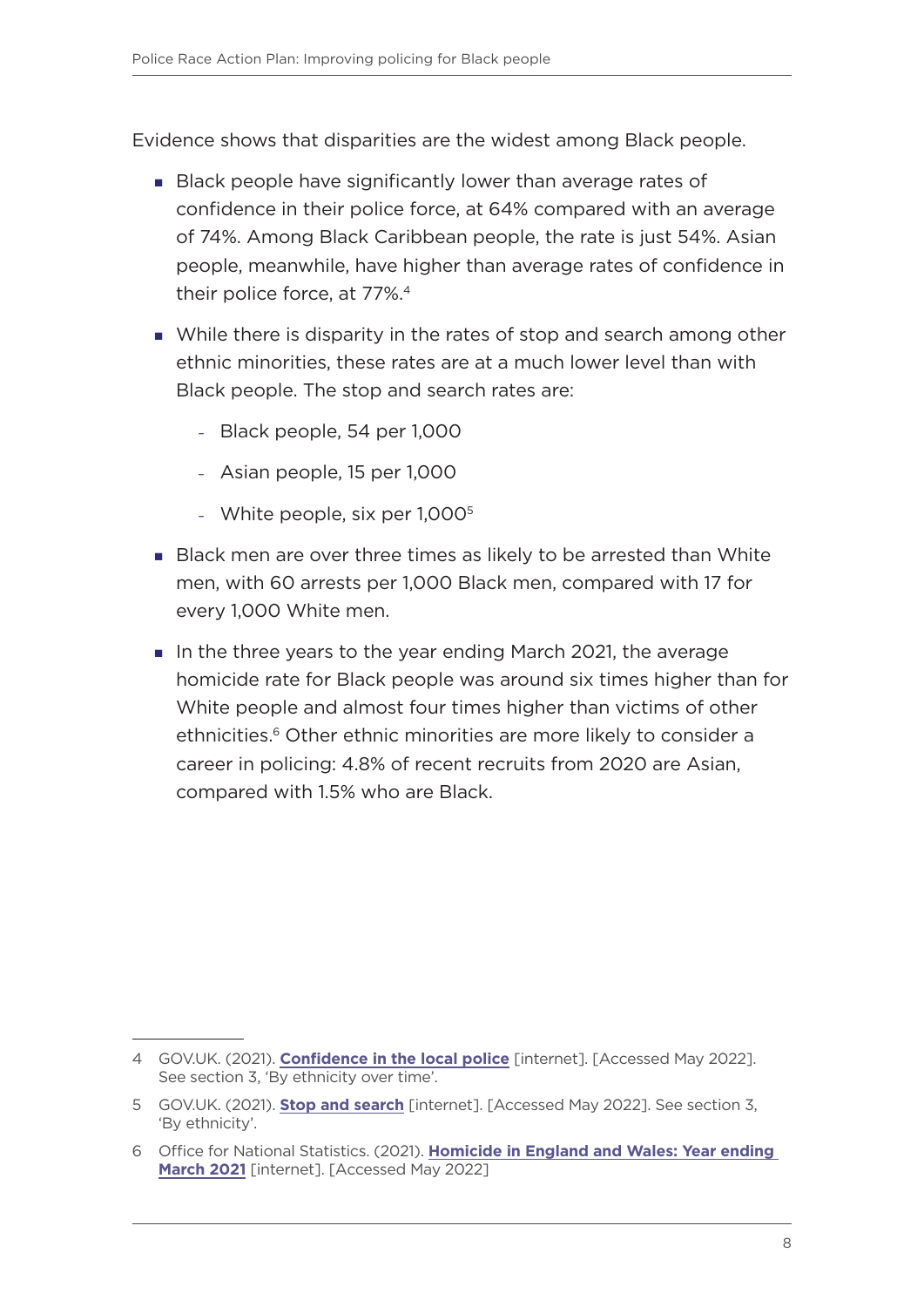Evidence shows that disparities are the widest among Black people.

- Black people have significantly lower than average rates of confidence in their police force, at 64% compared with an average of 74%. Among Black Caribbean people, the rate is just 54%. Asian people, meanwhile, have higher than average rates of confidence in their police force, at 77%.[4]
- While there is disparity in the rates of stop and search among other ethnic minorities, these rates are at a much lower level than with Black people. The stop and search rates are:
  - Black people, 54 per 1,000
  - Asian people, 15 per 1,000
  - White people, six per 1,000[5]
- Black men are over three times as likely to be arrested than White men, with 60 arrests per 1,000 Black men, compared with 17 for every 1,000 White men.
- In the three years to the year ending March 2021, the average homicide rate for Black people was around six times higher than for White people and almost four times higher than victims of other ethnicities.[6] Other ethnic minorities are more likely to consider a career in policing: 4.8% of recent recruits from 2020 are Asian, compared with 1.5% who are Black.

---

4 GOV.UK. (2021). **Confidence in the local police** [internet]. [Accessed May 2022]. See section 3, 'By ethnicity over time'.

5 GOV.UK. (2021). **Stop and search** [internet]. [Accessed May 2022]. See section 3, 'By ethnicity'.

6 Office for National Statistics. (2021). **Homicide in England and Wales: Year ending March 2021** [internet]. [Accessed May 2022]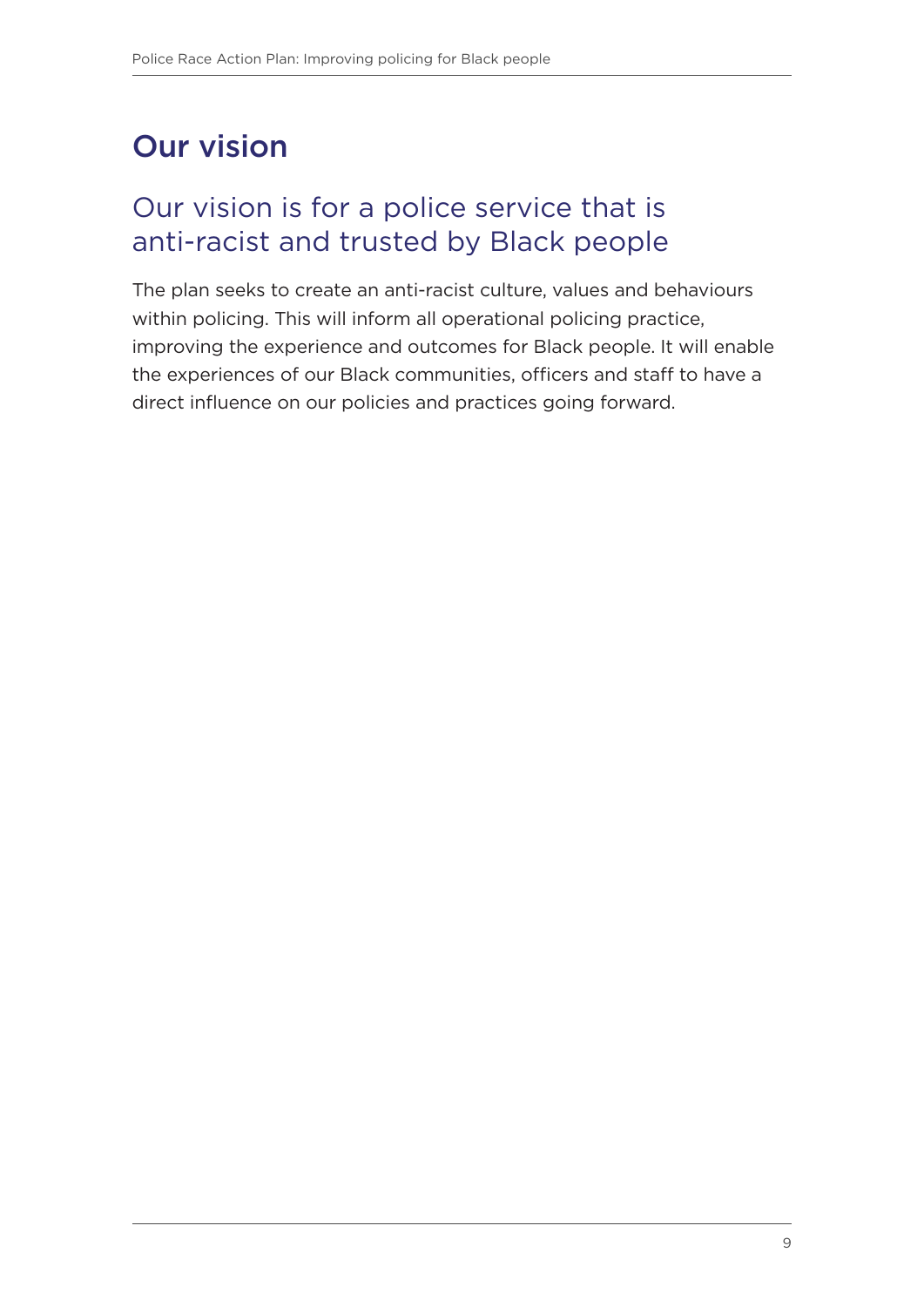# Our vision

## Our vision is for a police service that is anti-racist and trusted by Black people

The plan seeks to create an anti-racist culture, values and behaviours within policing. This will inform all operational policing practice, improving the experience and outcomes for Black people. It will enable the experiences of our Black communities, officers and staff to have a direct influence on our policies and practices going forward.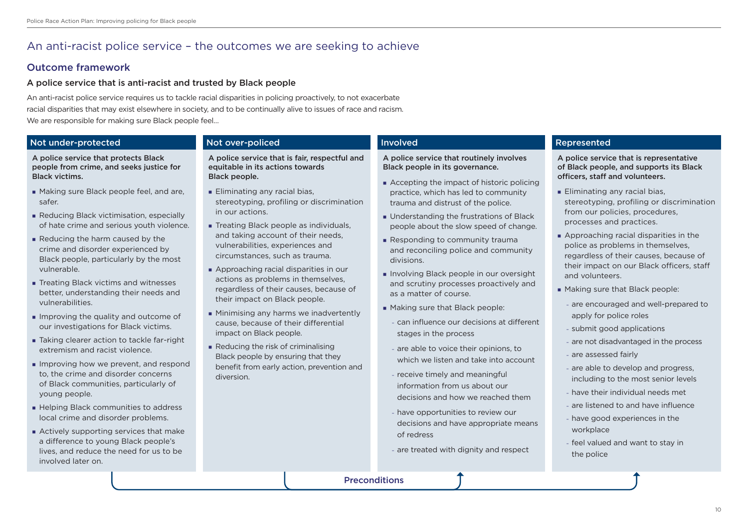# An anti-racist police service – the outcomes we are seeking to achieve

## Outcome framework

### A police service that is anti-racist and trusted by Black people

An anti-racist police service requires us to tackle racial disparities in policing proactively, to not exacerbate racial disparities that may exist elsewhere in society, and to be continually alive to issues of race and racism. We are responsible for making sure Black people feel…

#### Not under-protected

**A police service that protects Black people from crime, and seeks justice for Black victims.**

- Making sure Black people feel, and are, safer.
- Reducing Black victimisation, especially of hate crime and serious youth violence.
- Reducing the harm caused by the crime and disorder experienced by Black people, particularly by the most vulnerable.
- Treating Black victims and witnesses better, understanding their needs and vulnerabilities.
- Improving the quality and outcome of our investigations for Black victims.
- Taking clearer action to tackle far-right extremism and racist violence.
- Improving how we prevent, and respond to, the crime and disorder concerns of Black communities, particularly of young people.
- Helping Black communities to address local crime and disorder problems.
- Actively supporting services that make a difference to young Black people's lives, and reduce the need for us to be involved later on.

#### Not over-policed

**A police service that is fair, respectful and equitable in its actions towards Black people.**

- Eliminating any racial bias, stereotyping, profiling or discrimination in our actions.
- Treating Black people as individuals, and taking account of their needs, vulnerabilities, experiences and circumstances, such as trauma.
- Approaching racial disparities in our actions as problems in themselves, regardless of their causes, because of their impact on Black people.
- Minimising any harms we inadvertently cause, because of their differential impact on Black people.
- Reducing the risk of criminalising Black people by ensuring that they benefit from early action, prevention and diversion.

#### Involved

**A police service that routinely involves Black people in its governance.**

- Accepting the impact of historic policing practice, which has led to community trauma and distrust of the police.
- Understanding the frustrations of Black people about the slow speed of change.
- Responding to community trauma and reconciling police and community divisions.
- Involving Black people in our oversight and scrutiny processes proactively and as a matter of course.
- Making sure that Black people:
  - can influence our decisions at different stages in the process
  - are able to voice their opinions, to which we listen and take into account
  - receive timely and meaningful information from us about our decisions and how we reached them
  - have opportunities to review our decisions and have appropriate means of redress
  - are treated with dignity and respect

#### Represented

**A police service that is representative of Black people, and supports its Black officers, staff and volunteers.**

- Eliminating any racial bias, stereotyping, profiling or discrimination from our policies, procedures, processes and practices.
- Approaching racial disparities in the police as problems in themselves, regardless of their causes, because of their impact on our Black officers, staff and volunteers.
- Making sure that Black people:
  - are encouraged and well-prepared to apply for police roles
  - submit good applications
  - are not disadvantaged in the process
  - are assessed fairly
  - are able to develop and progress, including to the most senior levels
  - have their individual needs met
  - are listened to and have influence
  - have good experiences in the workplace
  - feel valued and want to stay in the police

Preconditions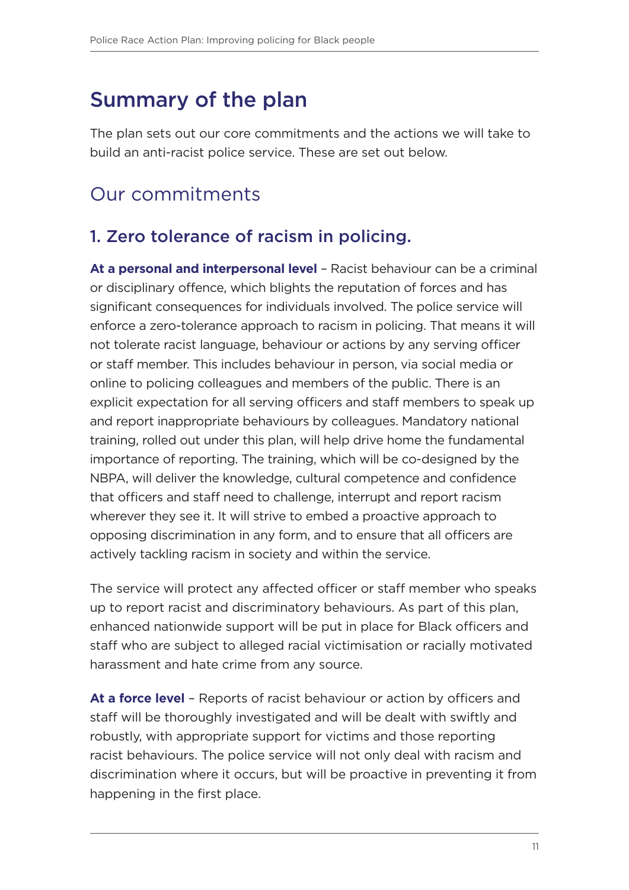# Summary of the plan

The plan sets out our core commitments and the actions we will take to build an anti-racist police service. These are set out below.

## Our commitments

### 1. Zero tolerance of racism in policing.

**At a personal and interpersonal level** – Racist behaviour can be a criminal or disciplinary offence, which blights the reputation of forces and has significant consequences for individuals involved. The police service will enforce a zero-tolerance approach to racism in policing. That means it will not tolerate racist language, behaviour or actions by any serving officer or staff member. This includes behaviour in person, via social media or online to policing colleagues and members of the public. There is an explicit expectation for all serving officers and staff members to speak up and report inappropriate behaviours by colleagues. Mandatory national training, rolled out under this plan, will help drive home the fundamental importance of reporting. The training, which will be co-designed by the NBPA, will deliver the knowledge, cultural competence and confidence that officers and staff need to challenge, interrupt and report racism wherever they see it. It will strive to embed a proactive approach to opposing discrimination in any form, and to ensure that all officers are actively tackling racism in society and within the service.

The service will protect any affected officer or staff member who speaks up to report racist and discriminatory behaviours. As part of this plan, enhanced nationwide support will be put in place for Black officers and staff who are subject to alleged racial victimisation or racially motivated harassment and hate crime from any source.

**At a force level** – Reports of racist behaviour or action by officers and staff will be thoroughly investigated and will be dealt with swiftly and robustly, with appropriate support for victims and those reporting racist behaviours. The police service will not only deal with racism and discrimination where it occurs, but will be proactive in preventing it from happening in the first place.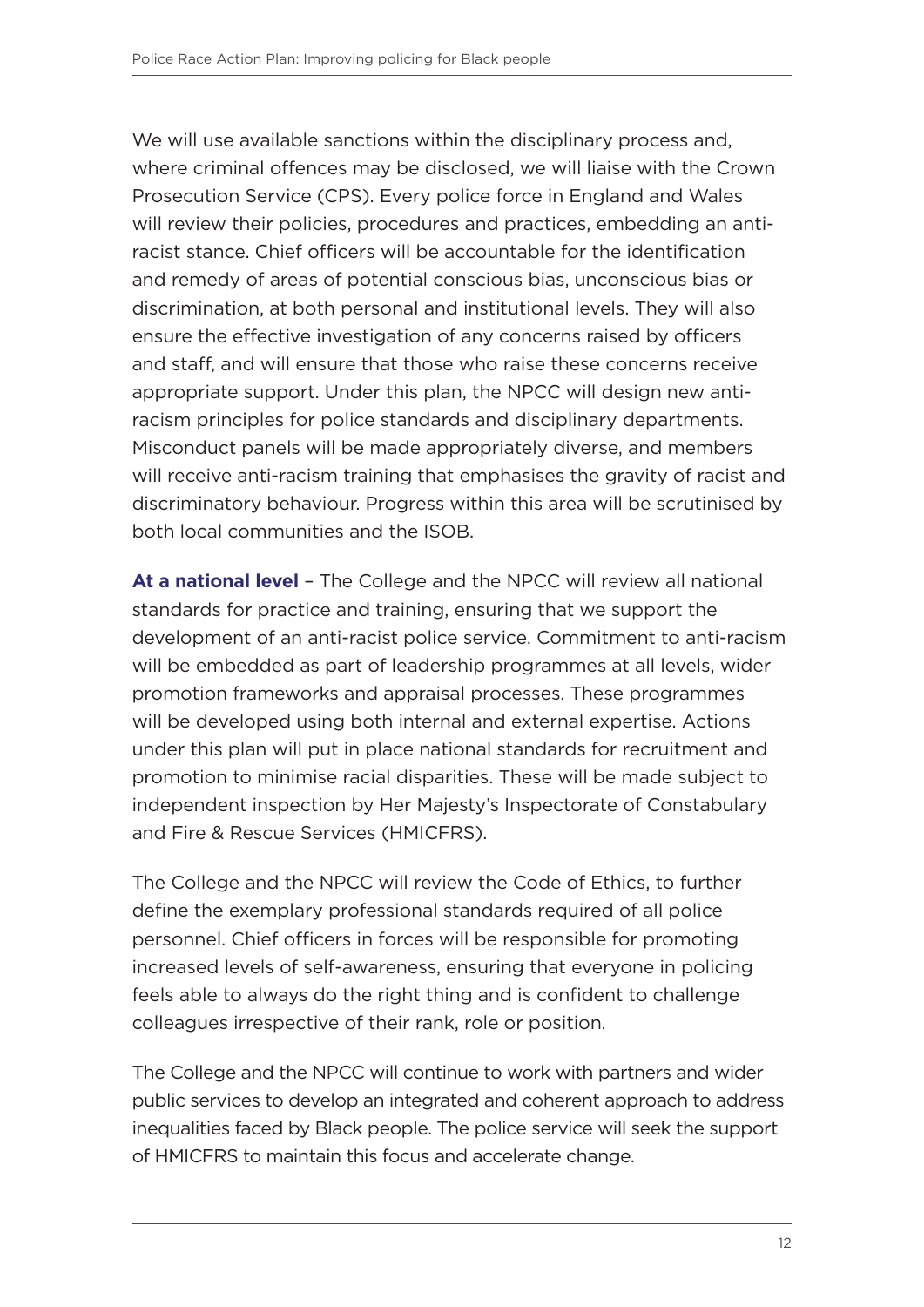We will use available sanctions within the disciplinary process and, where criminal offences may be disclosed, we will liaise with the Crown Prosecution Service (CPS). Every police force in England and Wales will review their policies, procedures and practices, embedding an anti-racist stance. Chief officers will be accountable for the identification and remedy of areas of potential conscious bias, unconscious bias or discrimination, at both personal and institutional levels. They will also ensure the effective investigation of any concerns raised by officers and staff, and will ensure that those who raise these concerns receive appropriate support. Under this plan, the NPCC will design new anti-racism principles for police standards and disciplinary departments. Misconduct panels will be made appropriately diverse, and members will receive anti-racism training that emphasises the gravity of racist and discriminatory behaviour. Progress within this area will be scrutinised by both local communities and the ISOB.

**At a national level** – The College and the NPCC will review all national standards for practice and training, ensuring that we support the development of an anti-racist police service. Commitment to anti-racism will be embedded as part of leadership programmes at all levels, wider promotion frameworks and appraisal processes. These programmes will be developed using both internal and external expertise. Actions under this plan will put in place national standards for recruitment and promotion to minimise racial disparities. These will be made subject to independent inspection by Her Majesty's Inspectorate of Constabulary and Fire & Rescue Services (HMICFRS).

The College and the NPCC will review the Code of Ethics, to further define the exemplary professional standards required of all police personnel. Chief officers in forces will be responsible for promoting increased levels of self-awareness, ensuring that everyone in policing feels able to always do the right thing and is confident to challenge colleagues irrespective of their rank, role or position.

The College and the NPCC will continue to work with partners and wider public services to develop an integrated and coherent approach to address inequalities faced by Black people. The police service will seek the support of HMICFRS to maintain this focus and accelerate change.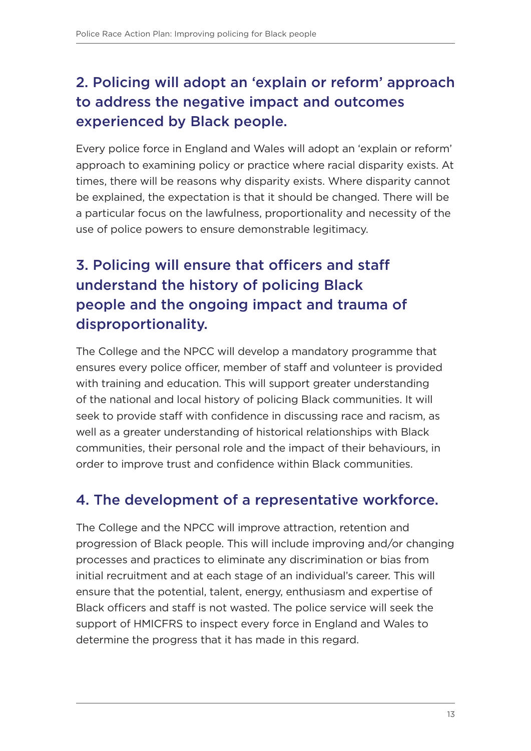## 2. Policing will adopt an 'explain or reform' approach to address the negative impact and outcomes experienced by Black people.

Every police force in England and Wales will adopt an 'explain or reform' approach to examining policy or practice where racial disparity exists. At times, there will be reasons why disparity exists. Where disparity cannot be explained, the expectation is that it should be changed. There will be a particular focus on the lawfulness, proportionality and necessity of the use of police powers to ensure demonstrable legitimacy.

## 3. Policing will ensure that officers and staff understand the history of policing Black people and the ongoing impact and trauma of disproportionality.

The College and the NPCC will develop a mandatory programme that ensures every police officer, member of staff and volunteer is provided with training and education. This will support greater understanding of the national and local history of policing Black communities. It will seek to provide staff with confidence in discussing race and racism, as well as a greater understanding of historical relationships with Black communities, their personal role and the impact of their behaviours, in order to improve trust and confidence within Black communities.

## 4. The development of a representative workforce.

The College and the NPCC will improve attraction, retention and progression of Black people. This will include improving and/or changing processes and practices to eliminate any discrimination or bias from initial recruitment and at each stage of an individual's career. This will ensure that the potential, talent, energy, enthusiasm and expertise of Black officers and staff is not wasted. The police service will seek the support of HMICFRS to inspect every force in England and Wales to determine the progress that it has made in this regard.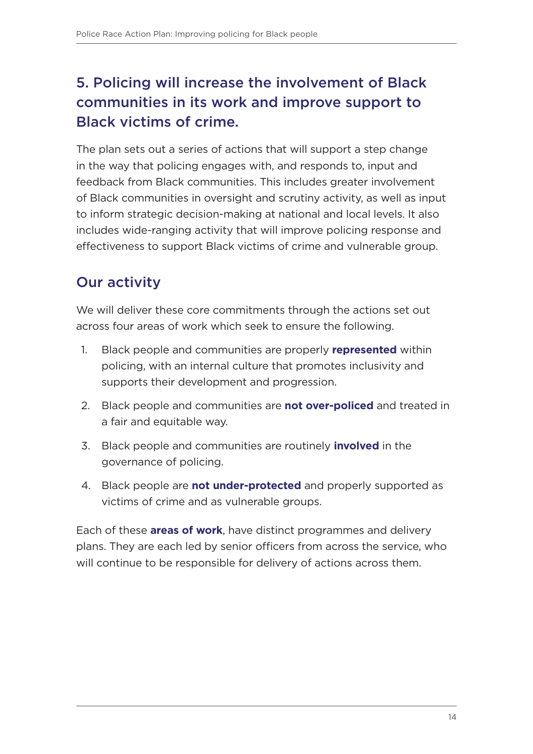## 5. Policing will increase the involvement of Black communities in its work and improve support to Black victims of crime.

The plan sets out a series of actions that will support a step change in the way that policing engages with, and responds to, input and feedback from Black communities. This includes greater involvement of Black communities in oversight and scrutiny activity, as well as input to inform strategic decision-making at national and local levels. It also includes wide-ranging activity that will improve policing response and effectiveness to support Black victims of crime and vulnerable group.

## Our activity

We will deliver these core commitments through the actions set out across four areas of work which seek to ensure the following.

1. Black people and communities are properly **represented** within policing, with an internal culture that promotes inclusivity and supports their development and progression.
2. Black people and communities are **not over-policed** and treated in a fair and equitable way.
3. Black people and communities are routinely **involved** in the governance of policing.
4. Black people are **not under-protected** and properly supported as victims of crime and as vulnerable groups.

Each of these **areas of work**, have distinct programmes and delivery plans. They are each led by senior officers from across the service, who will continue to be responsible for delivery of actions across them.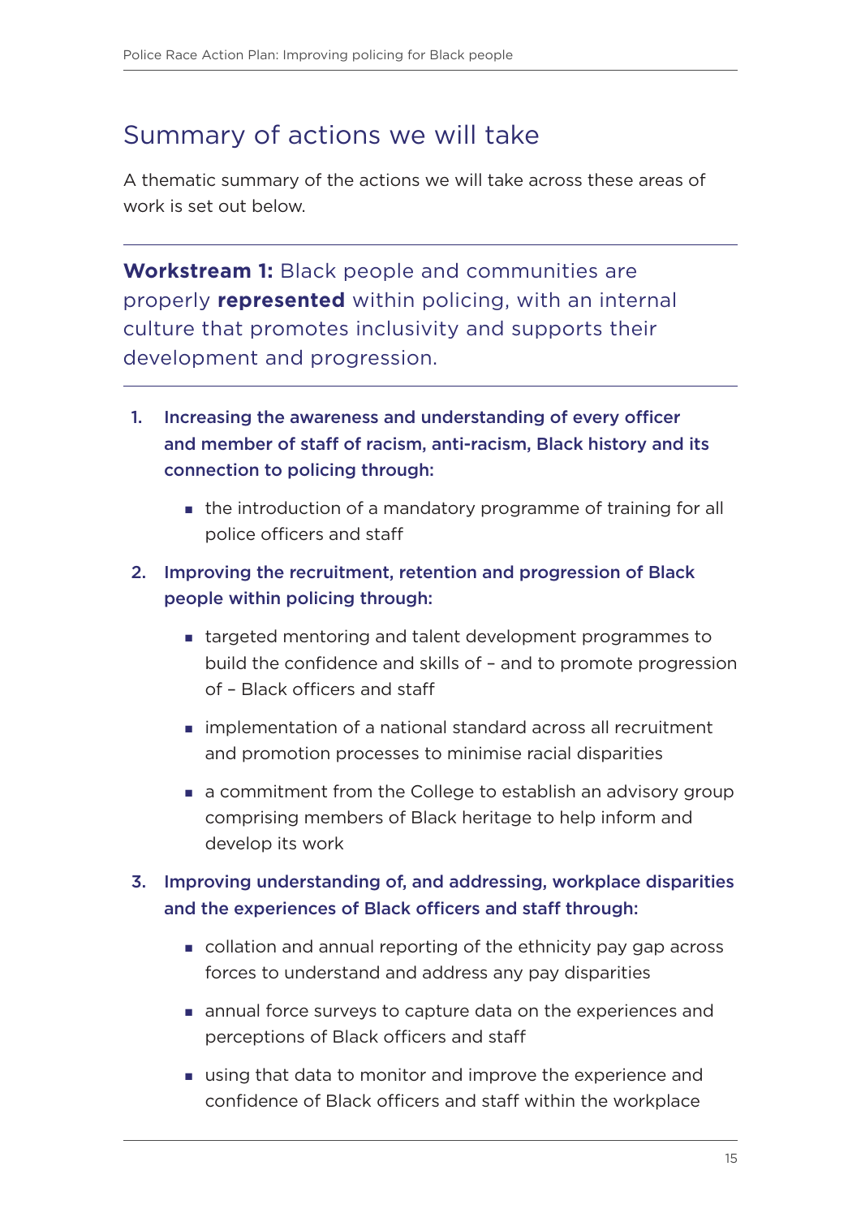## Summary of actions we will take

A thematic summary of the actions we will take across these areas of work is set out below.

**Workstream 1:** Black people and communities are properly **represented** within policing, with an internal culture that promotes inclusivity and supports their development and progression.

1. **Increasing the awareness and understanding of every officer and member of staff of racism, anti-racism, Black history and its connection to policing through:**
   - the introduction of a mandatory programme of training for all police officers and staff
2. **Improving the recruitment, retention and progression of Black people within policing through:**
   - targeted mentoring and talent development programmes to build the confidence and skills of – and to promote progression of – Black officers and staff
   - implementation of a national standard across all recruitment and promotion processes to minimise racial disparities
   - a commitment from the College to establish an advisory group comprising members of Black heritage to help inform and develop its work
3. **Improving understanding of, and addressing, workplace disparities and the experiences of Black officers and staff through:**
   - collation and annual reporting of the ethnicity pay gap across forces to understand and address any pay disparities
   - annual force surveys to capture data on the experiences and perceptions of Black officers and staff
   - using that data to monitor and improve the experience and confidence of Black officers and staff within the workplace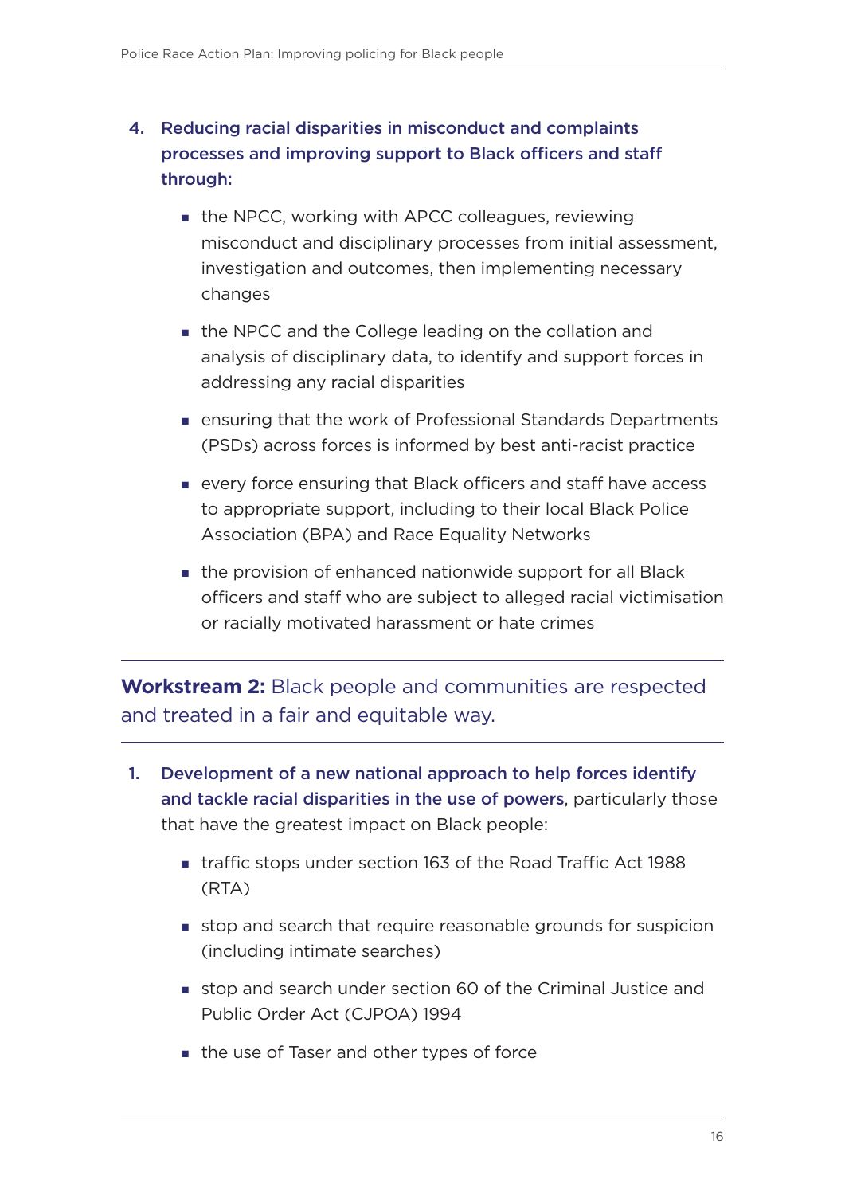4. **Reducing racial disparities in misconduct and complaints processes and improving support to Black officers and staff through:**
    - the NPCC, working with APCC colleagues, reviewing misconduct and disciplinary processes from initial assessment, investigation and outcomes, then implementing necessary changes
    - the NPCC and the College leading on the collation and analysis of disciplinary data, to identify and support forces in addressing any racial disparities
    - ensuring that the work of Professional Standards Departments (PSDs) across forces is informed by best anti-racist practice
    - every force ensuring that Black officers and staff have access to appropriate support, including to their local Black Police Association (BPA) and Race Equality Networks
    - the provision of enhanced nationwide support for all Black officers and staff who are subject to alleged racial victimisation or racially motivated harassment or hate crimes

---

## **Workstream 2:** Black people and communities are respected and treated in a fair and equitable way.

---

1. **Development of a new national approach to help forces identify and tackle racial disparities in the use of powers**, particularly those that have the greatest impact on Black people:
    - traffic stops under section 163 of the Road Traffic Act 1988 (RTA)
    - stop and search that require reasonable grounds for suspicion (including intimate searches)
    - stop and search under section 60 of the Criminal Justice and Public Order Act (CJPOA) 1994
    - the use of Taser and other types of force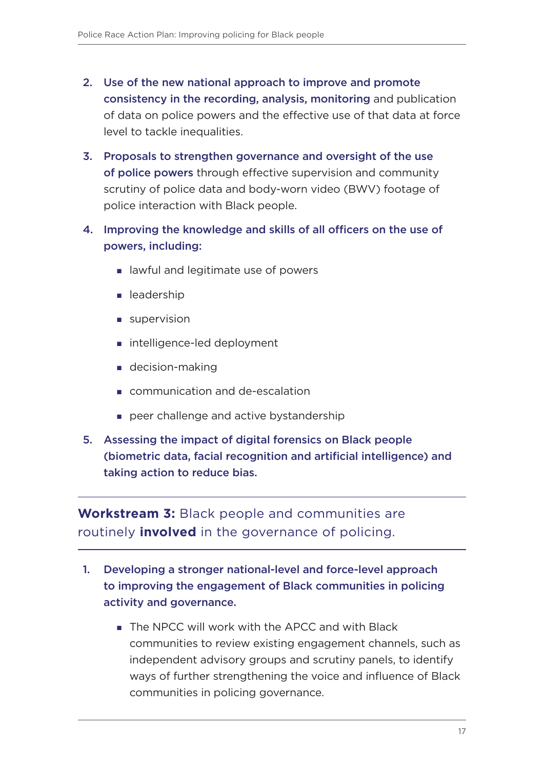2. **Use of the new national approach to improve and promote consistency in the recording, analysis, monitoring** and publication of data on police powers and the effective use of that data at force level to tackle inequalities.

3. **Proposals to strengthen governance and oversight of the use of police powers** through effective supervision and community scrutiny of police data and body-worn video (BWV) footage of police interaction with Black people.

4. **Improving the knowledge and skills of all officers on the use of powers, including:**
   - lawful and legitimate use of powers
   - leadership
   - supervision
   - intelligence-led deployment
   - decision-making
   - communication and de-escalation
   - peer challenge and active bystandership

5. **Assessing the impact of digital forensics on Black people (biometric data, facial recognition and artificial intelligence) and taking action to reduce bias.**

---

## **Workstream 3:** Black people and communities are routinely **involved** in the governance of policing.

---

1. **Developing a stronger national-level and force-level approach to improving the engagement of Black communities in policing activity and governance.**
   - The NPCC will work with the APCC and with Black communities to review existing engagement channels, such as independent advisory groups and scrutiny panels, to identify ways of further strengthening the voice and influence of Black communities in policing governance.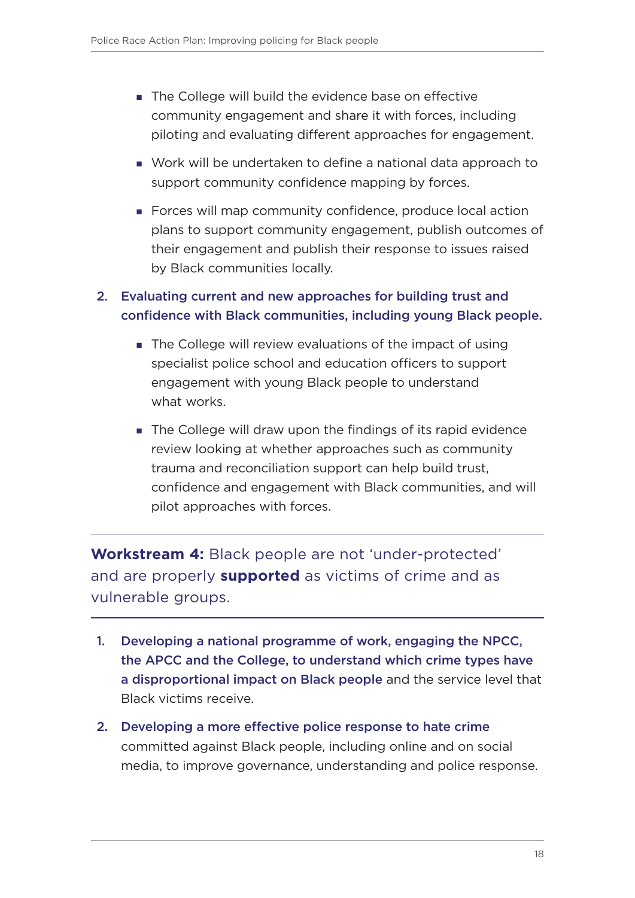- The College will build the evidence base on effective community engagement and share it with forces, including piloting and evaluating different approaches for engagement.
   - Work will be undertaken to define a national data approach to support community confidence mapping by forces.
   - Forces will map community confidence, produce local action plans to support community engagement, publish outcomes of their engagement and publish their response to issues raised by Black communities locally.

2. **Evaluating current and new approaches for building trust and confidence with Black communities, including young Black people.**
   - The College will review evaluations of the impact of using specialist police school and education officers to support engagement with young Black people to understand what works.
   - The College will draw upon the findings of its rapid evidence review looking at whether approaches such as community trauma and reconciliation support can help build trust, confidence and engagement with Black communities, and will pilot approaches with forces.

---

## **Workstream 4:** Black people are not 'under-protected' and are properly **supported** as victims of crime and as vulnerable groups.

---

1. **Developing a national programme of work, engaging the NPCC, the APCC and the College, to understand which crime types have a disproportional impact on Black people** and the service level that Black victims receive.
2. **Developing a more effective police response to hate crime** committed against Black people, including online and on social media, to improve governance, understanding and police response.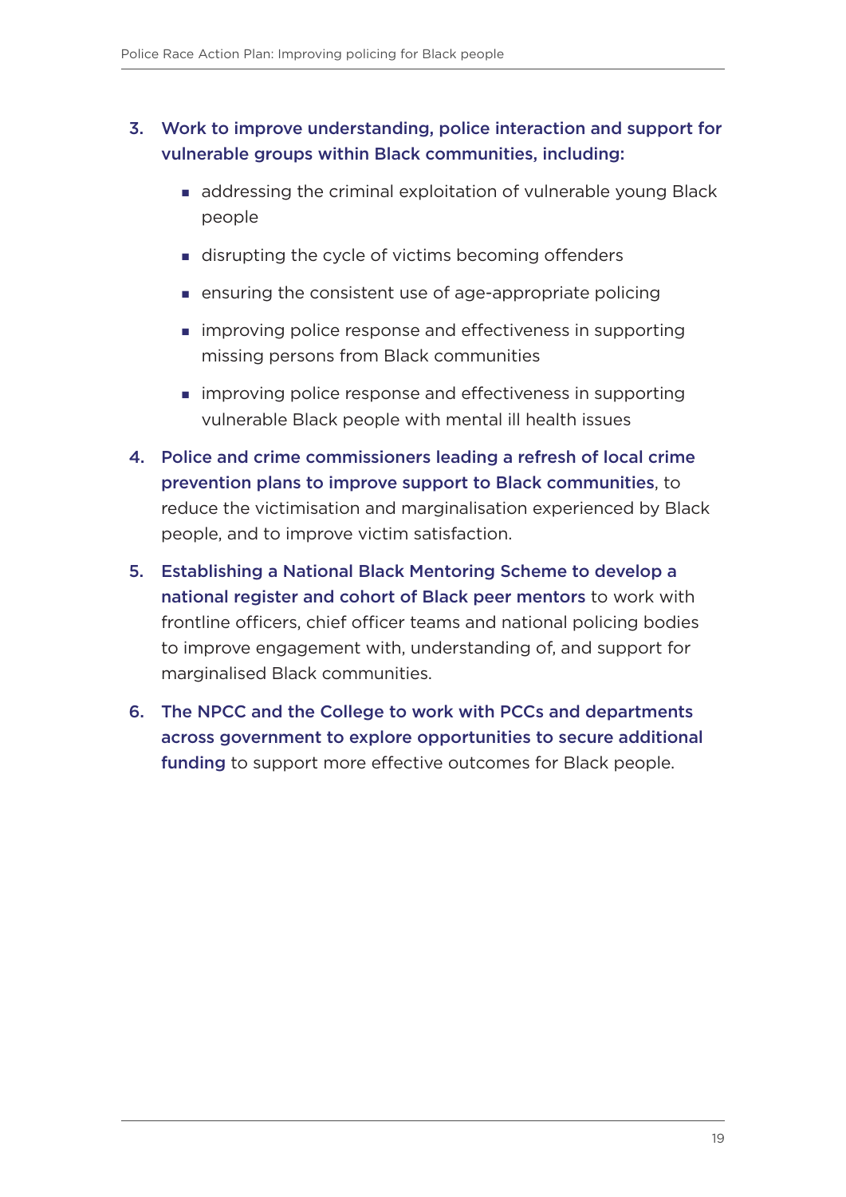3. **Work to improve understanding, police interaction and support for vulnerable groups within Black communities, including:**
    - addressing the criminal exploitation of vulnerable young Black people
    - disrupting the cycle of victims becoming offenders
    - ensuring the consistent use of age-appropriate policing
    - improving police response and effectiveness in supporting missing persons from Black communities
    - improving police response and effectiveness in supporting vulnerable Black people with mental ill health issues
4. **Police and crime commissioners leading a refresh of local crime prevention plans to improve support to Black communities**, to reduce the victimisation and marginalisation experienced by Black people, and to improve victim satisfaction.
5. **Establishing a National Black Mentoring Scheme to develop a national register and cohort of Black peer mentors** to work with frontline officers, chief officer teams and national policing bodies to improve engagement with, understanding of, and support for marginalised Black communities.
6. **The NPCC and the College to work with PCCs and departments across government to explore opportunities to secure additional funding** to support more effective outcomes for Black people.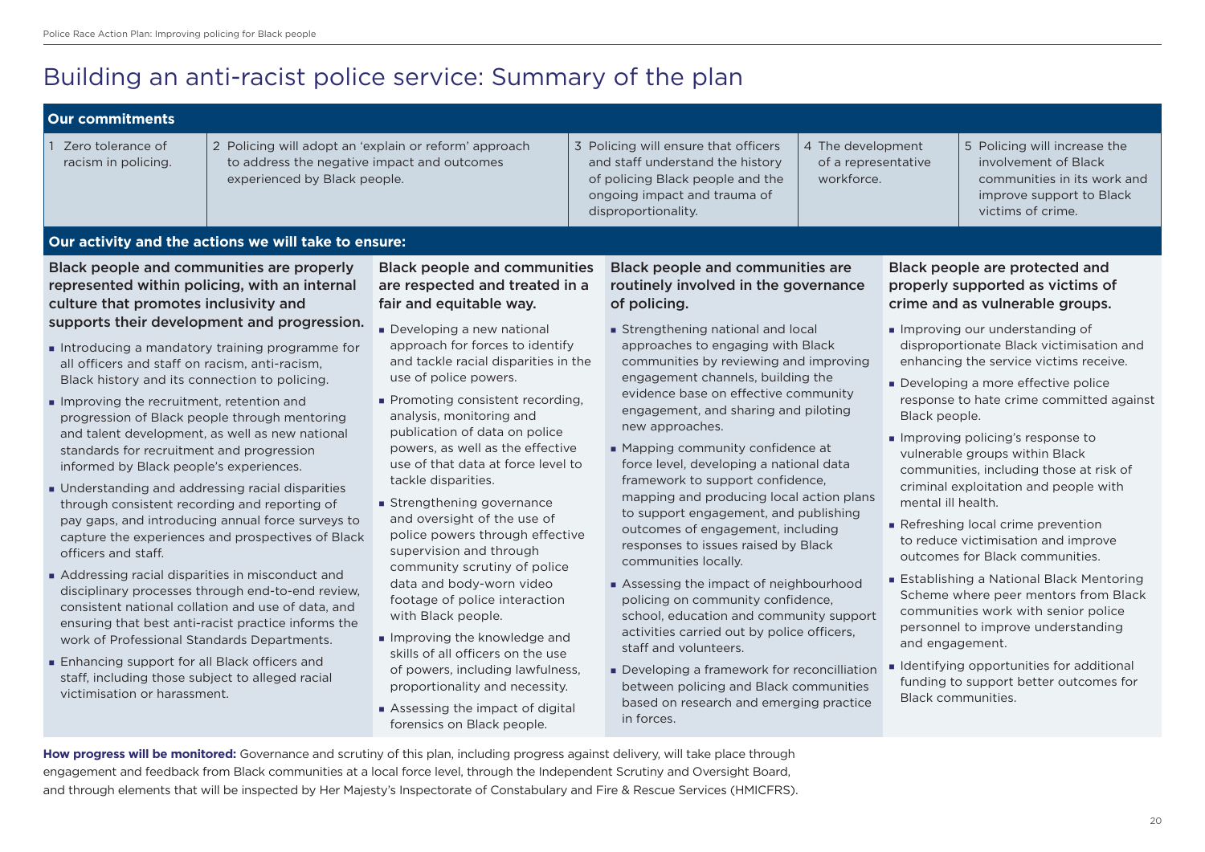# Building an anti-racist police service: Summary of the plan

## Our commitments

| 1 | 2 | 3 | 4 | 5 |
|---|---|---|---|---|
| Zero tolerance of racism in policing. | Policing will adopt an 'explain or reform' approach to address the negative impact and outcomes experienced by Black people. | Policing will ensure that officers and staff understand the history of policing Black people and the ongoing impact and trauma of disproportionality. | The development of a representative workforce. | Policing will increase the involvement of Black communities in its work and improve support to Black victims of crime. |

## Our activity and the actions we will take to ensure:

### Black people and communities are properly represented within policing, with an internal culture that promotes inclusivity and supports their development and progression.

- Introducing a mandatory training programme for all officers and staff on racism, anti-racism, Black history and its connection to policing.
- Improving the recruitment, retention and progression of Black people through mentoring and talent development, as well as new national standards for recruitment and progression informed by Black people's experiences.
- Understanding and addressing racial disparities through consistent recording and reporting of pay gaps, and introducing annual force surveys to capture the experiences and prospectives of Black officers and staff.
- Addressing racial disparities in misconduct and disciplinary processes through end-to-end review, consistent national collation and use of data, and ensuring that best anti-racist practice informs the work of Professional Standards Departments.
- Enhancing support for all Black officers and staff, including those subject to alleged racial victimisation or harassment.

### Black people and communities are respected and treated in a fair and equitable way.

- Developing a new national approach for forces to identify and tackle racial disparities in the use of police powers.
- Promoting consistent recording, analysis, monitoring and publication of data on police powers, as well as the effective use of that data at force level to tackle disparities.
- Strengthening governance and oversight of the use of police powers through effective supervision and through community scrutiny of police data and body-worn video footage of police interaction with Black people.
- Improving the knowledge and skills of all officers on the use of powers, including lawfulness, proportionality and necessity.
- Assessing the impact of digital forensics on Black people.

### Black people and communities are routinely involved in the governance of policing.

- Strengthening national and local approaches to engaging with Black communities by reviewing and improving engagement channels, building the evidence base on effective community engagement, and sharing and piloting new approaches.
- Mapping community confidence at force level, developing a national data framework to support confidence, mapping and producing local action plans to support engagement, and publishing outcomes of engagement, including responses to issues raised by Black communities locally.
- Assessing the impact of neighbourhood policing on community confidence, school, education and community support activities carried out by police officers, staff and volunteers.
- Developing a framework for reconcilliation between policing and Black communities based on research and emerging practice in forces.

### Black people are protected and properly supported as victims of crime and as vulnerable groups.

- Improving our understanding of disproportionate Black victimisation and enhancing the service victims receive.
- Developing a more effective police response to hate crime committed against Black people.
- Improving policing's response to vulnerable groups within Black communities, including those at risk of criminal exploitation and people with mental ill health.
- Refreshing local crime prevention to reduce victimisation and improve outcomes for Black communities.
- Establishing a National Black Mentoring Scheme where peer mentors from Black communities work with senior police personnel to improve understanding and engagement.
- Identifying opportunities for additional funding to support better outcomes for Black communities.

**How progress will be monitored:** Governance and scrutiny of this plan, including progress against delivery, will take place through engagement and feedback from Black communities at a local force level, through the Independent Scrutiny and Oversight Board, and through elements that will be inspected by Her Majesty's Inspectorate of Constabulary and Fire & Rescue Services (HMICFRS).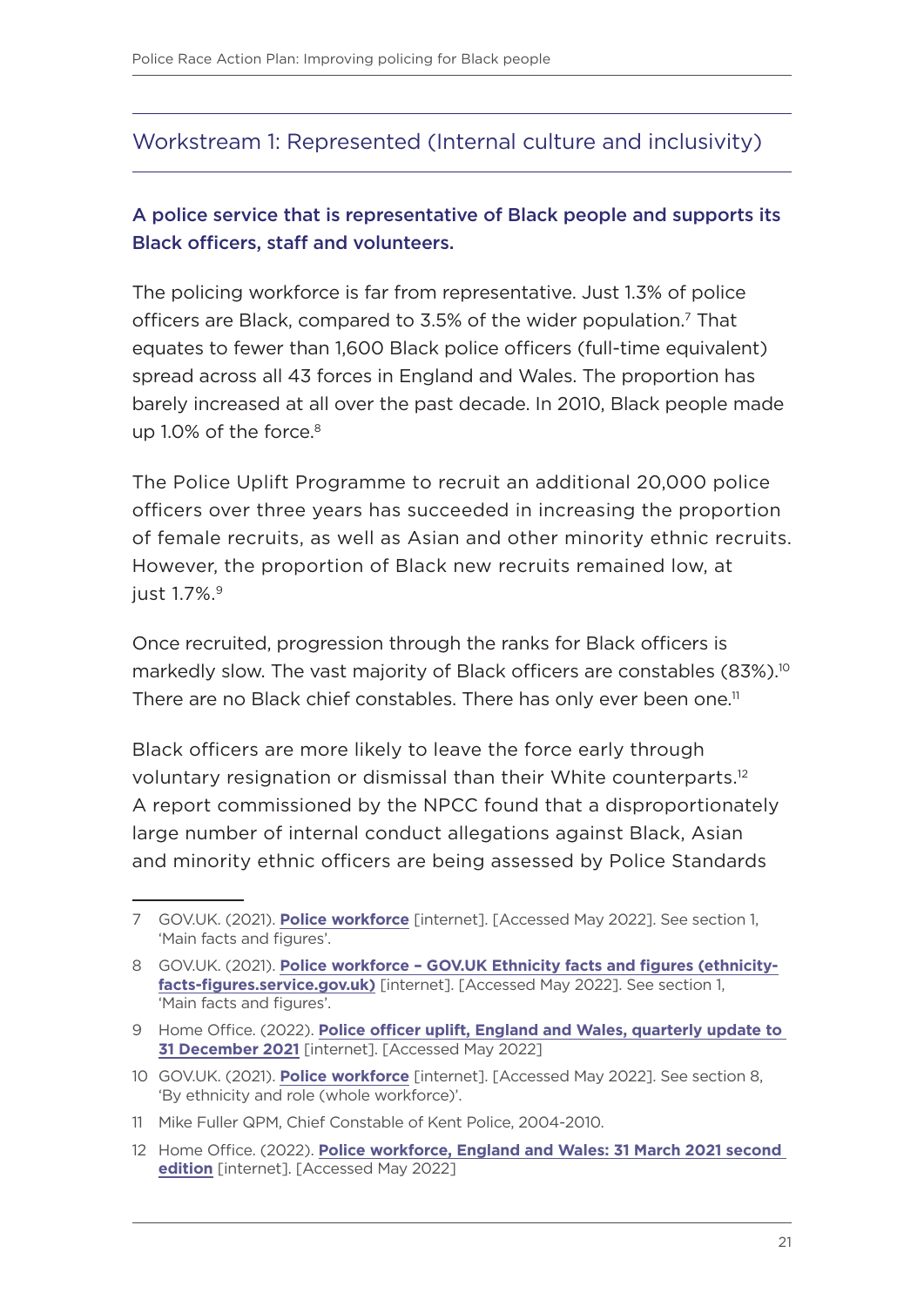## Workstream 1: Represented (Internal culture and inclusivity)

### A police service that is representative of Black people and supports its Black officers, staff and volunteers.

The policing workforce is far from representative. Just 1.3% of police officers are Black, compared to 3.5% of the wider population.[7] That equates to fewer than 1,600 Black police officers (full-time equivalent) spread across all 43 forces in England and Wales. The proportion has barely increased at all over the past decade. In 2010, Black people made up 1.0% of the force.[8]

The Police Uplift Programme to recruit an additional 20,000 police officers over three years has succeeded in increasing the proportion of female recruits, as well as Asian and other minority ethnic recruits. However, the proportion of Black new recruits remained low, at just 1.7%.[9]

Once recruited, progression through the ranks for Black officers is markedly slow. The vast majority of Black officers are constables (83%).[10] There are no Black chief constables. There has only ever been one.[11]

Black officers are more likely to leave the force early through voluntary resignation or dismissal than their White counterparts.[12] A report commissioned by the NPCC found that a disproportionately large number of internal conduct allegations against Black, Asian and minority ethnic officers are being assessed by Police Standards

---

7 GOV.UK. (2021). **Police workforce** [internet]. [Accessed May 2022]. See section 1, 'Main facts and figures'.

8 GOV.UK. (2021). **Police workforce – GOV.UK Ethnicity facts and figures (ethnicity-facts-figures.service.gov.uk)** [internet]. [Accessed May 2022]. See section 1, 'Main facts and figures'.

9 Home Office. (2022). **Police officer uplift, England and Wales, quarterly update to 31 December 2021** [internet]. [Accessed May 2022]

10 GOV.UK. (2021). **Police workforce** [internet]. [Accessed May 2022]. See section 8, 'By ethnicity and role (whole workforce)'.

11 Mike Fuller QPM, Chief Constable of Kent Police, 2004-2010.

12 Home Office. (2022). **Police workforce, England and Wales: 31 March 2021 second edition** [internet]. [Accessed May 2022]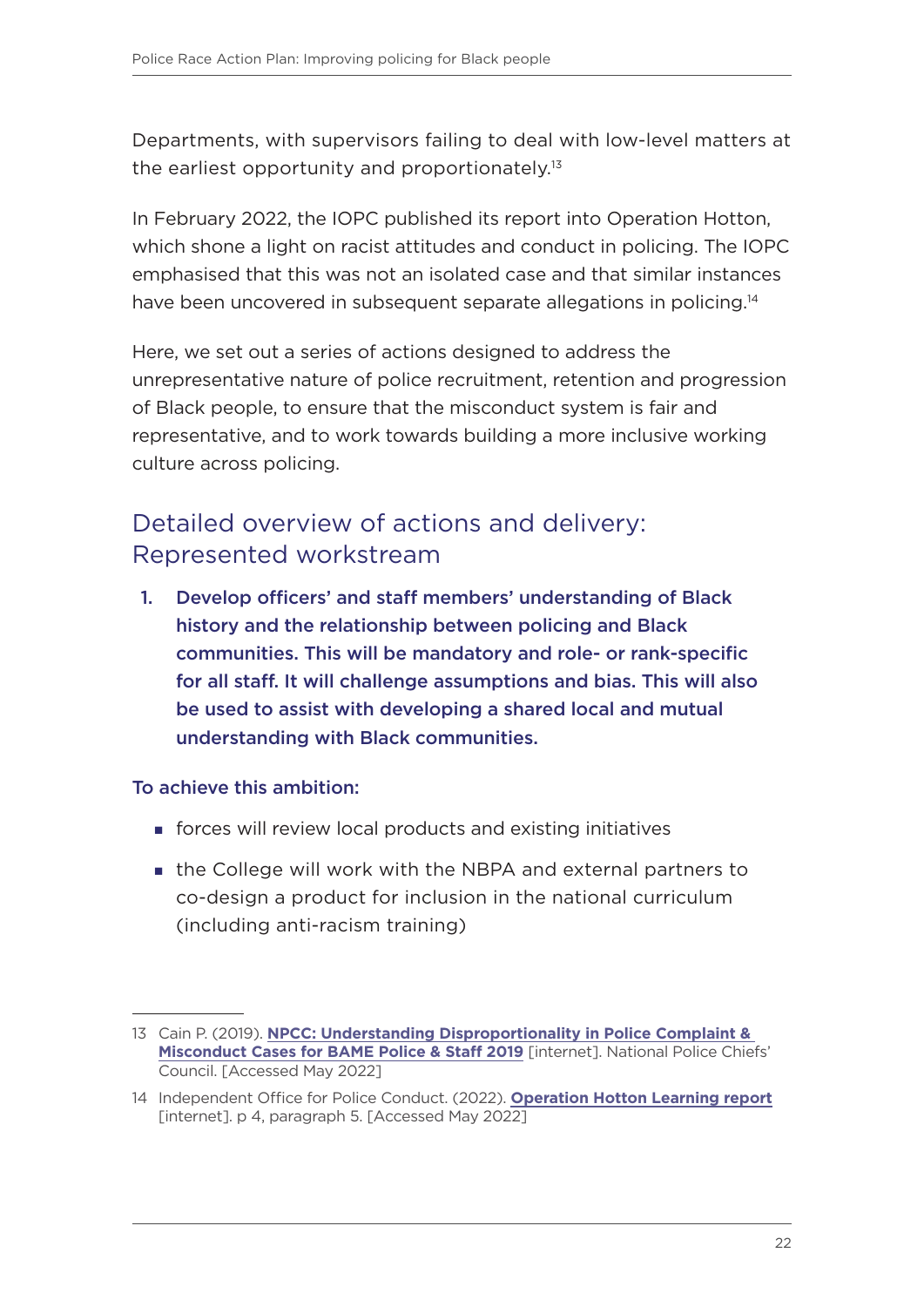Departments, with supervisors failing to deal with low-level matters at the earliest opportunity and proportionately.[13]

In February 2022, the IOPC published its report into Operation Hotton, which shone a light on racist attitudes and conduct in policing. The IOPC emphasised that this was not an isolated case and that similar instances have been uncovered in subsequent separate allegations in policing.[14]

Here, we set out a series of actions designed to address the unrepresentative nature of police recruitment, retention and progression of Black people, to ensure that the misconduct system is fair and representative, and to work towards building a more inclusive working culture across policing.

## Detailed overview of actions and delivery: Represented workstream

1. **Develop officers' and staff members' understanding of Black history and the relationship between policing and Black communities. This will be mandatory and role- or rank-specific for all staff. It will challenge assumptions and bias. This will also be used to assist with developing a shared local and mutual understanding with Black communities.**

**To achieve this ambition:**

- forces will review local products and existing initiatives
- the College will work with the NBPA and external partners to co-design a product for inclusion in the national curriculum (including anti-racism training)

---

13 Cain P. (2019). **NPCC: Understanding Disproportionality in Police Complaint & Misconduct Cases for BAME Police & Staff 2019** [internet]. National Police Chiefs' Council. [Accessed May 2022]

14 Independent Office for Police Conduct. (2022). **Operation Hotton Learning report** [internet]. p 4, paragraph 5. [Accessed May 2022]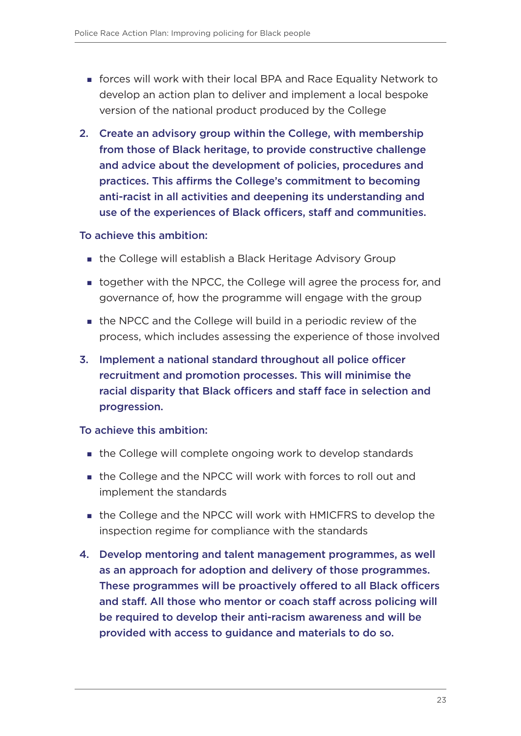- forces will work with their local BPA and Race Equality Network to develop an action plan to deliver and implement a local bespoke version of the national product produced by the College

2. **Create an advisory group within the College, with membership from those of Black heritage, to provide constructive challenge and advice about the development of policies, procedures and practices. This affirms the College's commitment to becoming anti-racist in all activities and deepening its understanding and use of the experiences of Black officers, staff and communities.**

To achieve this ambition:

- the College will establish a Black Heritage Advisory Group
- together with the NPCC, the College will agree the process for, and governance of, how the programme will engage with the group
- the NPCC and the College will build in a periodic review of the process, which includes assessing the experience of those involved

3. **Implement a national standard throughout all police officer recruitment and promotion processes. This will minimise the racial disparity that Black officers and staff face in selection and progression.**

To achieve this ambition:

- the College will complete ongoing work to develop standards
- the College and the NPCC will work with forces to roll out and implement the standards
- the College and the NPCC will work with HMICFRS to develop the inspection regime for compliance with the standards

4. **Develop mentoring and talent management programmes, as well as an approach for adoption and delivery of those programmes. These programmes will be proactively offered to all Black officers and staff. All those who mentor or coach staff across policing will be required to develop their anti-racism awareness and will be provided with access to guidance and materials to do so.**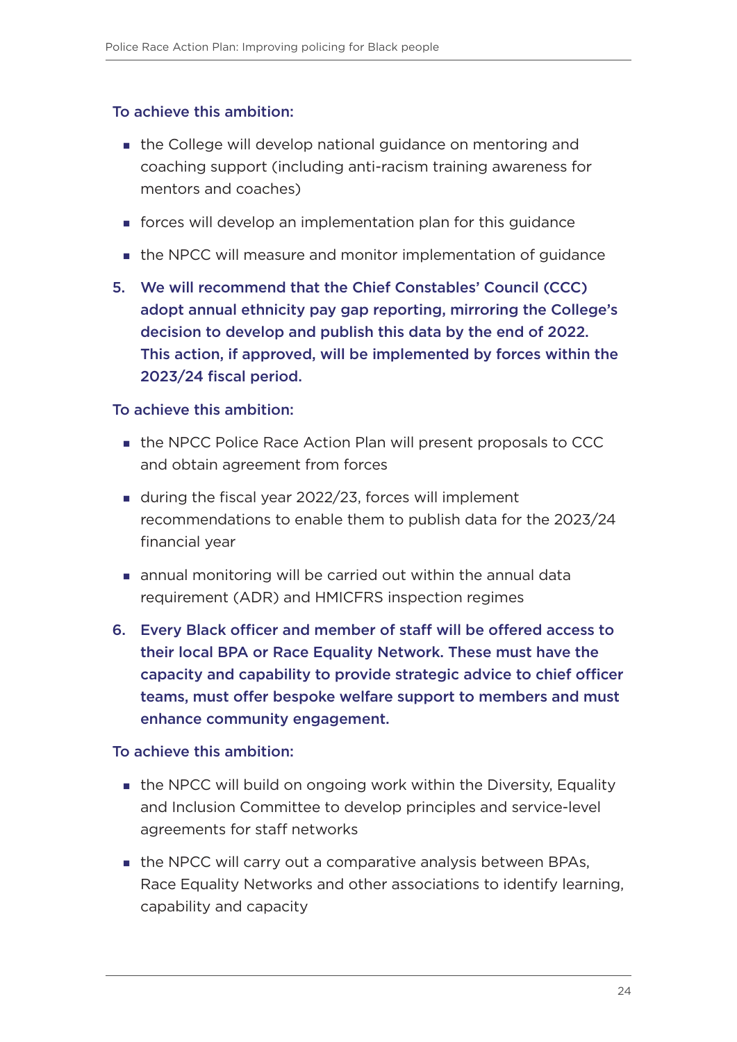**To achieve this ambition:**

- the College will develop national guidance on mentoring and coaching support (including anti-racism training awareness for mentors and coaches)
- forces will develop an implementation plan for this guidance
- the NPCC will measure and monitor implementation of guidance

5. **We will recommend that the Chief Constables' Council (CCC) adopt annual ethnicity pay gap reporting, mirroring the College's decision to develop and publish this data by the end of 2022. This action, if approved, will be implemented by forces within the 2023/24 fiscal period.**

**To achieve this ambition:**

- the NPCC Police Race Action Plan will present proposals to CCC and obtain agreement from forces
- during the fiscal year 2022/23, forces will implement recommendations to enable them to publish data for the 2023/24 financial year
- annual monitoring will be carried out within the annual data requirement (ADR) and HMICFRS inspection regimes

6. **Every Black officer and member of staff will be offered access to their local BPA or Race Equality Network. These must have the capacity and capability to provide strategic advice to chief officer teams, must offer bespoke welfare support to members and must enhance community engagement.**

**To achieve this ambition:**

- the NPCC will build on ongoing work within the Diversity, Equality and Inclusion Committee to develop principles and service-level agreements for staff networks
- the NPCC will carry out a comparative analysis between BPAs, Race Equality Networks and other associations to identify learning, capability and capacity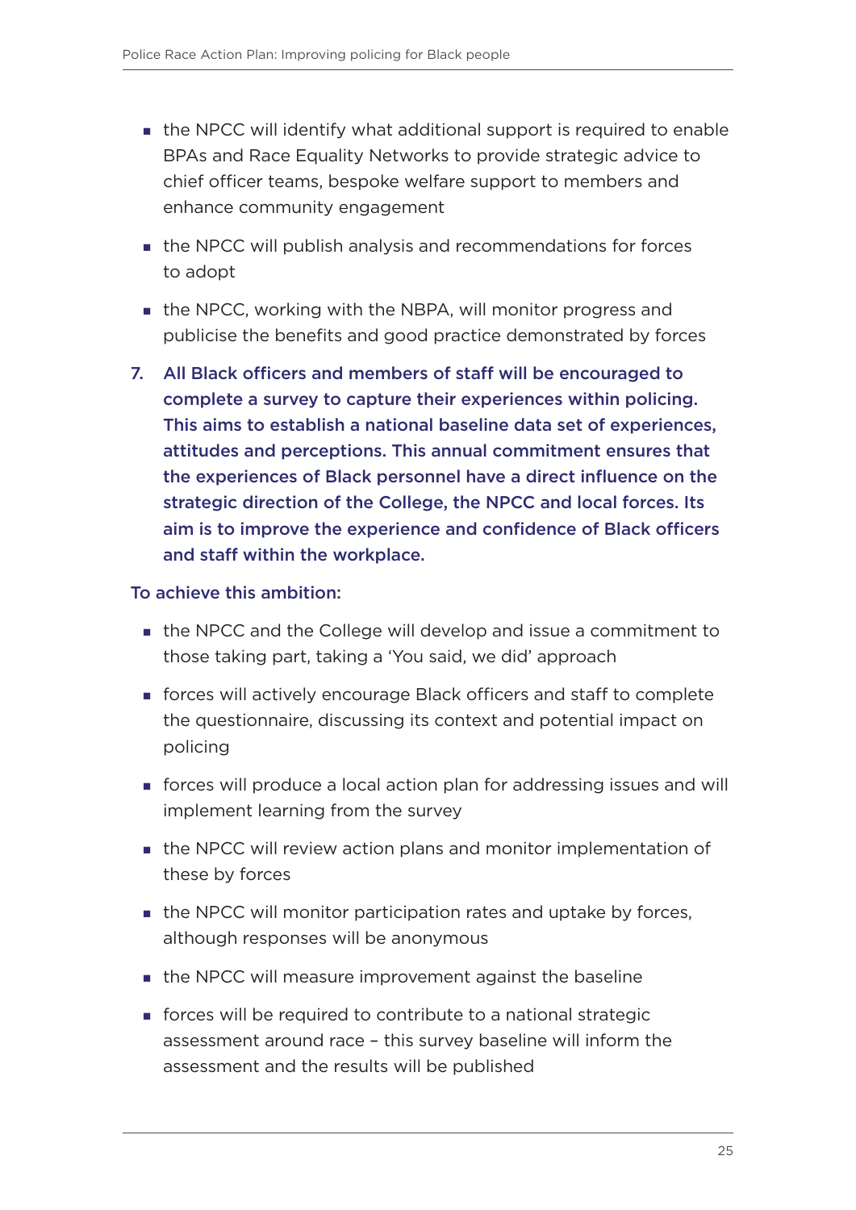- the NPCC will identify what additional support is required to enable BPAs and Race Equality Networks to provide strategic advice to chief officer teams, bespoke welfare support to members and enhance community engagement
- the NPCC will publish analysis and recommendations for forces to adopt
- the NPCC, working with the NBPA, will monitor progress and publicise the benefits and good practice demonstrated by forces

7. **All Black officers and members of staff will be encouraged to complete a survey to capture their experiences within policing. This aims to establish a national baseline data set of experiences, attitudes and perceptions. This annual commitment ensures that the experiences of Black personnel have a direct influence on the strategic direction of the College, the NPCC and local forces. Its aim is to improve the experience and confidence of Black officers and staff within the workplace.**

**To achieve this ambition:**

- the NPCC and the College will develop and issue a commitment to those taking part, taking a 'You said, we did' approach
- forces will actively encourage Black officers and staff to complete the questionnaire, discussing its context and potential impact on policing
- forces will produce a local action plan for addressing issues and will implement learning from the survey
- the NPCC will review action plans and monitor implementation of these by forces
- the NPCC will monitor participation rates and uptake by forces, although responses will be anonymous
- the NPCC will measure improvement against the baseline
- forces will be required to contribute to a national strategic assessment around race – this survey baseline will inform the assessment and the results will be published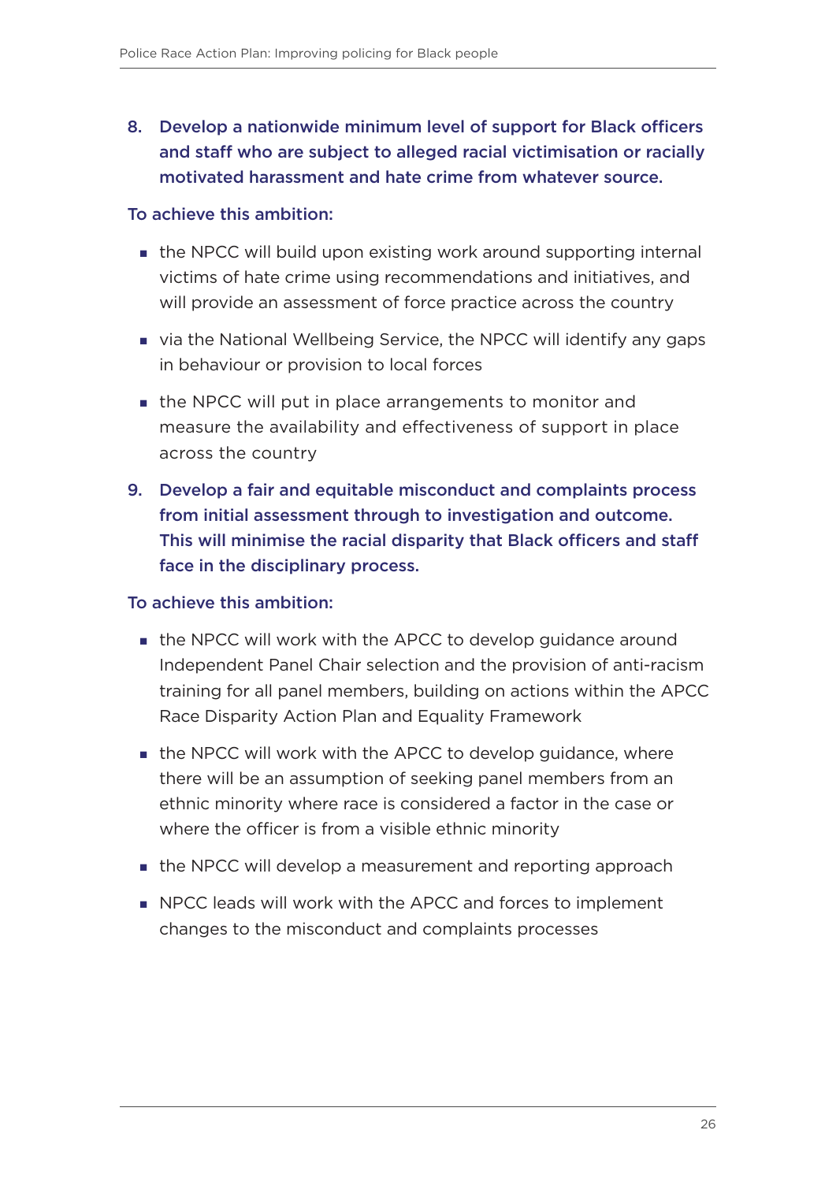8. **Develop a nationwide minimum level of support for Black officers and staff who are subject to alleged racial victimisation or racially motivated harassment and hate crime from whatever source.**

**To achieve this ambition:**

- the NPCC will build upon existing work around supporting internal victims of hate crime using recommendations and initiatives, and will provide an assessment of force practice across the country
- via the National Wellbeing Service, the NPCC will identify any gaps in behaviour or provision to local forces
- the NPCC will put in place arrangements to monitor and measure the availability and effectiveness of support in place across the country

9. **Develop a fair and equitable misconduct and complaints process from initial assessment through to investigation and outcome. This will minimise the racial disparity that Black officers and staff face in the disciplinary process.**

**To achieve this ambition:**

- the NPCC will work with the APCC to develop guidance around Independent Panel Chair selection and the provision of anti-racism training for all panel members, building on actions within the APCC Race Disparity Action Plan and Equality Framework
- the NPCC will work with the APCC to develop guidance, where there will be an assumption of seeking panel members from an ethnic minority where race is considered a factor in the case or where the officer is from a visible ethnic minority
- the NPCC will develop a measurement and reporting approach
- NPCC leads will work with the APCC and forces to implement changes to the misconduct and complaints processes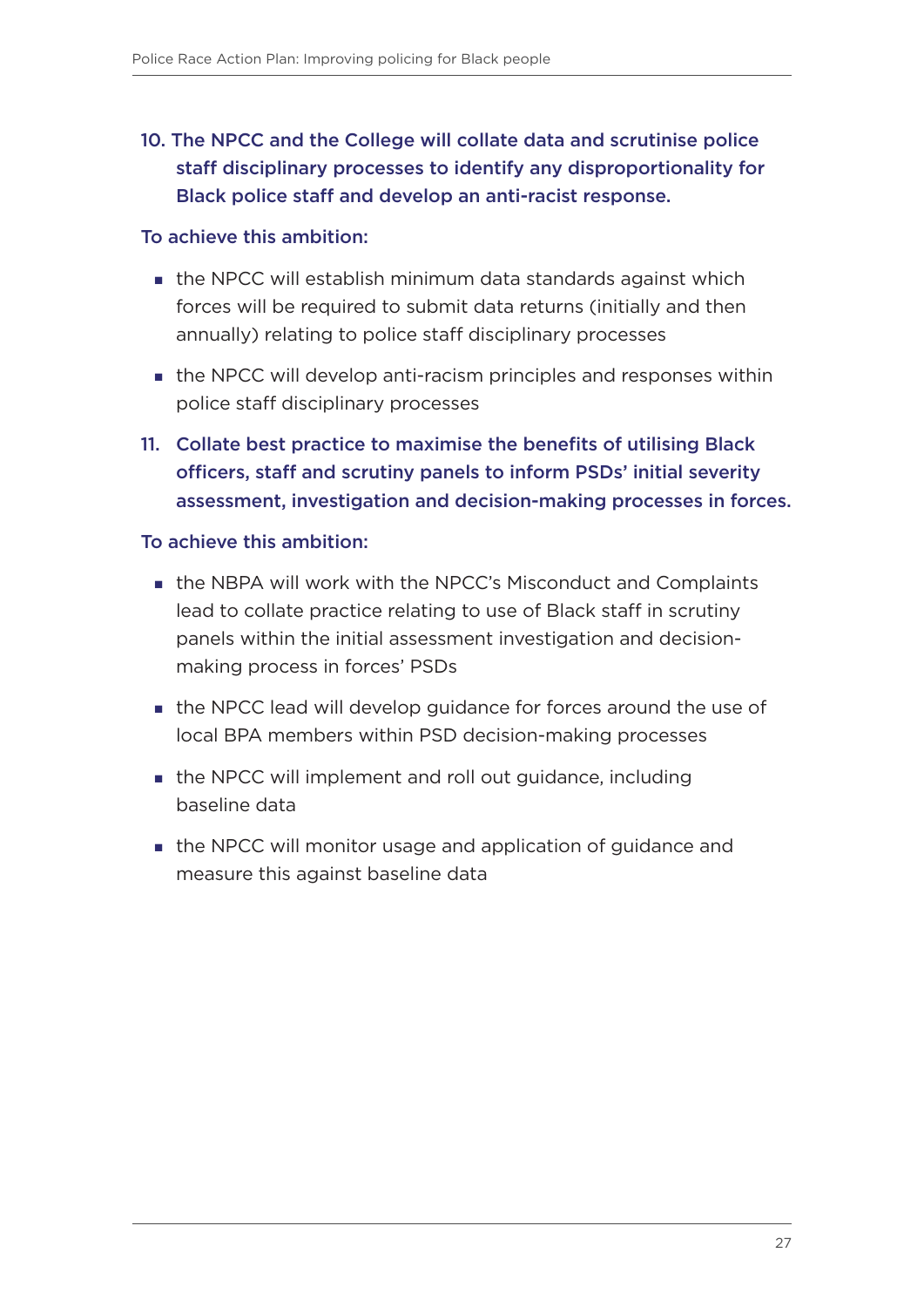### 10. The NPCC and the College will collate data and scrutinise police staff disciplinary processes to identify any disproportionality for Black police staff and develop an anti-racist response.

**To achieve this ambition:**

- the NPCC will establish minimum data standards against which forces will be required to submit data returns (initially and then annually) relating to police staff disciplinary processes
- the NPCC will develop anti-racism principles and responses within police staff disciplinary processes

### 11. Collate best practice to maximise the benefits of utilising Black officers, staff and scrutiny panels to inform PSDs' initial severity assessment, investigation and decision-making processes in forces.

**To achieve this ambition:**

- the NBPA will work with the NPCC's Misconduct and Complaints lead to collate practice relating to use of Black staff in scrutiny panels within the initial assessment investigation and decision-making process in forces' PSDs
- the NPCC lead will develop guidance for forces around the use of local BPA members within PSD decision-making processes
- the NPCC will implement and roll out guidance, including baseline data
- the NPCC will monitor usage and application of guidance and measure this against baseline data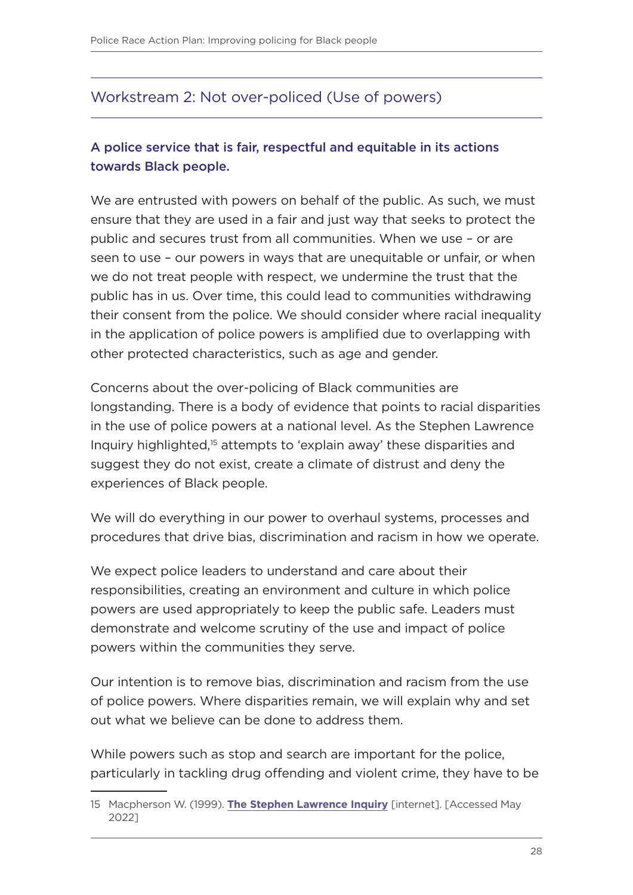## Workstream 2: Not over-policed (Use of powers)

### A police service that is fair, respectful and equitable in its actions towards Black people.

We are entrusted with powers on behalf of the public. As such, we must ensure that they are used in a fair and just way that seeks to protect the public and secures trust from all communities. When we use – or are seen to use – our powers in ways that are unequitable or unfair, or when we do not treat people with respect, we undermine the trust that the public has in us. Over time, this could lead to communities withdrawing their consent from the police. We should consider where racial inequality in the application of police powers is amplified due to overlapping with other protected characteristics, such as age and gender.

Concerns about the over-policing of Black communities are longstanding. There is a body of evidence that points to racial disparities in the use of police powers at a national level. As the Stephen Lawrence Inquiry highlighted,[15] attempts to 'explain away' these disparities and suggest they do not exist, create a climate of distrust and deny the experiences of Black people.

We will do everything in our power to overhaul systems, processes and procedures that drive bias, discrimination and racism in how we operate.

We expect police leaders to understand and care about their responsibilities, creating an environment and culture in which police powers are used appropriately to keep the public safe. Leaders must demonstrate and welcome scrutiny of the use and impact of police powers within the communities they serve.

Our intention is to remove bias, discrimination and racism from the use of police powers. Where disparities remain, we will explain why and set out what we believe can be done to address them.

While powers such as stop and search are important for the police, particularly in tackling drug offending and violent crime, they have to be

---

15 Macpherson W. (1999). **The Stephen Lawrence Inquiry** [internet]. [Accessed May 2022]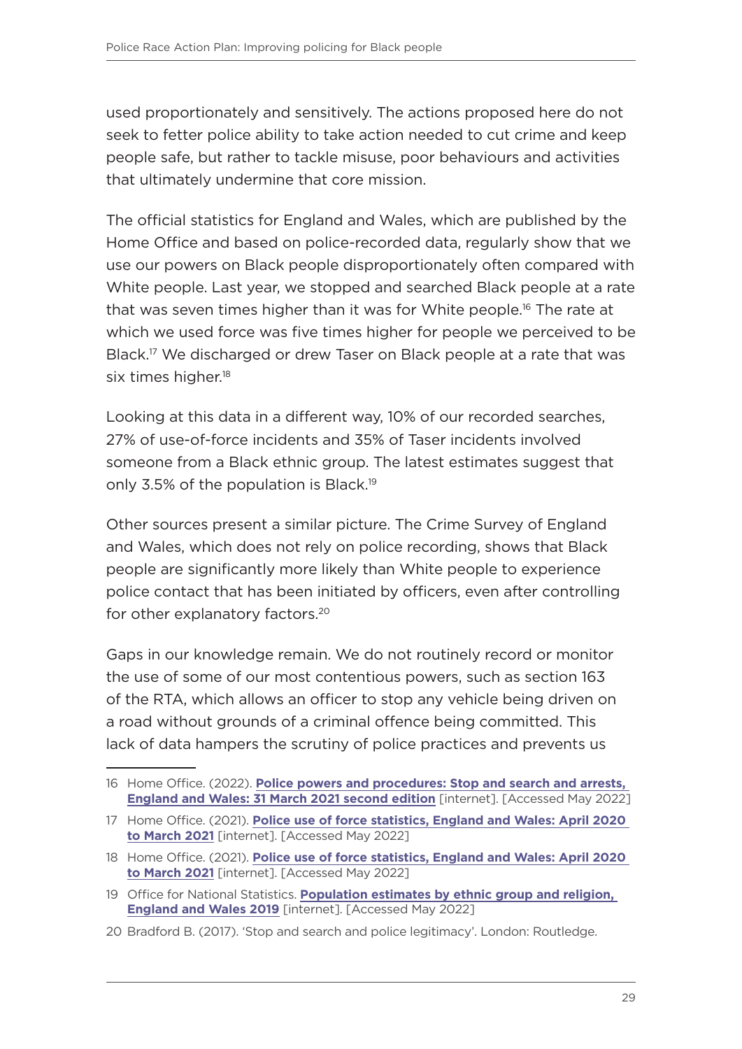used proportionately and sensitively. The actions proposed here do not seek to fetter police ability to take action needed to cut crime and keep people safe, but rather to tackle misuse, poor behaviours and activities that ultimately undermine that core mission.

The official statistics for England and Wales, which are published by the Home Office and based on police-recorded data, regularly show that we use our powers on Black people disproportionately often compared with White people. Last year, we stopped and searched Black people at a rate that was seven times higher than it was for White people.[16] The rate at which we used force was five times higher for people we perceived to be Black.[17] We discharged or drew Taser on Black people at a rate that was six times higher.[18]

Looking at this data in a different way, 10% of our recorded searches, 27% of use-of-force incidents and 35% of Taser incidents involved someone from a Black ethnic group. The latest estimates suggest that only 3.5% of the population is Black.[19]

Other sources present a similar picture. The Crime Survey of England and Wales, which does not rely on police recording, shows that Black people are significantly more likely than White people to experience police contact that has been initiated by officers, even after controlling for other explanatory factors.[20]

Gaps in our knowledge remain. We do not routinely record or monitor the use of some of our most contentious powers, such as section 163 of the RTA, which allows an officer to stop any vehicle being driven on a road without grounds of a criminal offence being committed. This lack of data hampers the scrutiny of police practices and prevents us

---

16 Home Office. (2022). **Police powers and procedures: Stop and search and arrests, England and Wales: 31 March 2021 second edition** [internet]. [Accessed May 2022]

17 Home Office. (2021). **Police use of force statistics, England and Wales: April 2020 to March 2021** [internet]. [Accessed May 2022]

18 Home Office. (2021). **Police use of force statistics, England and Wales: April 2020 to March 2021** [internet]. [Accessed May 2022]

19 Office for National Statistics. **Population estimates by ethnic group and religion, England and Wales 2019** [internet]. [Accessed May 2022]

20 Bradford B. (2017). 'Stop and search and police legitimacy'. London: Routledge.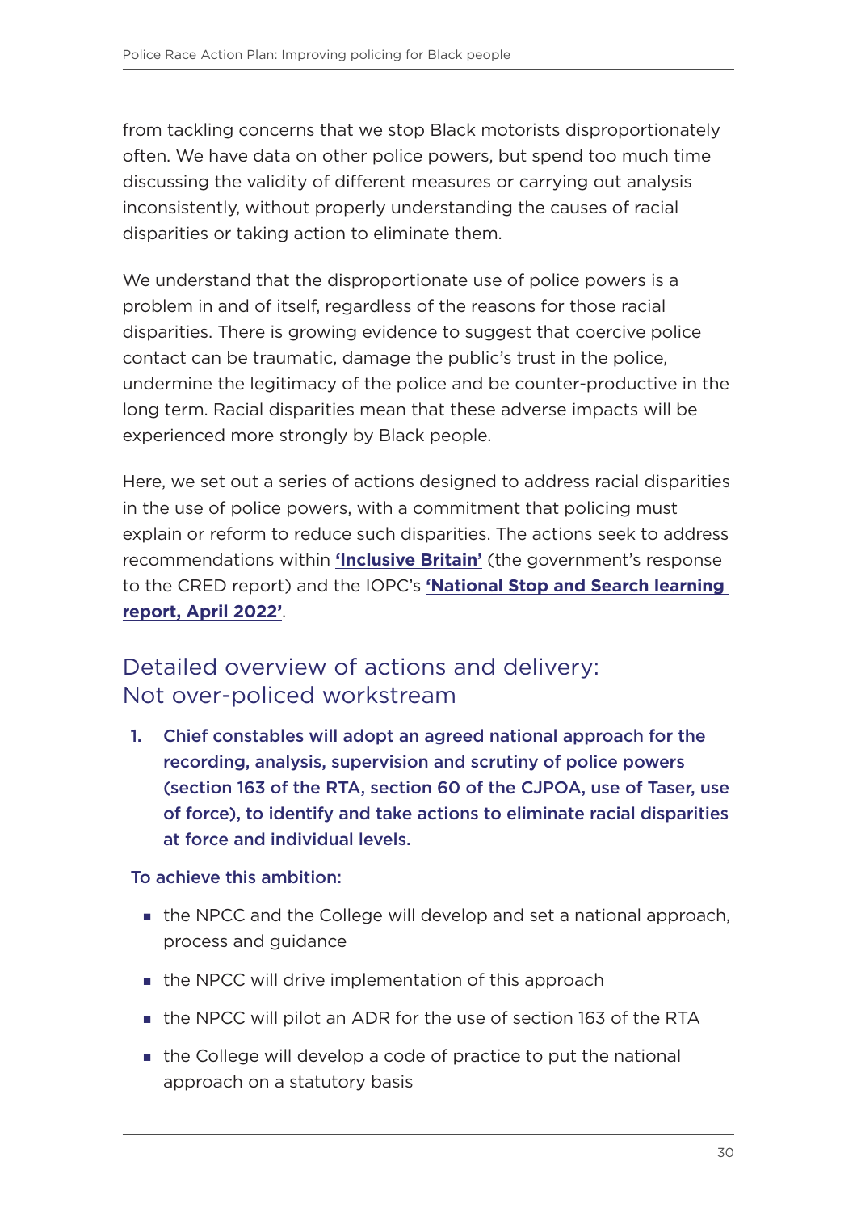from tackling concerns that we stop Black motorists disproportionately often. We have data on other police powers, but spend too much time discussing the validity of different measures or carrying out analysis inconsistently, without properly understanding the causes of racial disparities or taking action to eliminate them.

We understand that the disproportionate use of police powers is a problem in and of itself, regardless of the reasons for those racial disparities. There is growing evidence to suggest that coercive police contact can be traumatic, damage the public's trust in the police, undermine the legitimacy of the police and be counter-productive in the long term. Racial disparities mean that these adverse impacts will be experienced more strongly by Black people.

Here, we set out a series of actions designed to address racial disparities in the use of police powers, with a commitment that policing must explain or reform to reduce such disparities. The actions seek to address recommendations within **'Inclusive Britain'** (the government's response to the CRED report) and the IOPC's **'National Stop and Search learning report, April 2022'**.

## Detailed overview of actions and delivery: Not over-policed workstream

1. **Chief constables will adopt an agreed national approach for the recording, analysis, supervision and scrutiny of police powers (section 163 of the RTA, section 60 of the CJPOA, use of Taser, use of force), to identify and take actions to eliminate racial disparities at force and individual levels.**

**To achieve this ambition:**

- the NPCC and the College will develop and set a national approach, process and guidance
- the NPCC will drive implementation of this approach
- the NPCC will pilot an ADR for the use of section 163 of the RTA
- the College will develop a code of practice to put the national approach on a statutory basis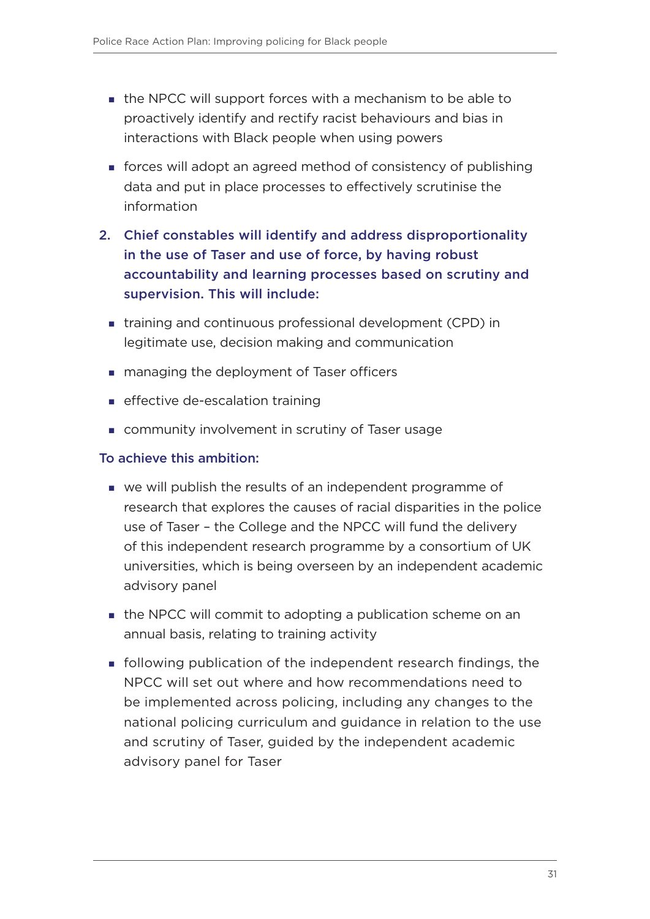- the NPCC will support forces with a mechanism to be able to proactively identify and rectify racist behaviours and bias in interactions with Black people when using powers
- forces will adopt an agreed method of consistency of publishing data and put in place processes to effectively scrutinise the information

2. **Chief constables will identify and address disproportionality in the use of Taser and use of force, by having robust accountability and learning processes based on scrutiny and supervision. This will include:**

- training and continuous professional development (CPD) in legitimate use, decision making and communication
- managing the deployment of Taser officers
- effective de-escalation training
- community involvement in scrutiny of Taser usage

**To achieve this ambition:**

- we will publish the results of an independent programme of research that explores the causes of racial disparities in the police use of Taser – the College and the NPCC will fund the delivery of this independent research programme by a consortium of UK universities, which is being overseen by an independent academic advisory panel
- the NPCC will commit to adopting a publication scheme on an annual basis, relating to training activity
- following publication of the independent research findings, the NPCC will set out where and how recommendations need to be implemented across policing, including any changes to the national policing curriculum and guidance in relation to the use and scrutiny of Taser, guided by the independent academic advisory panel for Taser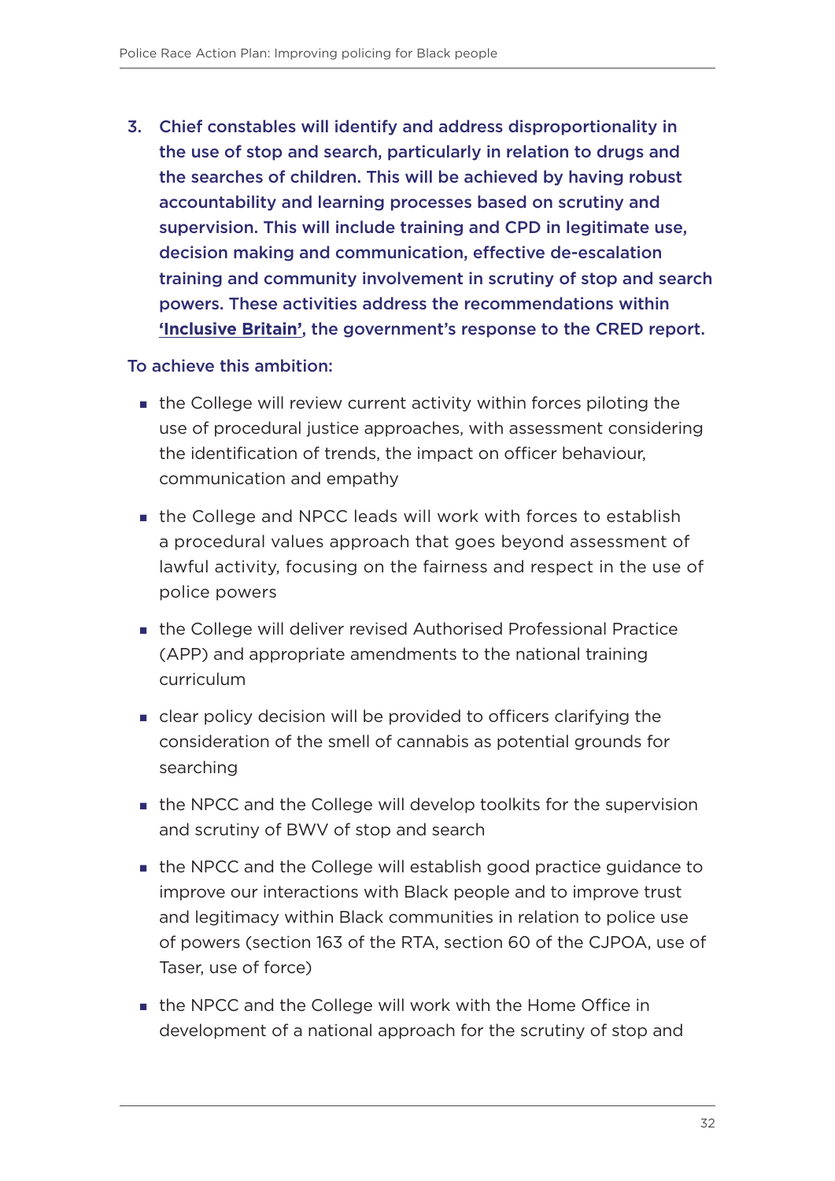3. **Chief constables will identify and address disproportionality in the use of stop and search, particularly in relation to drugs and the searches of children. This will be achieved by having robust accountability and learning processes based on scrutiny and supervision. This will include training and CPD in legitimate use, decision making and communication, effective de-escalation training and community involvement in scrutiny of stop and search powers. These activities address the recommendations within 'Inclusive Britain', the government's response to the CRED report.**

To achieve this ambition:

- the College will review current activity within forces piloting the use of procedural justice approaches, with assessment considering the identification of trends, the impact on officer behaviour, communication and empathy
- the College and NPCC leads will work with forces to establish a procedural values approach that goes beyond assessment of lawful activity, focusing on the fairness and respect in the use of police powers
- the College will deliver revised Authorised Professional Practice (APP) and appropriate amendments to the national training curriculum
- clear policy decision will be provided to officers clarifying the consideration of the smell of cannabis as potential grounds for searching
- the NPCC and the College will develop toolkits for the supervision and scrutiny of BWV of stop and search
- the NPCC and the College will establish good practice guidance to improve our interactions with Black people and to improve trust and legitimacy within Black communities in relation to police use of powers (section 163 of the RTA, section 60 of the CJPOA, use of Taser, use of force)
- the NPCC and the College will work with the Home Office in development of a national approach for the scrutiny of stop and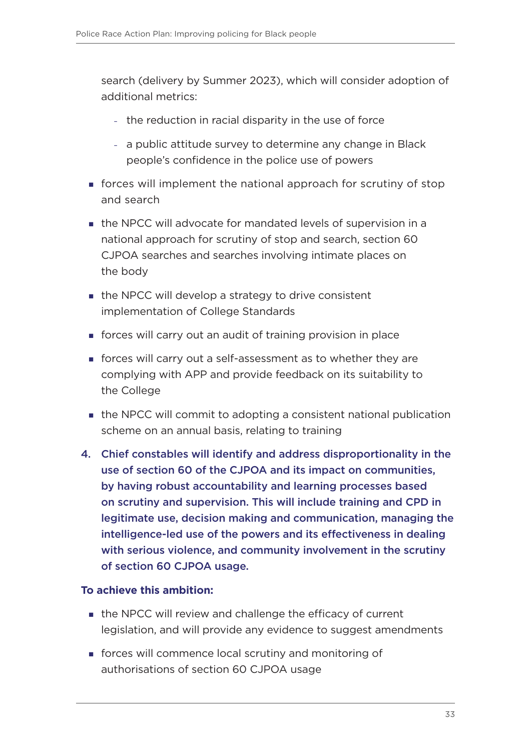search (delivery by Summer 2023), which will consider adoption of additional metrics:

  - the reduction in racial disparity in the use of force
  - a public attitude survey to determine any change in Black people's confidence in the police use of powers

- forces will implement the national approach for scrutiny of stop and search
- the NPCC will advocate for mandated levels of supervision in a national approach for scrutiny of stop and search, section 60 CJPOA searches and searches involving intimate places on the body
- the NPCC will develop a strategy to drive consistent implementation of College Standards
- forces will carry out an audit of training provision in place
- forces will carry out a self-assessment as to whether they are complying with APP and provide feedback on its suitability to the College
- the NPCC will commit to adopting a consistent national publication scheme on an annual basis, relating to training

4. **Chief constables will identify and address disproportionality in the use of section 60 of the CJPOA and its impact on communities, by having robust accountability and learning processes based on scrutiny and supervision. This will include training and CPD in legitimate use, decision making and communication, managing the intelligence-led use of the powers and its effectiveness in dealing with serious violence, and community involvement in the scrutiny of section 60 CJPOA usage.**

**To achieve this ambition:**

- the NPCC will review and challenge the efficacy of current legislation, and will provide any evidence to suggest amendments
- forces will commence local scrutiny and monitoring of authorisations of section 60 CJPOA usage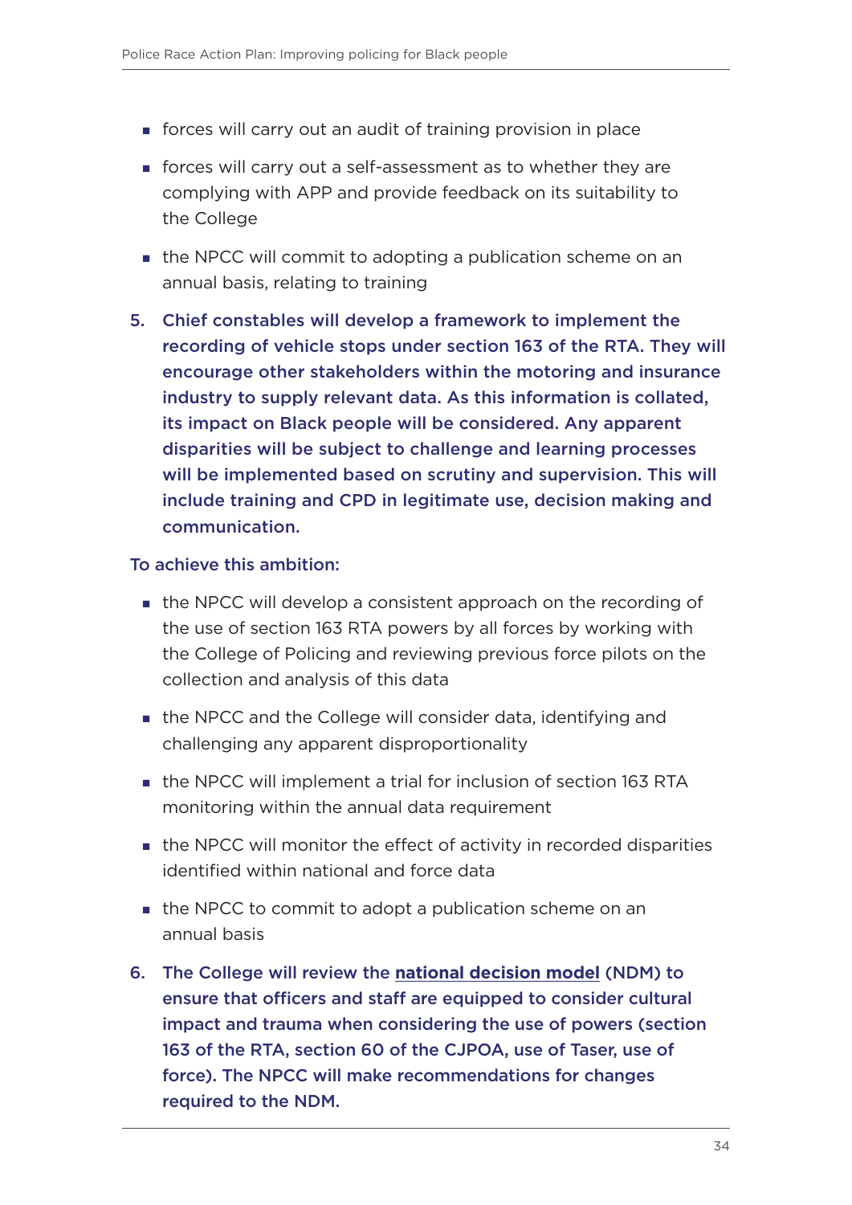- forces will carry out an audit of training provision in place
- forces will carry out a self-assessment as to whether they are complying with APP and provide feedback on its suitability to the College
- the NPCC will commit to adopting a publication scheme on an annual basis, relating to training

5. **Chief constables will develop a framework to implement the recording of vehicle stops under section 163 of the RTA. They will encourage other stakeholders within the motoring and insurance industry to supply relevant data. As this information is collated, its impact on Black people will be considered. Any apparent disparities will be subject to challenge and learning processes will be implemented based on scrutiny and supervision. This will include training and CPD in legitimate use, decision making and communication.**

**To achieve this ambition:**

- the NPCC will develop a consistent approach on the recording of the use of section 163 RTA powers by all forces by working with the College of Policing and reviewing previous force pilots on the collection and analysis of this data
- the NPCC and the College will consider data, identifying and challenging any apparent disproportionality
- the NPCC will implement a trial for inclusion of section 163 RTA monitoring within the annual data requirement
- the NPCC will monitor the effect of activity in recorded disparities identified within national and force data
- the NPCC to commit to adopt a publication scheme on an annual basis

6. **The College will review the national decision model (NDM) to ensure that officers and staff are equipped to consider cultural impact and trauma when considering the use of powers (section 163 of the RTA, section 60 of the CJPOA, use of Taser, use of force). The NPCC will make recommendations for changes required to the NDM.**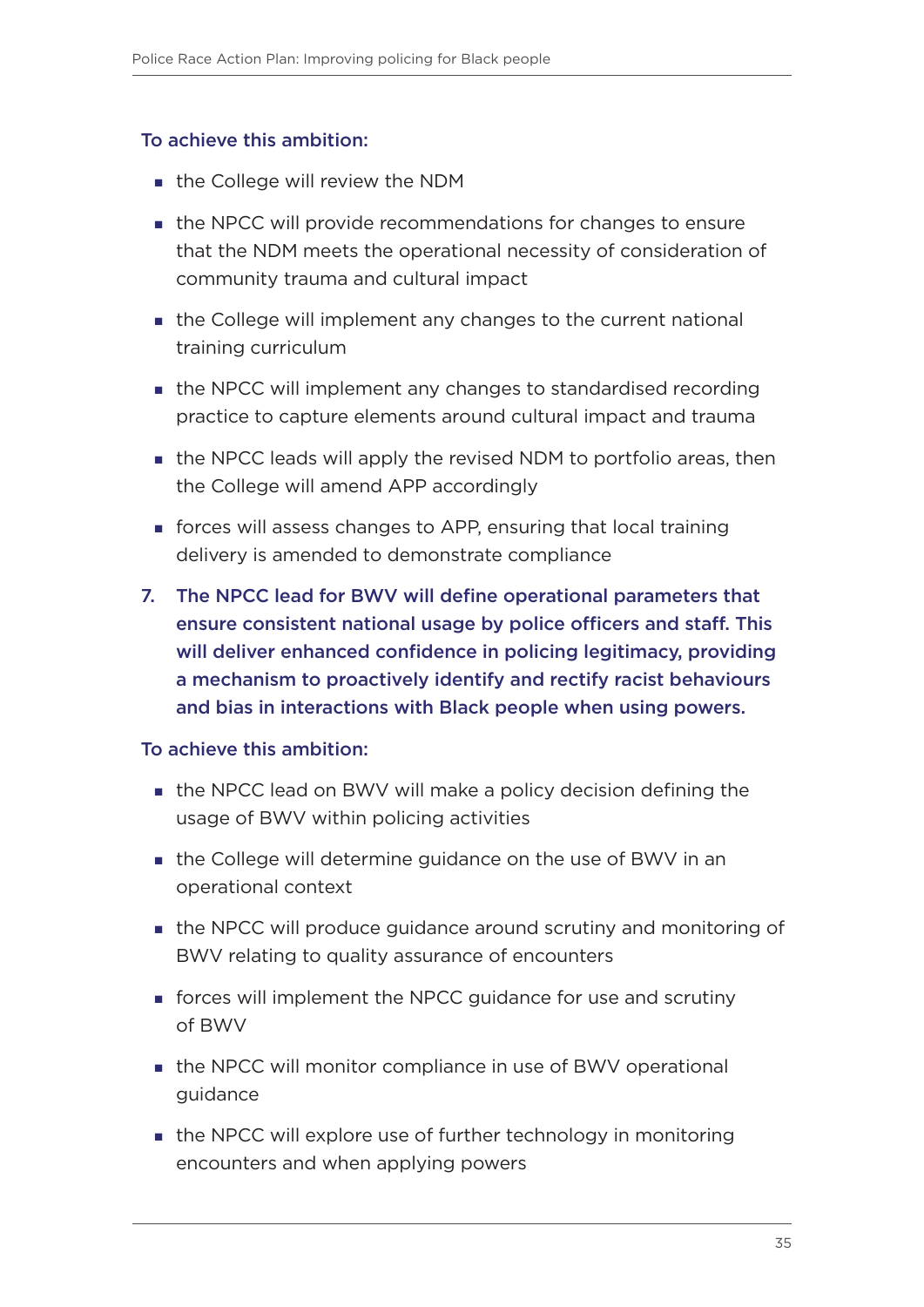**To achieve this ambition:**

- the College will review the NDM
- the NPCC will provide recommendations for changes to ensure that the NDM meets the operational necessity of consideration of community trauma and cultural impact
- the College will implement any changes to the current national training curriculum
- the NPCC will implement any changes to standardised recording practice to capture elements around cultural impact and trauma
- the NPCC leads will apply the revised NDM to portfolio areas, then the College will amend APP accordingly
- forces will assess changes to APP, ensuring that local training delivery is amended to demonstrate compliance

7. **The NPCC lead for BWV will define operational parameters that ensure consistent national usage by police officers and staff. This will deliver enhanced confidence in policing legitimacy, providing a mechanism to proactively identify and rectify racist behaviours and bias in interactions with Black people when using powers.**

**To achieve this ambition:**

- the NPCC lead on BWV will make a policy decision defining the usage of BWV within policing activities
- the College will determine guidance on the use of BWV in an operational context
- the NPCC will produce guidance around scrutiny and monitoring of BWV relating to quality assurance of encounters
- forces will implement the NPCC guidance for use and scrutiny of BWV
- the NPCC will monitor compliance in use of BWV operational guidance
- the NPCC will explore use of further technology in monitoring encounters and when applying powers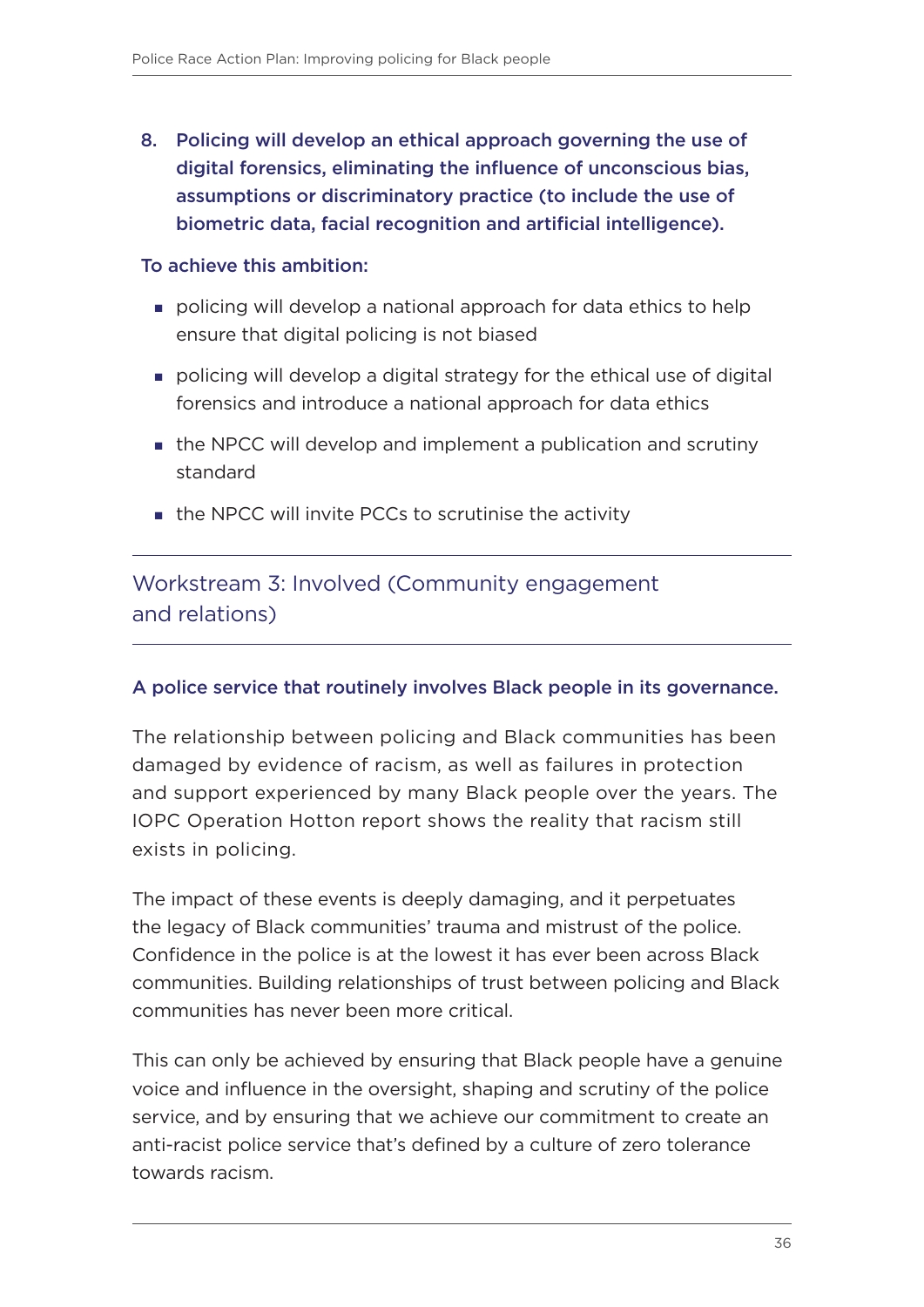8. **Policing will develop an ethical approach governing the use of digital forensics, eliminating the influence of unconscious bias, assumptions or discriminatory practice (to include the use of biometric data, facial recognition and artificial intelligence).**

**To achieve this ambition:**

- policing will develop a national approach for data ethics to help ensure that digital policing is not biased
- policing will develop a digital strategy for the ethical use of digital forensics and introduce a national approach for data ethics
- the NPCC will develop and implement a publication and scrutiny standard
- the NPCC will invite PCCs to scrutinise the activity

## Workstream 3: Involved (Community engagement and relations)

**A police service that routinely involves Black people in its governance.**

The relationship between policing and Black communities has been damaged by evidence of racism, as well as failures in protection and support experienced by many Black people over the years. The IOPC Operation Hotton report shows the reality that racism still exists in policing.

The impact of these events is deeply damaging, and it perpetuates the legacy of Black communities' trauma and mistrust of the police. Confidence in the police is at the lowest it has ever been across Black communities. Building relationships of trust between policing and Black communities has never been more critical.

This can only be achieved by ensuring that Black people have a genuine voice and influence in the oversight, shaping and scrutiny of the police service, and by ensuring that we achieve our commitment to create an anti-racist police service that's defined by a culture of zero tolerance towards racism.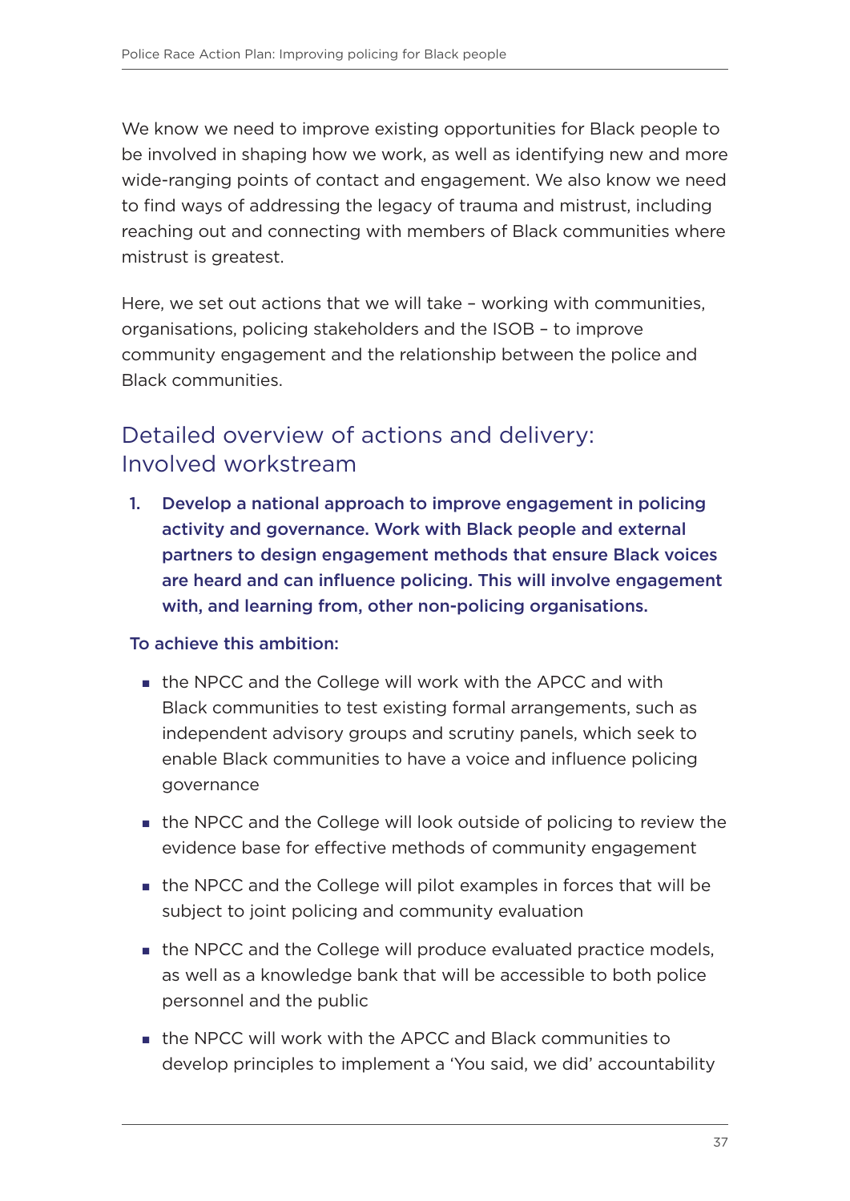We know we need to improve existing opportunities for Black people to be involved in shaping how we work, as well as identifying new and more wide-ranging points of contact and engagement. We also know we need to find ways of addressing the legacy of trauma and mistrust, including reaching out and connecting with members of Black communities where mistrust is greatest.

Here, we set out actions that we will take – working with communities, organisations, policing stakeholders and the ISOB – to improve community engagement and the relationship between the police and Black communities.

## Detailed overview of actions and delivery: Involved workstream

1. **Develop a national approach to improve engagement in policing activity and governance. Work with Black people and external partners to design engagement methods that ensure Black voices are heard and can influence policing. This will involve engagement with, and learning from, other non-policing organisations.**

**To achieve this ambition:**

- the NPCC and the College will work with the APCC and with Black communities to test existing formal arrangements, such as independent advisory groups and scrutiny panels, which seek to enable Black communities to have a voice and influence policing governance
- the NPCC and the College will look outside of policing to review the evidence base for effective methods of community engagement
- the NPCC and the College will pilot examples in forces that will be subject to joint policing and community evaluation
- the NPCC and the College will produce evaluated practice models, as well as a knowledge bank that will be accessible to both police personnel and the public
- the NPCC will work with the APCC and Black communities to develop principles to implement a 'You said, we did' accountability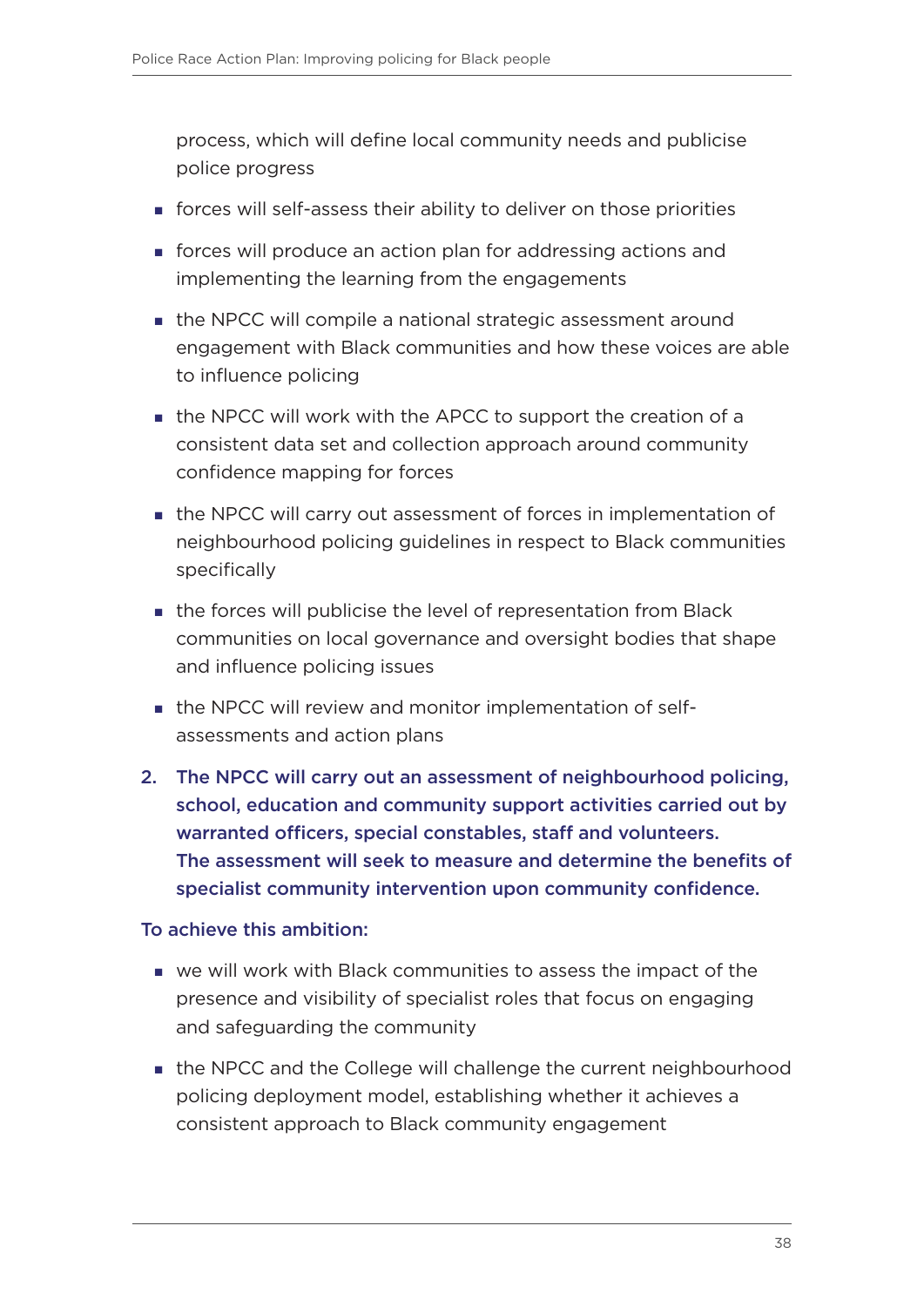process, which will define local community needs and publicise police progress

- forces will self-assess their ability to deliver on those priorities
- forces will produce an action plan for addressing actions and implementing the learning from the engagements
- the NPCC will compile a national strategic assessment around engagement with Black communities and how these voices are able to influence policing
- the NPCC will work with the APCC to support the creation of a consistent data set and collection approach around community confidence mapping for forces
- the NPCC will carry out assessment of forces in implementation of neighbourhood policing guidelines in respect to Black communities specifically
- the forces will publicise the level of representation from Black communities on local governance and oversight bodies that shape and influence policing issues
- the NPCC will review and monitor implementation of self-assessments and action plans

2. **The NPCC will carry out an assessment of neighbourhood policing, school, education and community support activities carried out by warranted officers, special constables, staff and volunteers. The assessment will seek to measure and determine the benefits of specialist community intervention upon community confidence.**

**To achieve this ambition:**

- we will work with Black communities to assess the impact of the presence and visibility of specialist roles that focus on engaging and safeguarding the community
- the NPCC and the College will challenge the current neighbourhood policing deployment model, establishing whether it achieves a consistent approach to Black community engagement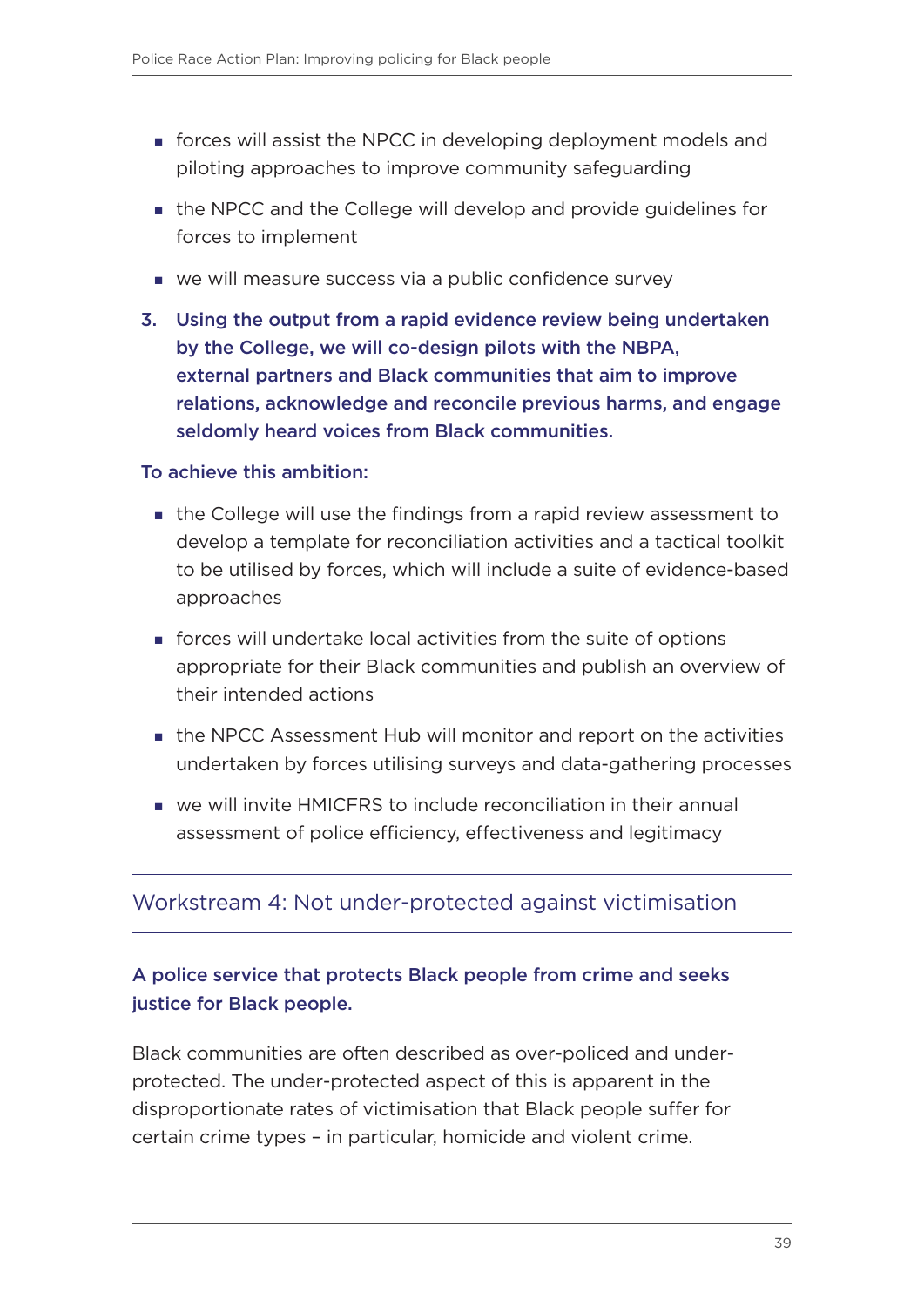- forces will assist the NPCC in developing deployment models and piloting approaches to improve community safeguarding
- the NPCC and the College will develop and provide guidelines for forces to implement
- we will measure success via a public confidence survey

3. **Using the output from a rapid evidence review being undertaken by the College, we will co-design pilots with the NBPA, external partners and Black communities that aim to improve relations, acknowledge and reconcile previous harms, and engage seldomly heard voices from Black communities.**

**To achieve this ambition:**

- the College will use the findings from a rapid review assessment to develop a template for reconciliation activities and a tactical toolkit to be utilised by forces, which will include a suite of evidence-based approaches
- forces will undertake local activities from the suite of options appropriate for their Black communities and publish an overview of their intended actions
- the NPCC Assessment Hub will monitor and report on the activities undertaken by forces utilising surveys and data-gathering processes
- we will invite HMICFRS to include reconciliation in their annual assessment of police efficiency, effectiveness and legitimacy

## Workstream 4: Not under-protected against victimisation

### A police service that protects Black people from crime and seeks justice for Black people.

Black communities are often described as over-policed and under-protected. The under-protected aspect of this is apparent in the disproportionate rates of victimisation that Black people suffer for certain crime types – in particular, homicide and violent crime.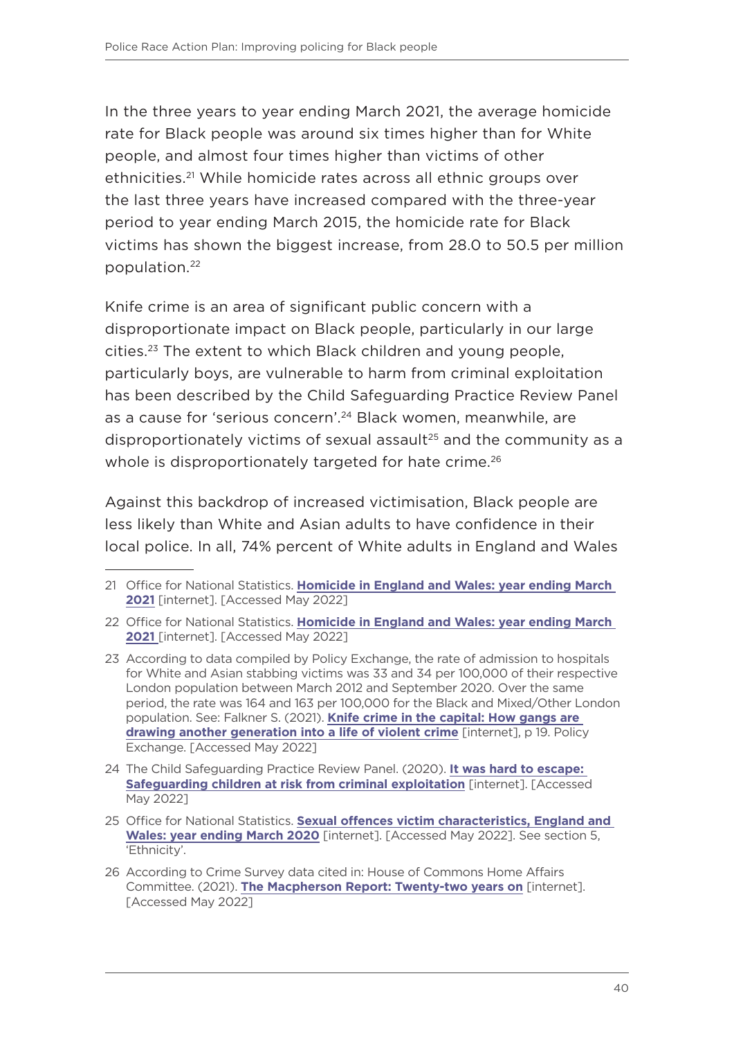In the three years to year ending March 2021, the average homicide rate for Black people was around six times higher than for White people, and almost four times higher than victims of other ethnicities.[21] While homicide rates across all ethnic groups over the last three years have increased compared with the three-year period to year ending March 2015, the homicide rate for Black victims has shown the biggest increase, from 28.0 to 50.5 per million population.[22]

Knife crime is an area of significant public concern with a disproportionate impact on Black people, particularly in our large cities.[23] The extent to which Black children and young people, particularly boys, are vulnerable to harm from criminal exploitation has been described by the Child Safeguarding Practice Review Panel as a cause for 'serious concern'.[24] Black women, meanwhile, are disproportionately victims of sexual assault[25] and the community as a whole is disproportionately targeted for hate crime.[26]

Against this backdrop of increased victimisation, Black people are less likely than White and Asian adults to have confidence in their local police. In all, 74% percent of White adults in England and Wales

---

21 Office for National Statistics. **Homicide in England and Wales: year ending March 2021** [internet]. [Accessed May 2022]

22 Office for National Statistics. **Homicide in England and Wales: year ending March 2021** [internet]. [Accessed May 2022]

23 According to data compiled by Policy Exchange, the rate of admission to hospitals for White and Asian stabbing victims was 33 and 34 per 100,000 of their respective London population between March 2012 and September 2020. Over the same period, the rate was 164 and 163 per 100,000 for the Black and Mixed/Other London population. See: Falkner S. (2021). **Knife crime in the capital: How gangs are drawing another generation into a life of violent crime** [internet], p 19. Policy Exchange. [Accessed May 2022]

24 The Child Safeguarding Practice Review Panel. (2020). **It was hard to escape: Safeguarding children at risk from criminal exploitation** [internet]. [Accessed May 2022]

25 Office for National Statistics. **Sexual offences victim characteristics, England and Wales: year ending March 2020** [internet]. [Accessed May 2022]. See section 5, 'Ethnicity'.

26 According to Crime Survey data cited in: House of Commons Home Affairs Committee. (2021). **The Macpherson Report: Twenty-two years on** [internet]. [Accessed May 2022]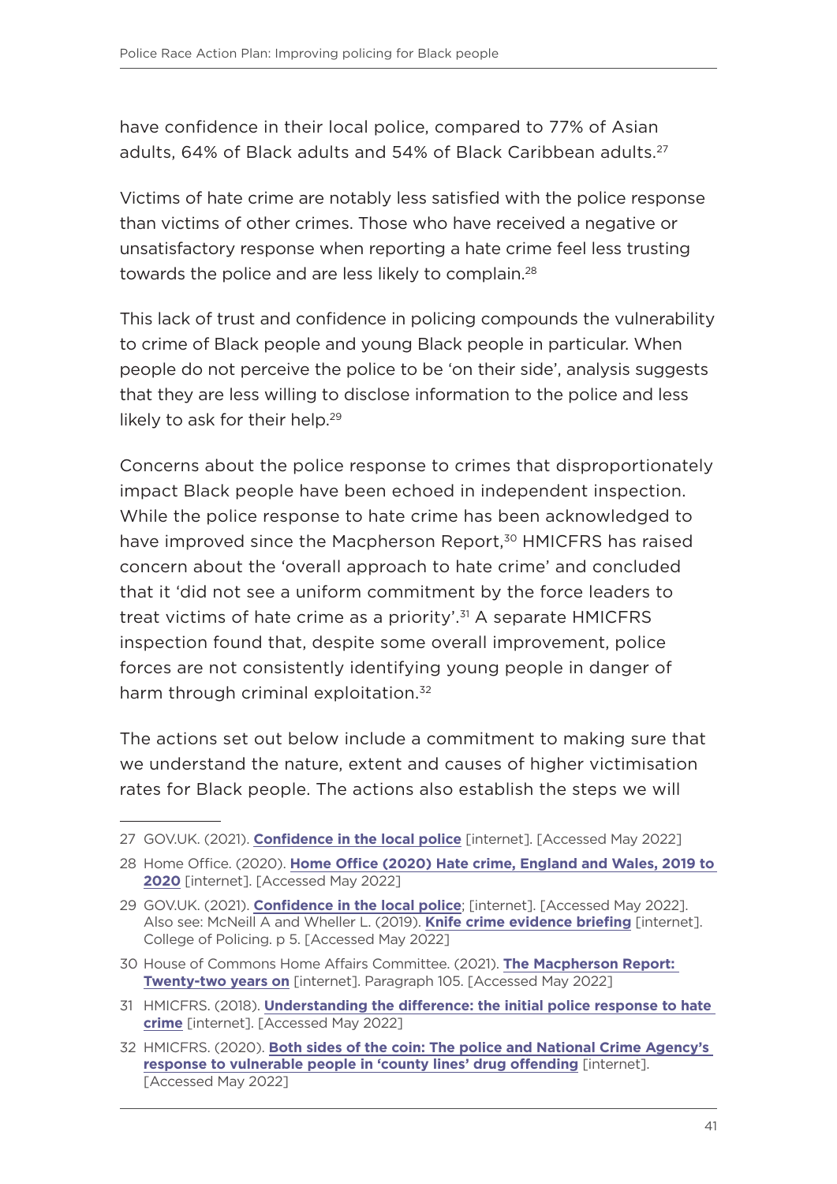have confidence in their local police, compared to 77% of Asian adults, 64% of Black adults and 54% of Black Caribbean adults.[27]

Victims of hate crime are notably less satisfied with the police response than victims of other crimes. Those who have received a negative or unsatisfactory response when reporting a hate crime feel less trusting towards the police and are less likely to complain.[28]

This lack of trust and confidence in policing compounds the vulnerability to crime of Black people and young Black people in particular. When people do not perceive the police to be 'on their side', analysis suggests that they are less willing to disclose information to the police and less likely to ask for their help.[29]

Concerns about the police response to crimes that disproportionately impact Black people have been echoed in independent inspection. While the police response to hate crime has been acknowledged to have improved since the Macpherson Report,[30] HMICFRS has raised concern about the 'overall approach to hate crime' and concluded that it 'did not see a uniform commitment by the force leaders to treat victims of hate crime as a priority'.[31] A separate HMICFRS inspection found that, despite some overall improvement, police forces are not consistently identifying young people in danger of harm through criminal exploitation.[32]

The actions set out below include a commitment to making sure that we understand the nature, extent and causes of higher victimisation rates for Black people. The actions also establish the steps we will

---

27 GOV.UK. (2021). **Confidence in the local police** [internet]. [Accessed May 2022]

28 Home Office. (2020). **Home Office (2020) Hate crime, England and Wales, 2019 to 2020** [internet]. [Accessed May 2022]

29 GOV.UK. (2021). **Confidence in the local police**; [internet]. [Accessed May 2022]. Also see: McNeill A and Wheller L. (2019). **Knife crime evidence briefing** [internet]. College of Policing. p 5. [Accessed May 2022]

30 House of Commons Home Affairs Committee. (2021). **The Macpherson Report: Twenty-two years on** [internet]. Paragraph 105. [Accessed May 2022]

31 HMICFRS. (2018). **Understanding the difference: the initial police response to hate crime** [internet]. [Accessed May 2022]

32 HMICFRS. (2020). **Both sides of the coin: The police and National Crime Agency's response to vulnerable people in 'county lines' drug offending** [internet]. [Accessed May 2022]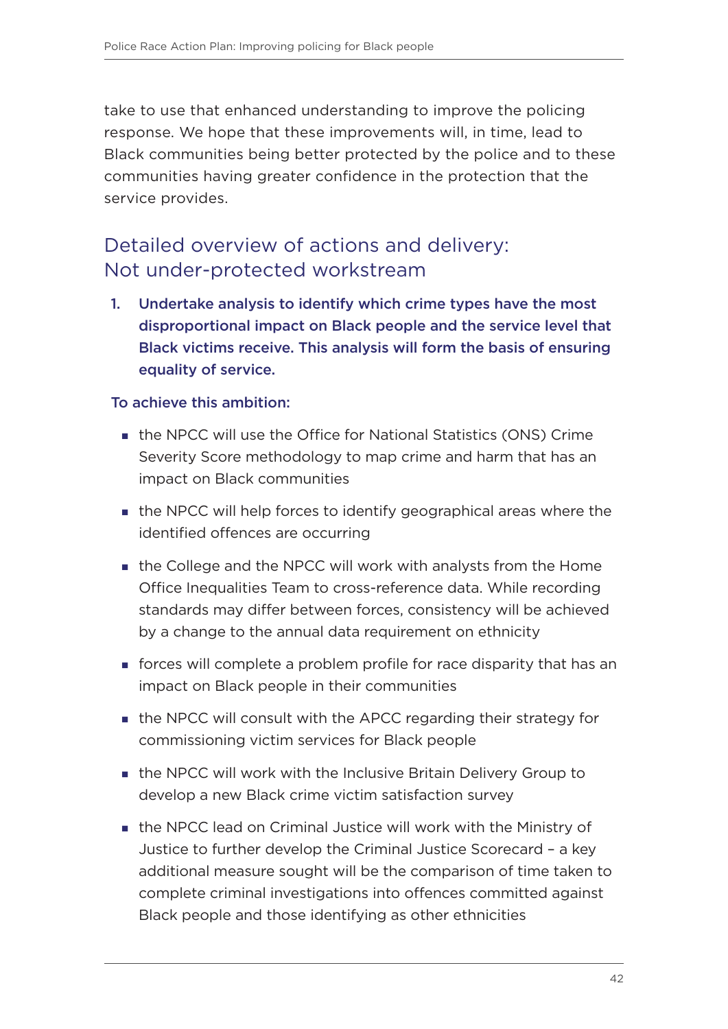take to use that enhanced understanding to improve the policing response. We hope that these improvements will, in time, lead to Black communities being better protected by the police and to these communities having greater confidence in the protection that the service provides.

## Detailed overview of actions and delivery: Not under-protected workstream

1. **Undertake analysis to identify which crime types have the most disproportional impact on Black people and the service level that Black victims receive. This analysis will form the basis of ensuring equality of service.**

**To achieve this ambition:**

- the NPCC will use the Office for National Statistics (ONS) Crime Severity Score methodology to map crime and harm that has an impact on Black communities
- the NPCC will help forces to identify geographical areas where the identified offences are occurring
- the College and the NPCC will work with analysts from the Home Office Inequalities Team to cross-reference data. While recording standards may differ between forces, consistency will be achieved by a change to the annual data requirement on ethnicity
- forces will complete a problem profile for race disparity that has an impact on Black people in their communities
- the NPCC will consult with the APCC regarding their strategy for commissioning victim services for Black people
- the NPCC will work with the Inclusive Britain Delivery Group to develop a new Black crime victim satisfaction survey
- the NPCC lead on Criminal Justice will work with the Ministry of Justice to further develop the Criminal Justice Scorecard – a key additional measure sought will be the comparison of time taken to complete criminal investigations into offences committed against Black people and those identifying as other ethnicities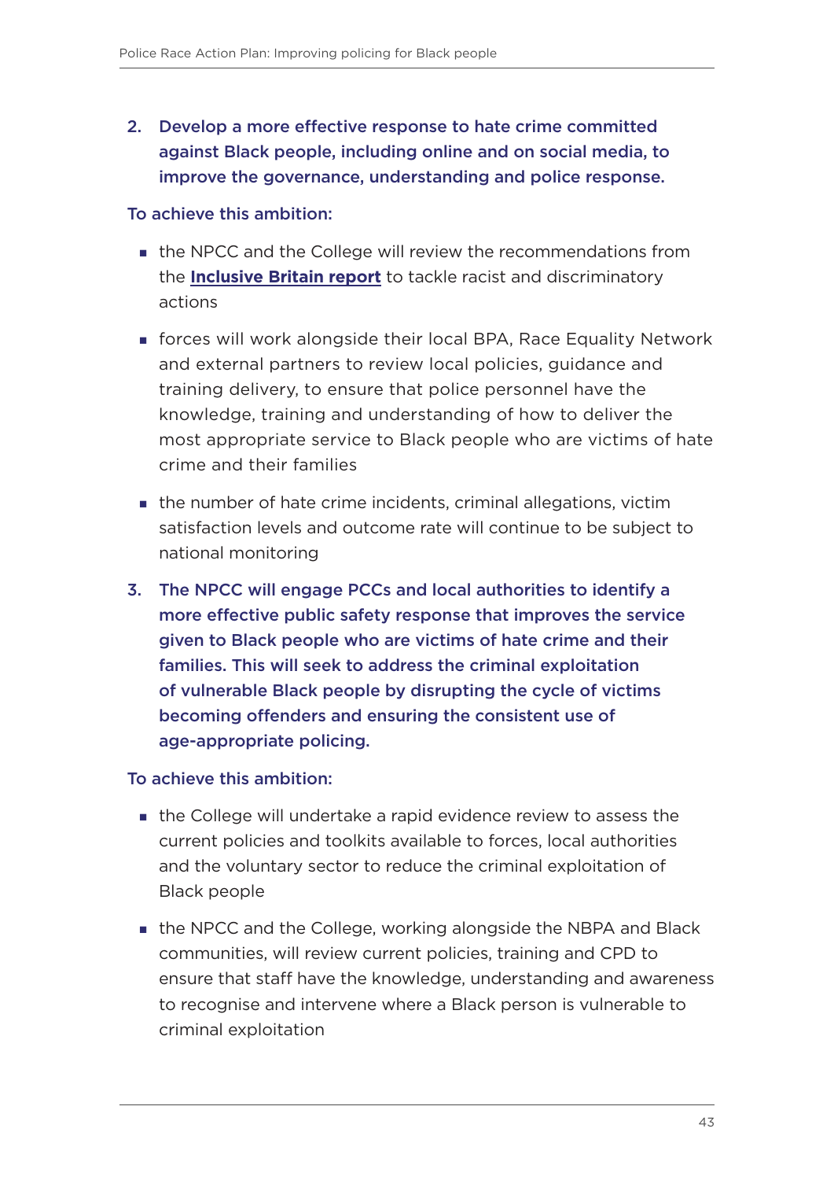2. **Develop a more effective response to hate crime committed against Black people, including online and on social media, to improve the governance, understanding and police response.**

**To achieve this ambition:**

- the NPCC and the College will review the recommendations from the **Inclusive Britain report** to tackle racist and discriminatory actions
- forces will work alongside their local BPA, Race Equality Network and external partners to review local policies, guidance and training delivery, to ensure that police personnel have the knowledge, training and understanding of how to deliver the most appropriate service to Black people who are victims of hate crime and their families
- the number of hate crime incidents, criminal allegations, victim satisfaction levels and outcome rate will continue to be subject to national monitoring

3. **The NPCC will engage PCCs and local authorities to identify a more effective public safety response that improves the service given to Black people who are victims of hate crime and their families. This will seek to address the criminal exploitation of vulnerable Black people by disrupting the cycle of victims becoming offenders and ensuring the consistent use of age-appropriate policing.**

**To achieve this ambition:**

- the College will undertake a rapid evidence review to assess the current policies and toolkits available to forces, local authorities and the voluntary sector to reduce the criminal exploitation of Black people
- the NPCC and the College, working alongside the NBPA and Black communities, will review current policies, training and CPD to ensure that staff have the knowledge, understanding and awareness to recognise and intervene where a Black person is vulnerable to criminal exploitation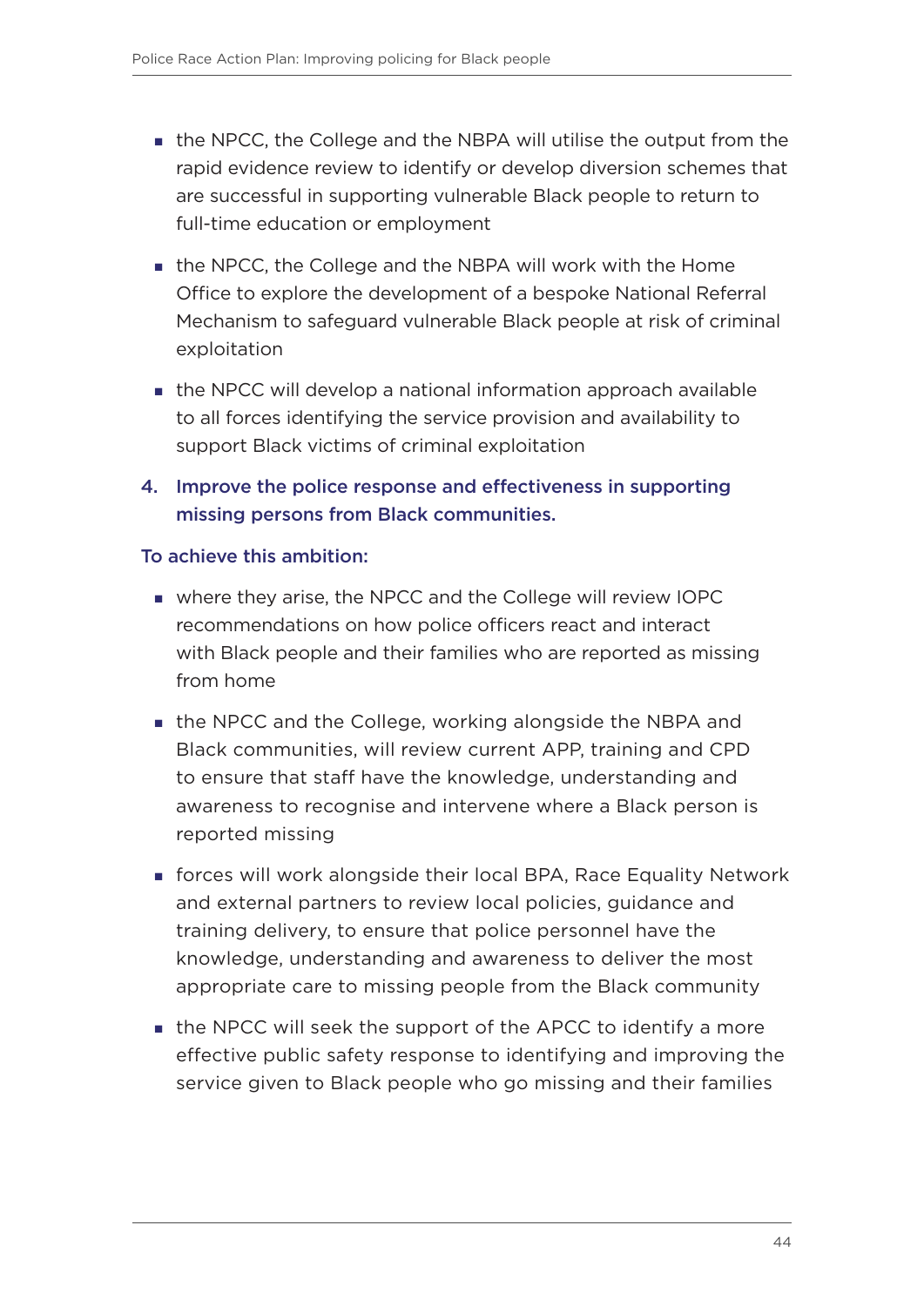- the NPCC, the College and the NBPA will utilise the output from the rapid evidence review to identify or develop diversion schemes that are successful in supporting vulnerable Black people to return to full-time education or employment
- the NPCC, the College and the NBPA will work with the Home Office to explore the development of a bespoke National Referral Mechanism to safeguard vulnerable Black people at risk of criminal exploitation
- the NPCC will develop a national information approach available to all forces identifying the service provision and availability to support Black victims of criminal exploitation

4. **Improve the police response and effectiveness in supporting missing persons from Black communities.**

**To achieve this ambition:**

- where they arise, the NPCC and the College will review IOPC recommendations on how police officers react and interact with Black people and their families who are reported as missing from home
- the NPCC and the College, working alongside the NBPA and Black communities, will review current APP, training and CPD to ensure that staff have the knowledge, understanding and awareness to recognise and intervene where a Black person is reported missing
- forces will work alongside their local BPA, Race Equality Network and external partners to review local policies, guidance and training delivery, to ensure that police personnel have the knowledge, understanding and awareness to deliver the most appropriate care to missing people from the Black community
- the NPCC will seek the support of the APCC to identify a more effective public safety response to identifying and improving the service given to Black people who go missing and their families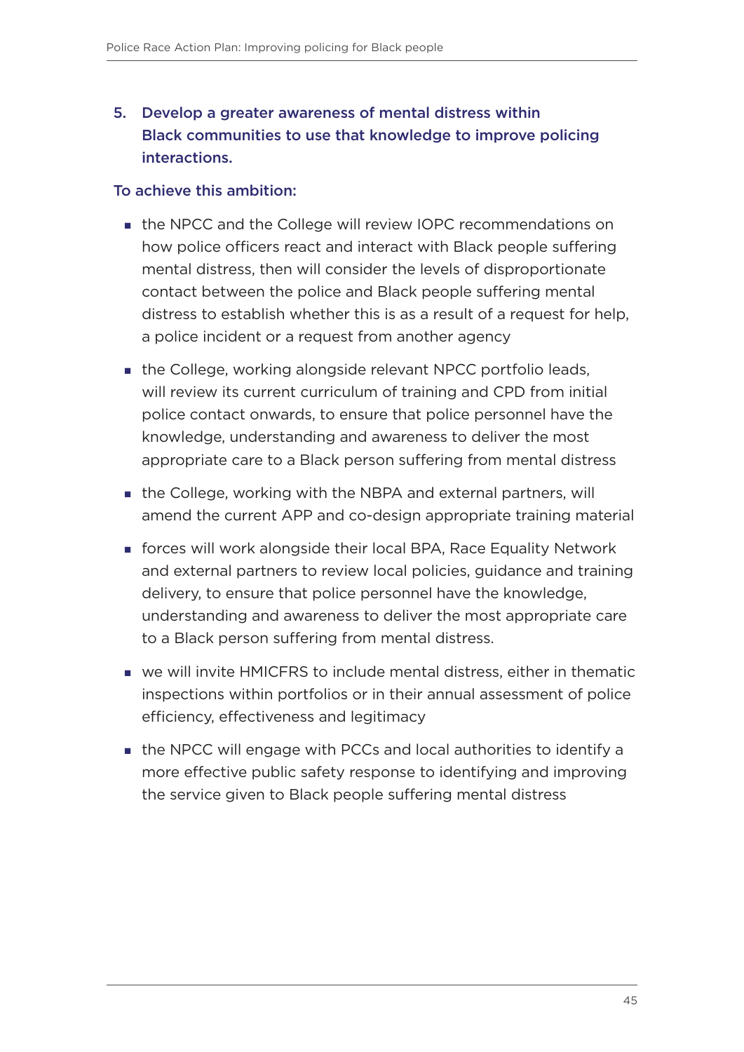5. **Develop a greater awareness of mental distress within Black communities to use that knowledge to improve policing interactions.**

**To achieve this ambition:**

- the NPCC and the College will review IOPC recommendations on how police officers react and interact with Black people suffering mental distress, then will consider the levels of disproportionate contact between the police and Black people suffering mental distress to establish whether this is as a result of a request for help, a police incident or a request from another agency
- the College, working alongside relevant NPCC portfolio leads, will review its current curriculum of training and CPD from initial police contact onwards, to ensure that police personnel have the knowledge, understanding and awareness to deliver the most appropriate care to a Black person suffering from mental distress
- the College, working with the NBPA and external partners, will amend the current APP and co-design appropriate training material
- forces will work alongside their local BPA, Race Equality Network and external partners to review local policies, guidance and training delivery, to ensure that police personnel have the knowledge, understanding and awareness to deliver the most appropriate care to a Black person suffering from mental distress.
- we will invite HMICFRS to include mental distress, either in thematic inspections within portfolios or in their annual assessment of police efficiency, effectiveness and legitimacy
- the NPCC will engage with PCCs and local authorities to identify a more effective public safety response to identifying and improving the service given to Black people suffering mental distress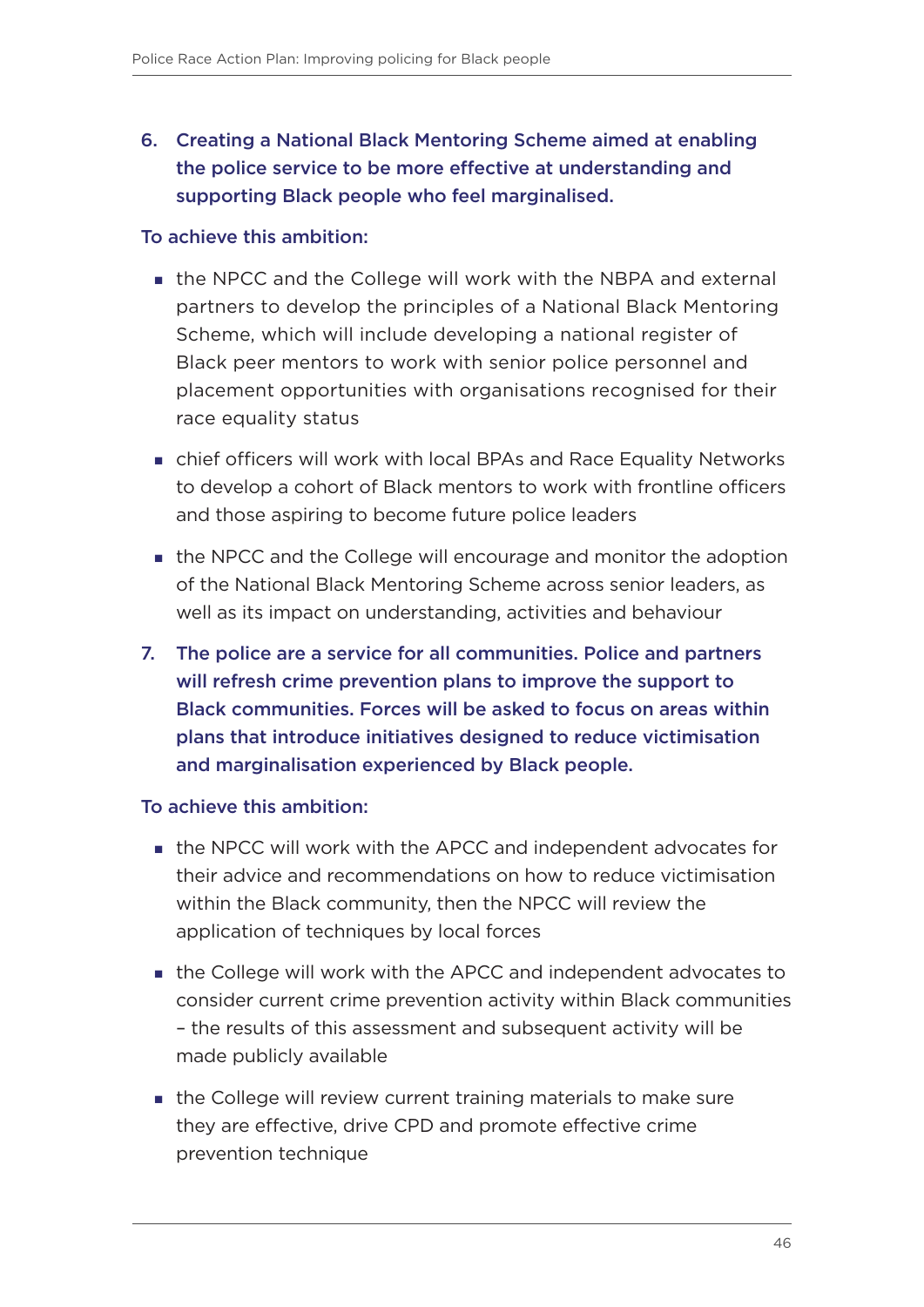6. **Creating a National Black Mentoring Scheme aimed at enabling the police service to be more effective at understanding and supporting Black people who feel marginalised.**

**To achieve this ambition:**

- the NPCC and the College will work with the NBPA and external partners to develop the principles of a National Black Mentoring Scheme, which will include developing a national register of Black peer mentors to work with senior police personnel and placement opportunities with organisations recognised for their race equality status
- chief officers will work with local BPAs and Race Equality Networks to develop a cohort of Black mentors to work with frontline officers and those aspiring to become future police leaders
- the NPCC and the College will encourage and monitor the adoption of the National Black Mentoring Scheme across senior leaders, as well as its impact on understanding, activities and behaviour

7. **The police are a service for all communities. Police and partners will refresh crime prevention plans to improve the support to Black communities. Forces will be asked to focus on areas within plans that introduce initiatives designed to reduce victimisation and marginalisation experienced by Black people.**

**To achieve this ambition:**

- the NPCC will work with the APCC and independent advocates for their advice and recommendations on how to reduce victimisation within the Black community, then the NPCC will review the application of techniques by local forces
- the College will work with the APCC and independent advocates to consider current crime prevention activity within Black communities – the results of this assessment and subsequent activity will be made publicly available
- the College will review current training materials to make sure they are effective, drive CPD and promote effective crime prevention technique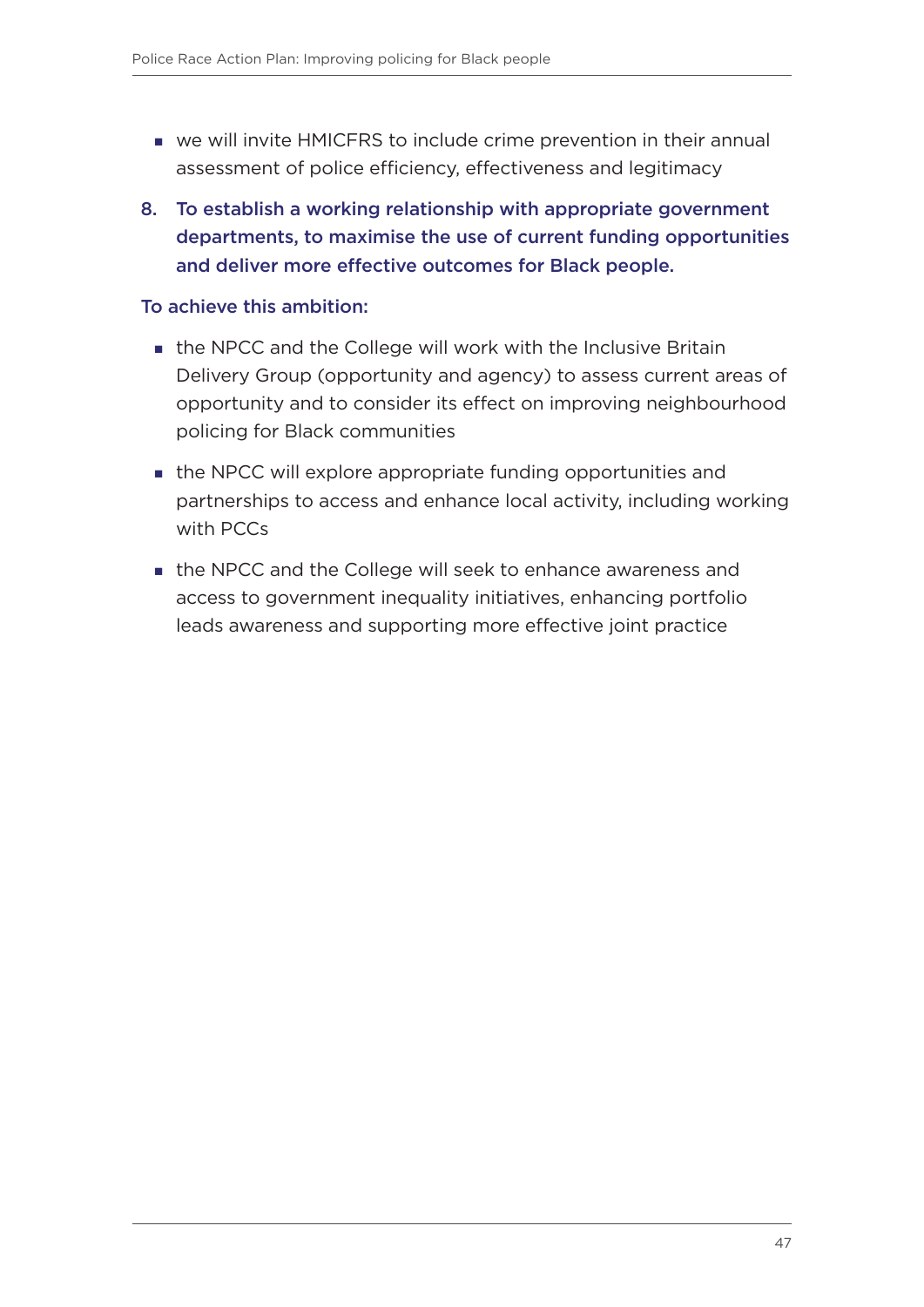- we will invite HMICFRS to include crime prevention in their annual assessment of police efficiency, effectiveness and legitimacy

8. **To establish a working relationship with appropriate government departments, to maximise the use of current funding opportunities and deliver more effective outcomes for Black people.**

**To achieve this ambition:**

- the NPCC and the College will work with the Inclusive Britain Delivery Group (opportunity and agency) to assess current areas of opportunity and to consider its effect on improving neighbourhood policing for Black communities
- the NPCC will explore appropriate funding opportunities and partnerships to access and enhance local activity, including working with PCCs
- the NPCC and the College will seek to enhance awareness and access to government inequality initiatives, enhancing portfolio leads awareness and supporting more effective joint practice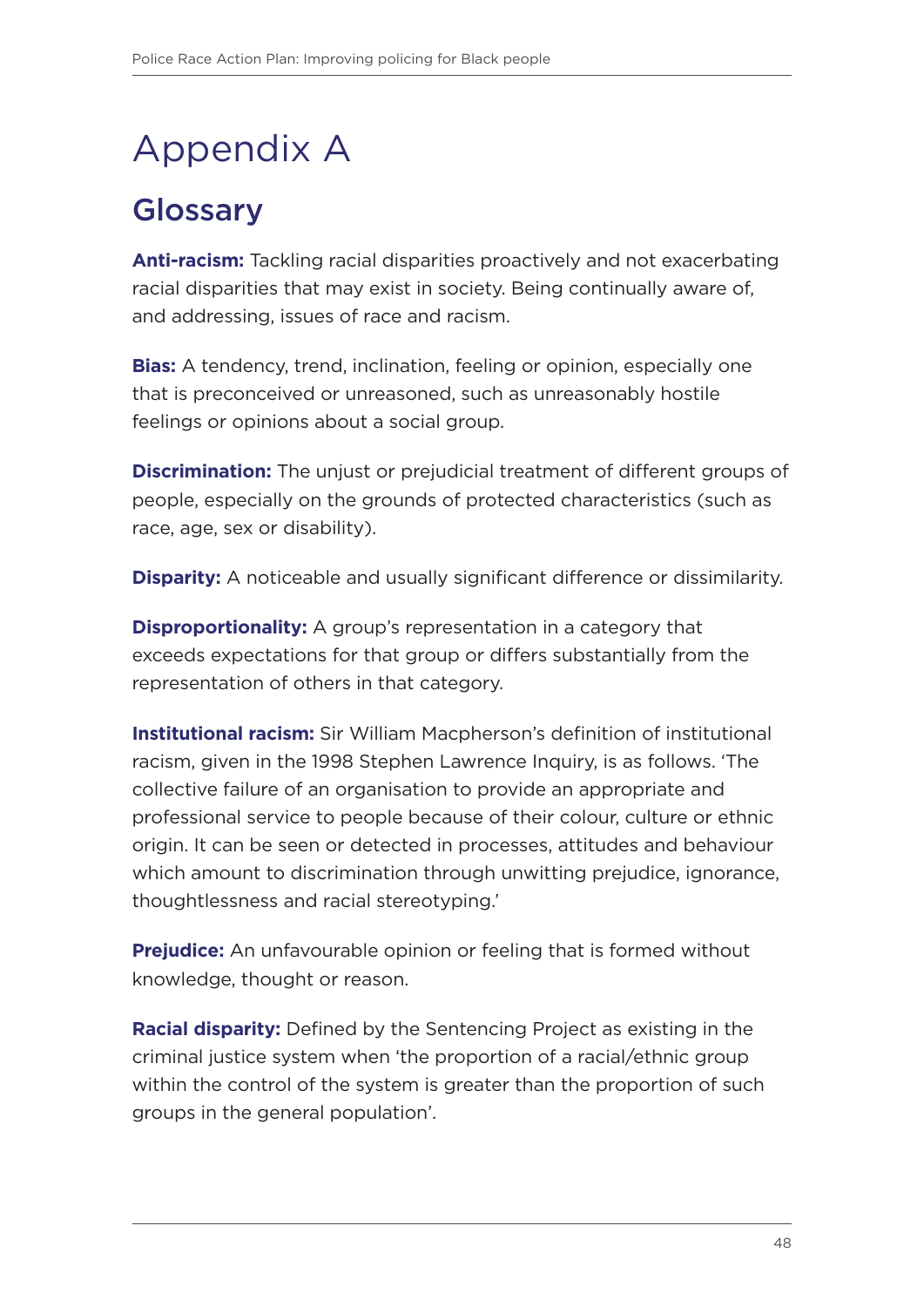# Appendix A

## Glossary

**Anti-racism:** Tackling racial disparities proactively and not exacerbating racial disparities that may exist in society. Being continually aware of, and addressing, issues of race and racism.

**Bias:** A tendency, trend, inclination, feeling or opinion, especially one that is preconceived or unreasoned, such as unreasonably hostile feelings or opinions about a social group.

**Discrimination:** The unjust or prejudicial treatment of different groups of people, especially on the grounds of protected characteristics (such as race, age, sex or disability).

**Disparity:** A noticeable and usually significant difference or dissimilarity.

**Disproportionality:** A group's representation in a category that exceeds expectations for that group or differs substantially from the representation of others in that category.

**Institutional racism:** Sir William Macpherson's definition of institutional racism, given in the 1998 Stephen Lawrence Inquiry, is as follows. 'The collective failure of an organisation to provide an appropriate and professional service to people because of their colour, culture or ethnic origin. It can be seen or detected in processes, attitudes and behaviour which amount to discrimination through unwitting prejudice, ignorance, thoughtlessness and racial stereotyping.'

**Prejudice:** An unfavourable opinion or feeling that is formed without knowledge, thought or reason.

**Racial disparity:** Defined by the Sentencing Project as existing in the criminal justice system when 'the proportion of a racial/ethnic group within the control of the system is greater than the proportion of such groups in the general population'.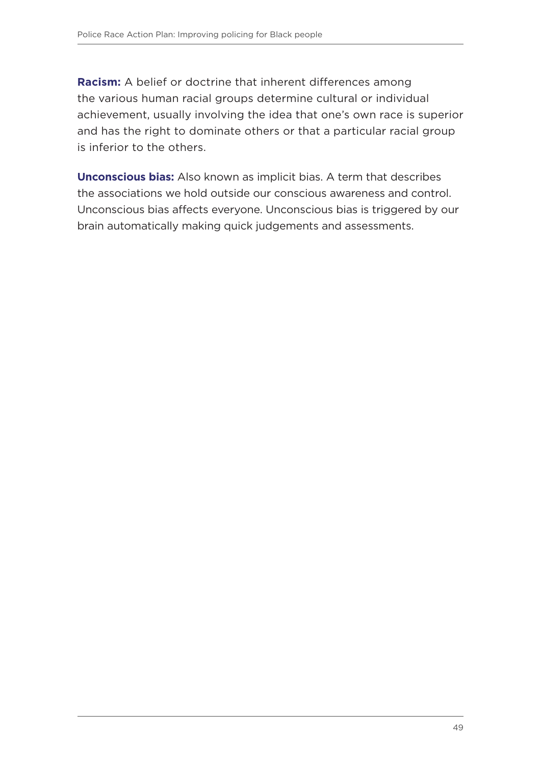**Racism:** A belief or doctrine that inherent differences among the various human racial groups determine cultural or individual achievement, usually involving the idea that one's own race is superior and has the right to dominate others or that a particular racial group is inferior to the others.

**Unconscious bias:** Also known as implicit bias. A term that describes the associations we hold outside our conscious awareness and control. Unconscious bias affects everyone. Unconscious bias is triggered by our brain automatically making quick judgements and assessments.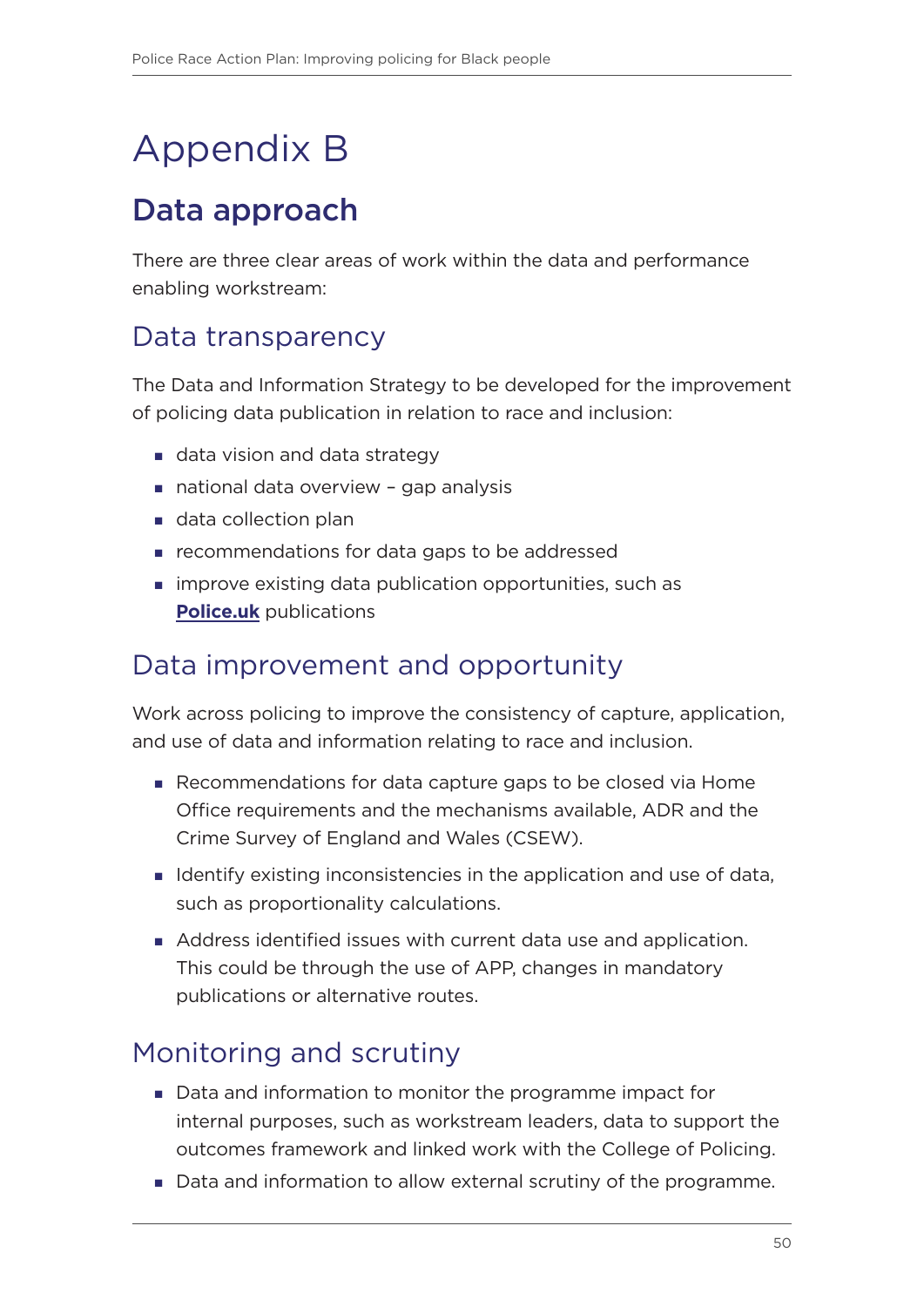# Appendix B

## Data approach

There are three clear areas of work within the data and performance enabling workstream:

### Data transparency

The Data and Information Strategy to be developed for the improvement of policing data publication in relation to race and inclusion:

- data vision and data strategy
- national data overview – gap analysis
- data collection plan
- recommendations for data gaps to be addressed
- improve existing data publication opportunities, such as **Police.uk** publications

### Data improvement and opportunity

Work across policing to improve the consistency of capture, application, and use of data and information relating to race and inclusion.

- Recommendations for data capture gaps to be closed via Home Office requirements and the mechanisms available, ADR and the Crime Survey of England and Wales (CSEW).
- Identify existing inconsistencies in the application and use of data, such as proportionality calculations.
- Address identified issues with current data use and application. This could be through the use of APP, changes in mandatory publications or alternative routes.

### Monitoring and scrutiny

- Data and information to monitor the programme impact for internal purposes, such as workstream leaders, data to support the outcomes framework and linked work with the College of Policing.
- Data and information to allow external scrutiny of the programme.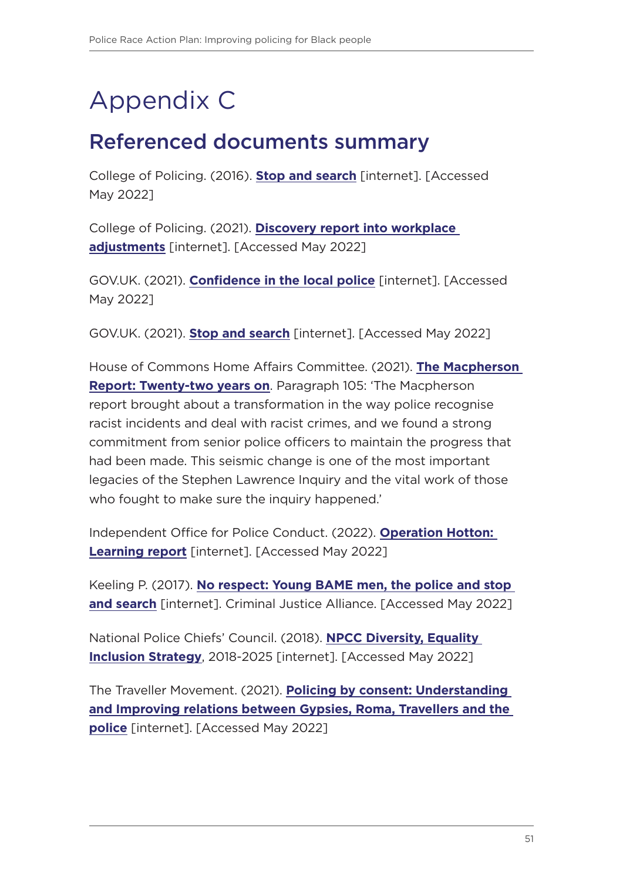# Appendix C

## Referenced documents summary

College of Policing. (2016). **Stop and search** [internet]. [Accessed May 2022]

College of Policing. (2021). **Discovery report into workplace adjustments** [internet]. [Accessed May 2022]

GOV.UK. (2021). **Confidence in the local police** [internet]. [Accessed May 2022]

GOV.UK. (2021). **Stop and search** [internet]. [Accessed May 2022]

House of Commons Home Affairs Committee. (2021). **The Macpherson Report: Twenty-two years on**. Paragraph 105: 'The Macpherson report brought about a transformation in the way police recognise racist incidents and deal with racist crimes, and we found a strong commitment from senior police officers to maintain the progress that had been made. This seismic change is one of the most important legacies of the Stephen Lawrence Inquiry and the vital work of those who fought to make sure the inquiry happened.'

Independent Office for Police Conduct. (2022). **Operation Hotton: Learning report** [internet]. [Accessed May 2022]

Keeling P. (2017). **No respect: Young BAME men, the police and stop and search** [internet]. Criminal Justice Alliance. [Accessed May 2022]

National Police Chiefs' Council. (2018). **NPCC Diversity, Equality Inclusion Strategy**, 2018-2025 [internet]. [Accessed May 2022]

The Traveller Movement. (2021). **Policing by consent: Understanding and Improving relations between Gypsies, Roma, Travellers and the police** [internet]. [Accessed May 2022]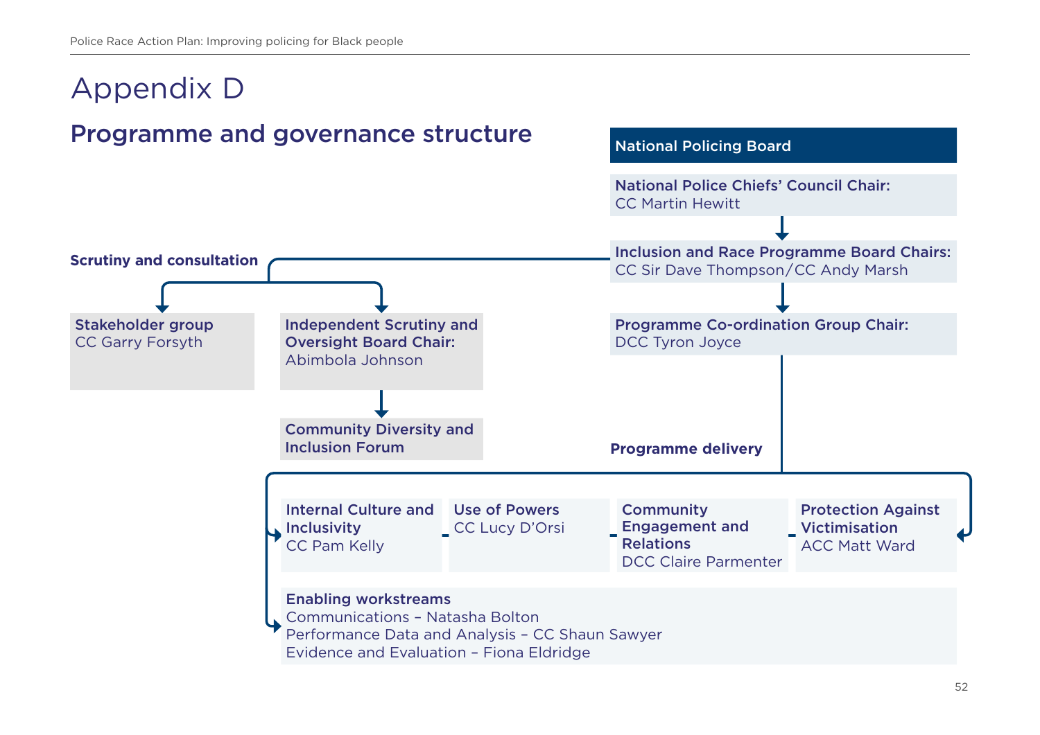# Appendix D

## Programme and governance structure

**National Policing Board**

**National Police Chiefs' Council Chair:**
CC Martin Hewitt

**Inclusion and Race Programme Board Chairs:**
CC Sir Dave Thompson/CC Andy Marsh

**Programme Co-ordination Group Chair:**
DCC Tyron Joyce

### Scrutiny and consultation

**Stakeholder group**
CC Garry Forsyth

**Independent Scrutiny and Oversight Board Chair:**
Abimbola Johnson

**Community Diversity and Inclusion Forum**

### Programme delivery

**Internal Culture and Inclusivity**
CC Pam Kelly

**Use of Powers**
CC Lucy D'Orsi

**Community Engagement and Relations**
DCC Claire Parmenter

**Protection Against Victimisation**
ACC Matt Ward

**Enabling workstreams**
Communications – Natasha Bolton
Performance Data and Analysis – CC Shaun Sawyer
Evidence and Evaluation – Fiona Eldridge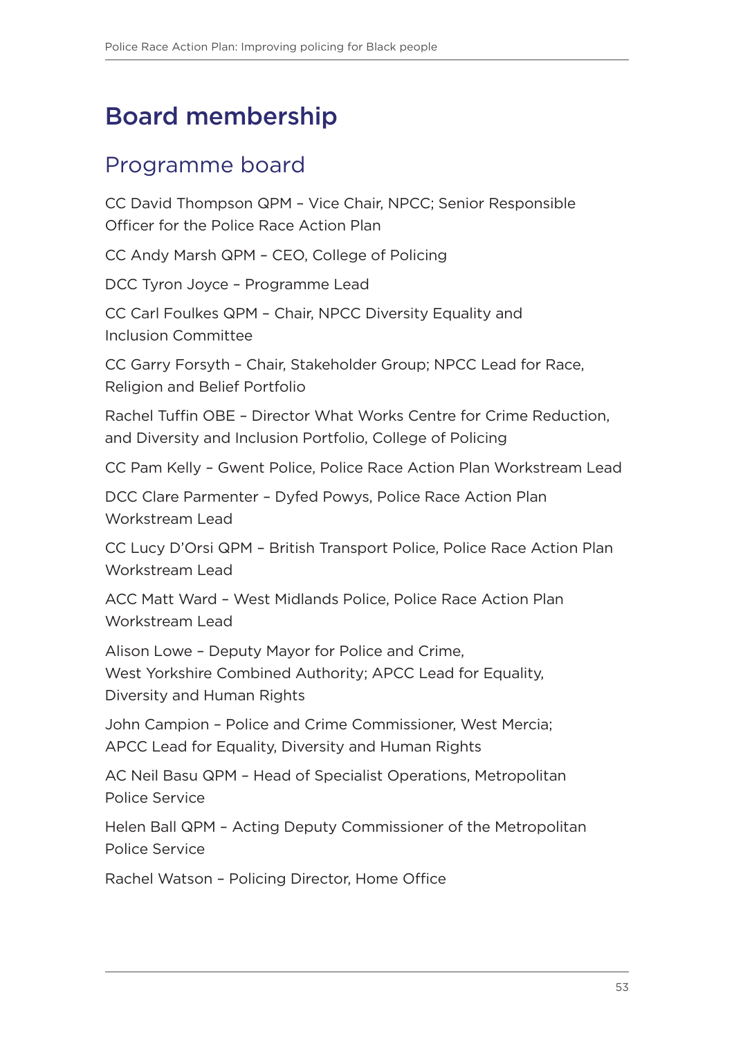# Board membership

## Programme board

CC David Thompson QPM – Vice Chair, NPCC; Senior Responsible Officer for the Police Race Action Plan

CC Andy Marsh QPM – CEO, College of Policing

DCC Tyron Joyce – Programme Lead

CC Carl Foulkes QPM – Chair, NPCC Diversity Equality and Inclusion Committee

CC Garry Forsyth – Chair, Stakeholder Group; NPCC Lead for Race, Religion and Belief Portfolio

Rachel Tuffin OBE – Director What Works Centre for Crime Reduction, and Diversity and Inclusion Portfolio, College of Policing

CC Pam Kelly – Gwent Police, Police Race Action Plan Workstream Lead

DCC Clare Parmenter – Dyfed Powys, Police Race Action Plan Workstream Lead

CC Lucy D'Orsi QPM – British Transport Police, Police Race Action Plan Workstream Lead

ACC Matt Ward – West Midlands Police, Police Race Action Plan Workstream Lead

Alison Lowe – Deputy Mayor for Police and Crime, West Yorkshire Combined Authority; APCC Lead for Equality, Diversity and Human Rights

John Campion – Police and Crime Commissioner, West Mercia; APCC Lead for Equality, Diversity and Human Rights

AC Neil Basu QPM – Head of Specialist Operations, Metropolitan Police Service

Helen Ball QPM – Acting Deputy Commissioner of the Metropolitan Police Service

Rachel Watson – Policing Director, Home Office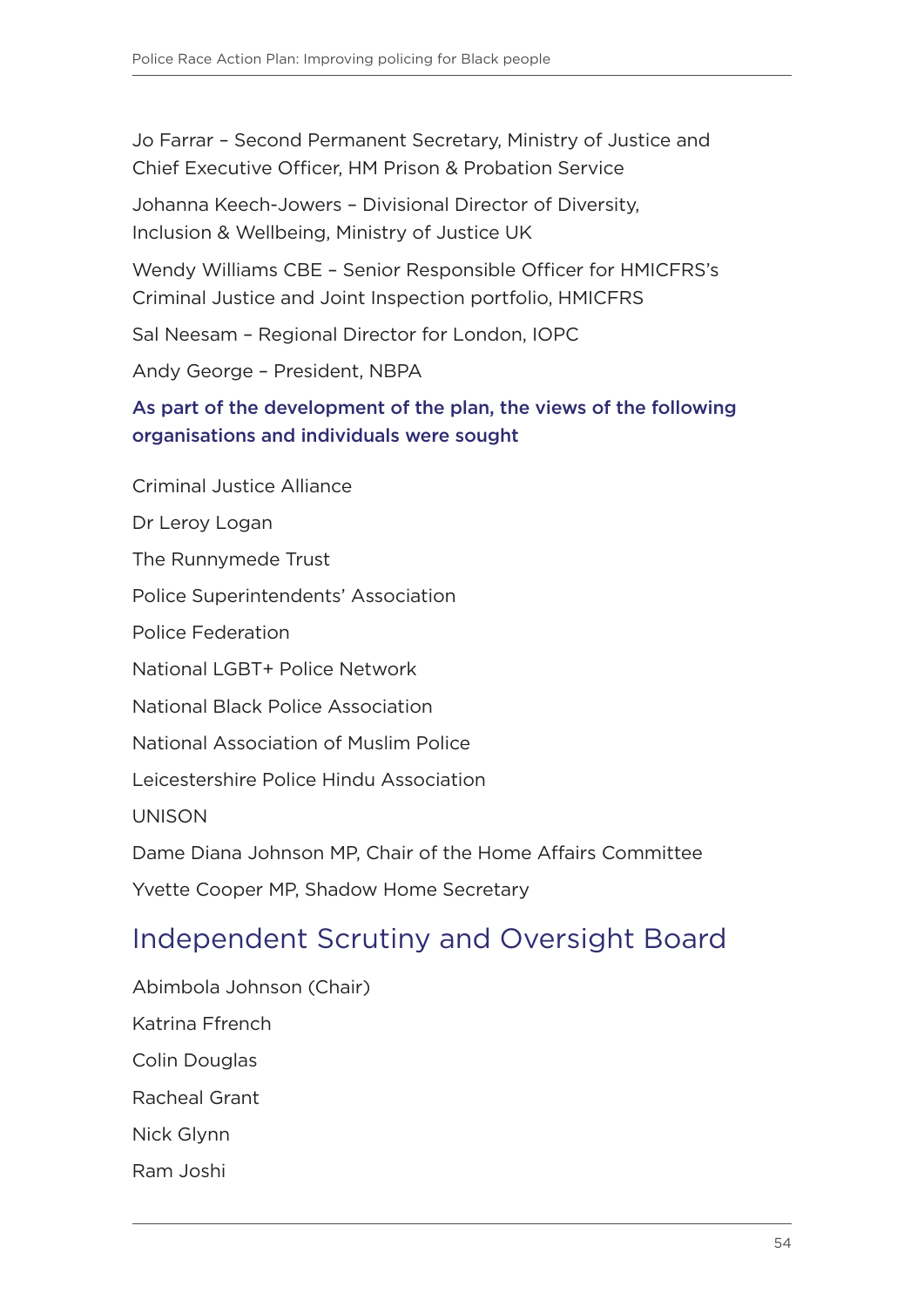Jo Farrar – Second Permanent Secretary, Ministry of Justice and Chief Executive Officer, HM Prison & Probation Service

Johanna Keech-Jowers – Divisional Director of Diversity, Inclusion & Wellbeing, Ministry of Justice UK

Wendy Williams CBE – Senior Responsible Officer for HMICFRS's Criminal Justice and Joint Inspection portfolio, HMICFRS

Sal Neesam – Regional Director for London, IOPC

Andy George – President, NBPA

### As part of the development of the plan, the views of the following organisations and individuals were sought

Criminal Justice Alliance

Dr Leroy Logan

The Runnymede Trust

Police Superintendents' Association

Police Federation

National LGBT+ Police Network

National Black Police Association

National Association of Muslim Police

Leicestershire Police Hindu Association

UNISON

Dame Diana Johnson MP, Chair of the Home Affairs Committee

Yvette Cooper MP, Shadow Home Secretary

## Independent Scrutiny and Oversight Board

Abimbola Johnson (Chair)

Katrina Ffrench

Colin Douglas

Racheal Grant

Nick Glynn

Ram Joshi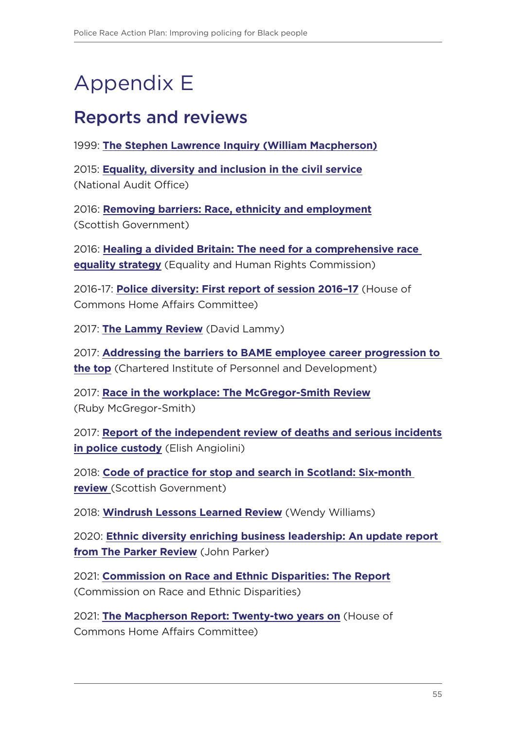# Appendix E

## Reports and reviews

1999: **The Stephen Lawrence Inquiry (William Macpherson)**

2015: **Equality, diversity and inclusion in the civil service** (National Audit Office)

2016: **Removing barriers: Race, ethnicity and employment** (Scottish Government)

2016: **Healing a divided Britain: The need for a comprehensive race equality strategy** (Equality and Human Rights Commission)

2016-17: **Police diversity: First report of session 2016–17** (House of Commons Home Affairs Committee)

2017: **The Lammy Review** (David Lammy)

2017: **Addressing the barriers to BAME employee career progression to the top** (Chartered Institute of Personnel and Development)

2017: **Race in the workplace: The McGregor-Smith Review** (Ruby McGregor-Smith)

2017: **Report of the independent review of deaths and serious incidents in police custody** (Elish Angiolini)

2018: **Code of practice for stop and search in Scotland: Six-month review** (Scottish Government)

2018: **Windrush Lessons Learned Review** (Wendy Williams)

2020: **Ethnic diversity enriching business leadership: An update report from The Parker Review** (John Parker)

2021: **Commission on Race and Ethnic Disparities: The Report** (Commission on Race and Ethnic Disparities)

2021: **The Macpherson Report: Twenty-two years on** (House of Commons Home Affairs Committee)